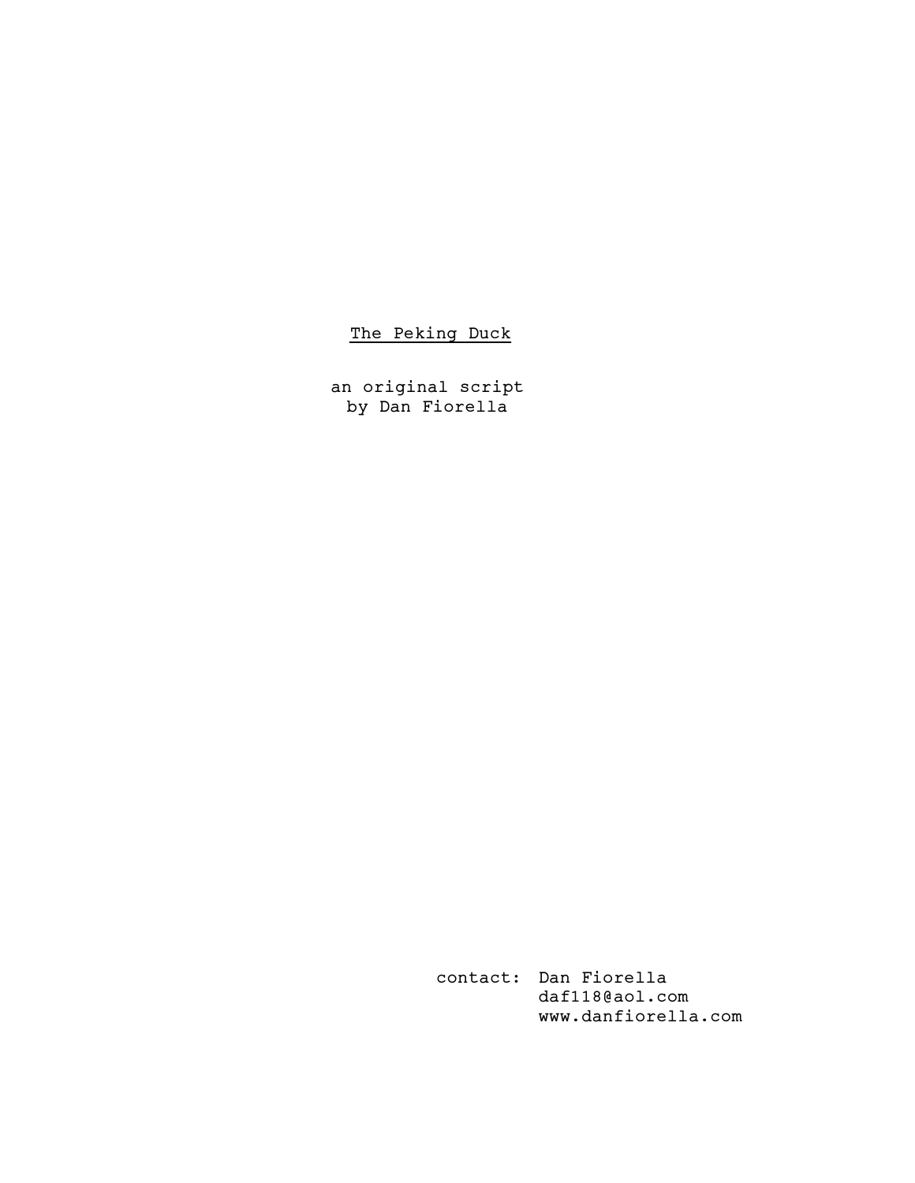# The Peking Duck

an original script
by Dan Fiorella

contact: Dan Fiorella
daf118@aol.com
www.danfiorella.com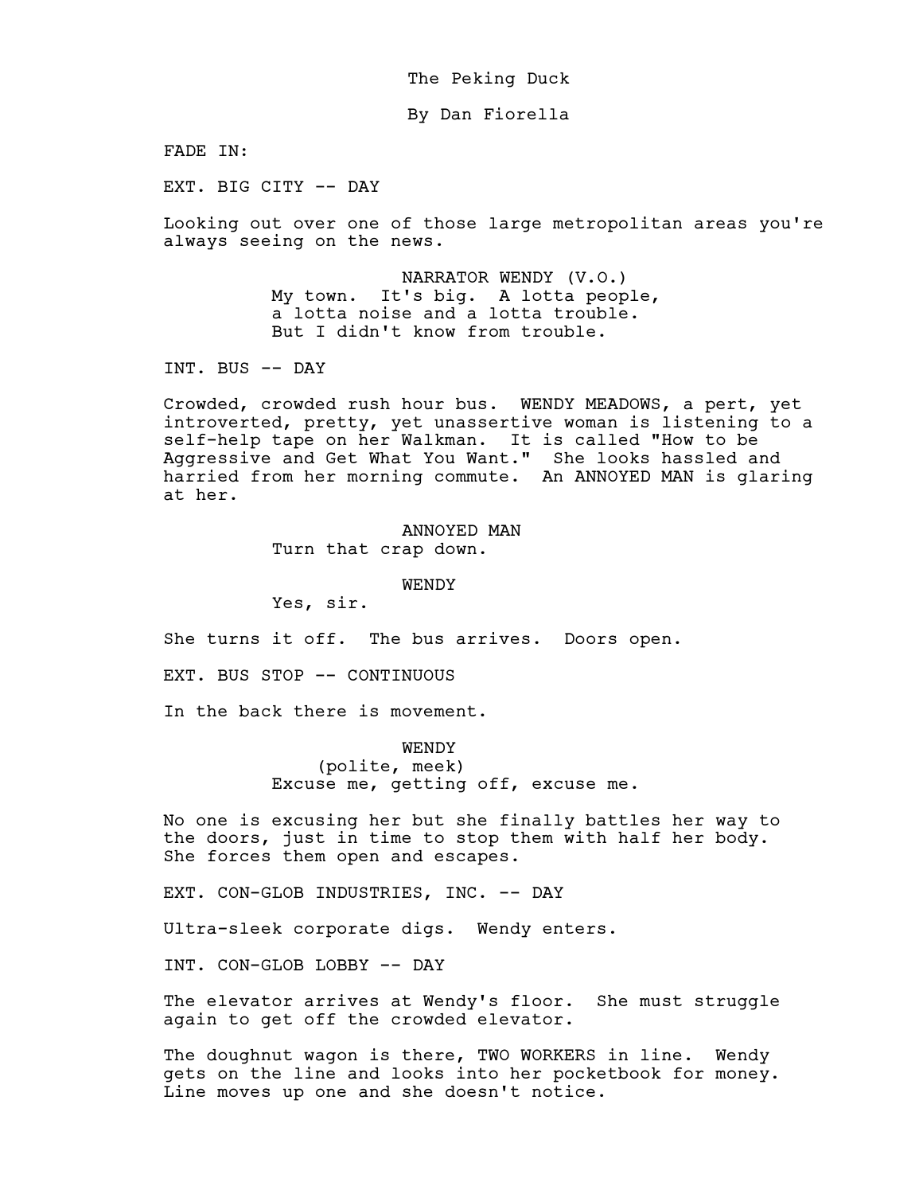The Peking Duck

By Dan Fiorella

FADE IN:

EXT. BIG CITY -- DAY

Looking out over one of those large metropolitan areas you're always seeing on the news.

NARRATOR WENDY (V.O.)
My town. It's big. A lotta people, a lotta noise and a lotta trouble. But I didn't know from trouble.

INT. BUS -- DAY

Crowded, crowded rush hour bus. WENDY MEADOWS, a pert, yet introverted, pretty, yet unassertive woman is listening to a self-help tape on her Walkman. It is called "How to be Aggressive and Get What You Want." She looks hassled and harried from her morning commute. An ANNOYED MAN is glaring at her.

ANNOYED MAN
Turn that crap down.

WENDY
Yes, sir.

She turns it off. The bus arrives. Doors open.

EXT. BUS STOP -- CONTINUOUS

In the back there is movement.

WENDY
(polite, meek)
Excuse me, getting off, excuse me.

No one is excusing her but she finally battles her way to the doors, just in time to stop them with half her body. She forces them open and escapes.

EXT. CON-GLOB INDUSTRIES, INC. -- DAY

Ultra-sleek corporate digs. Wendy enters.

INT. CON-GLOB LOBBY -- DAY

The elevator arrives at Wendy's floor. She must struggle again to get off the crowded elevator.

The doughnut wagon is there, TWO WORKERS in line. Wendy gets on the line and looks into her pocketbook for money. Line moves up one and she doesn't notice.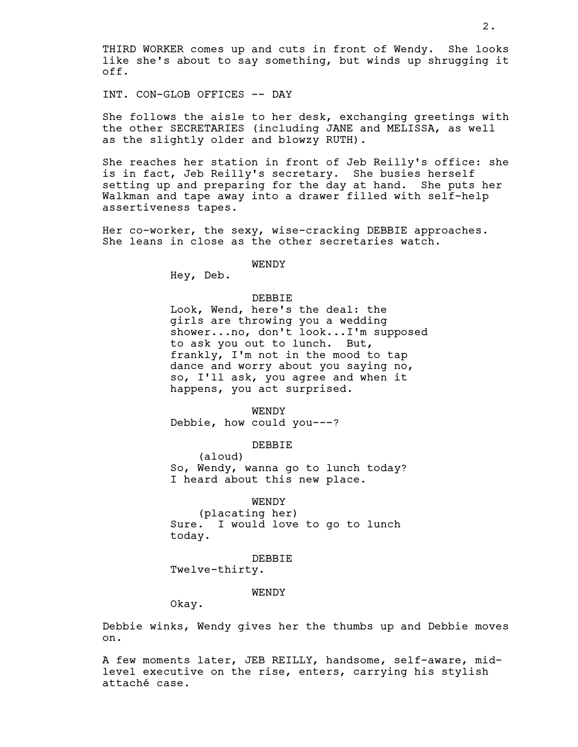THIRD WORKER comes up and cuts in front of Wendy. She looks like she's about to say something, but winds up shrugging it off.

INT. CON-GLOB OFFICES -- DAY

She follows the aisle to her desk, exchanging greetings with the other SECRETARIES (including JANE and MELISSA, as well as the slightly older and blowzy RUTH).

She reaches her station in front of Jeb Reilly's office: she is in fact, Jeb Reilly's secretary. She busies herself setting up and preparing for the day at hand. She puts her Walkman and tape away into a drawer filled with self-help assertiveness tapes.

Her co-worker, the sexy, wise-cracking DEBBIE approaches. She leans in close as the other secretaries watch.

WENDY

Hey, Deb.

DEBBIE

Look, Wend, here's the deal: the girls are throwing you a wedding shower...no, don't look...I'm supposed to ask you out to lunch. But, frankly, I'm not in the mood to tap dance and worry about you saying no, so, I'll ask, you agree and when it happens, you act surprised.

WENDY

Debbie, how could you---?

DEBBIE

(aloud)

So, Wendy, wanna go to lunch today? I heard about this new place.

WENDY

(placating her)

Sure. I would love to go to lunch today.

DEBBIE

Twelve-thirty.

WENDY

Okay.

Debbie winks, Wendy gives her the thumbs up and Debbie moves on.

A few moments later, JEB REILLY, handsome, self-aware, mid-level executive on the rise, enters, carrying his stylish attaché case.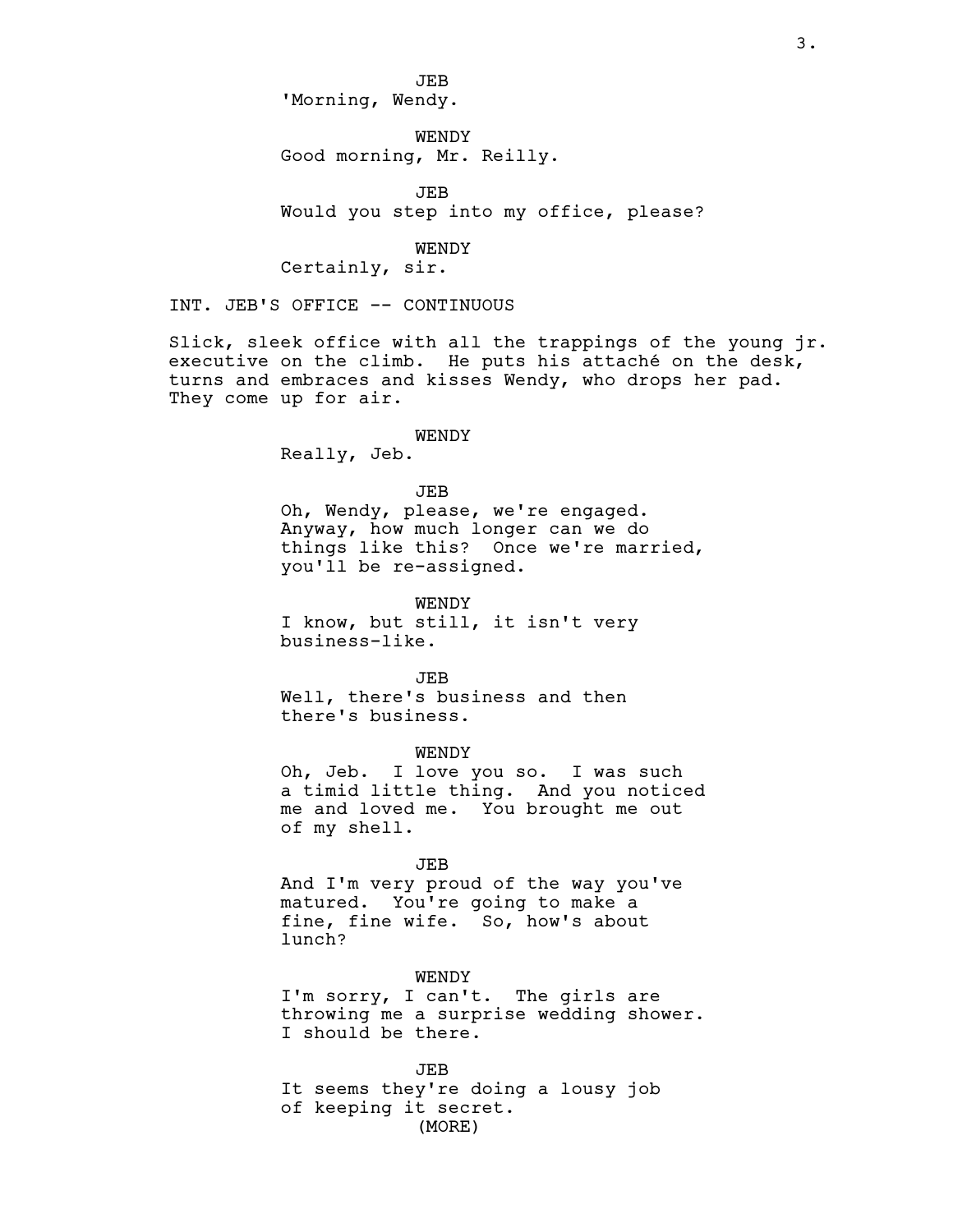JEB
'Morning, Wendy.

WENDY
Good morning, Mr. Reilly.

JEB
Would you step into my office, please?

WENDY
Certainly, sir.

INT. JEB'S OFFICE -- CONTINUOUS

Slick, sleek office with all the trappings of the young jr. executive on the climb. He puts his attaché on the desk, turns and embraces and kisses Wendy, who drops her pad. They come up for air.

WENDY
Really, Jeb.

JEB
Oh, Wendy, please, we're engaged. Anyway, how much longer can we do things like this? Once we're married, you'll be re-assigned.

WENDY
I know, but still, it isn't very business-like.

JEB
Well, there's business and then there's business.

WENDY
Oh, Jeb. I love you so. I was such a timid little thing. And you noticed me and loved me. You brought me out of my shell.

JEB
And I'm very proud of the way you've matured. You're going to make a fine, fine wife. So, how's about lunch?

WENDY
I'm sorry, I can't. The girls are throwing me a surprise wedding shower. I should be there.

JEB
It seems they're doing a lousy job of keeping it secret.
(MORE)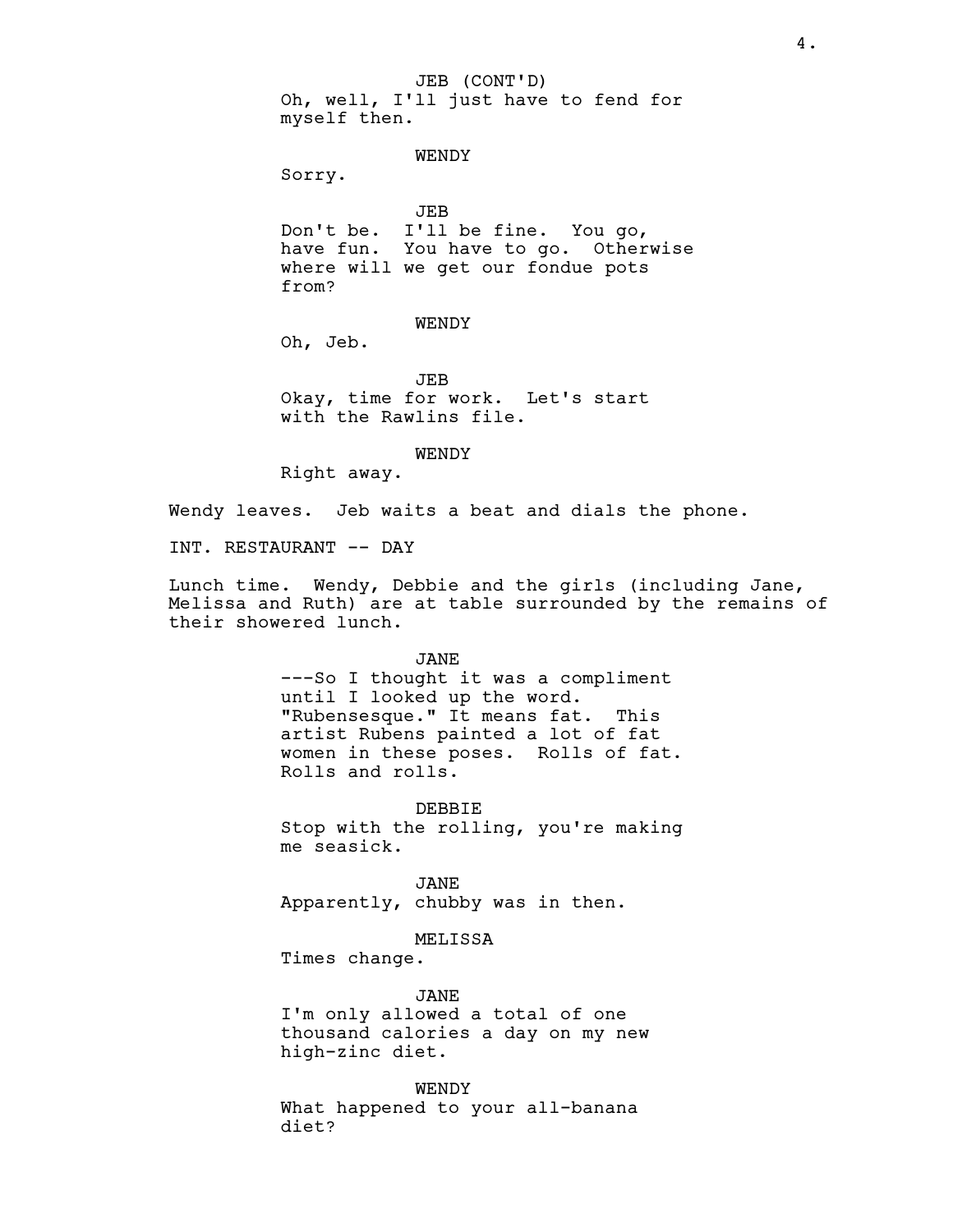JEB (CONT'D)
Oh, well, I'll just have to fend for myself then.

WENDY
Sorry.

JEB
Don't be. I'll be fine. You go, have fun. You have to go. Otherwise where will we get our fondue pots from?

WENDY
Oh, Jeb.

JEB
Okay, time for work. Let's start with the Rawlins file.

WENDY
Right away.

Wendy leaves. Jeb waits a beat and dials the phone.

INT. RESTAURANT -- DAY

Lunch time. Wendy, Debbie and the girls (including Jane, Melissa and Ruth) are at table surrounded by the remains of their showered lunch.

JANE
---So I thought it was a compliment until I looked up the word. "Rubensesque." It means fat. This artist Rubens painted a lot of fat women in these poses. Rolls of fat. Rolls and rolls.

DEBBIE
Stop with the rolling, you're making me seasick.

JANE
Apparently, chubby was in then.

MELISSA
Times change.

JANE
I'm only allowed a total of one thousand calories a day on my new high-zinc diet.

WENDY
What happened to your all-banana diet?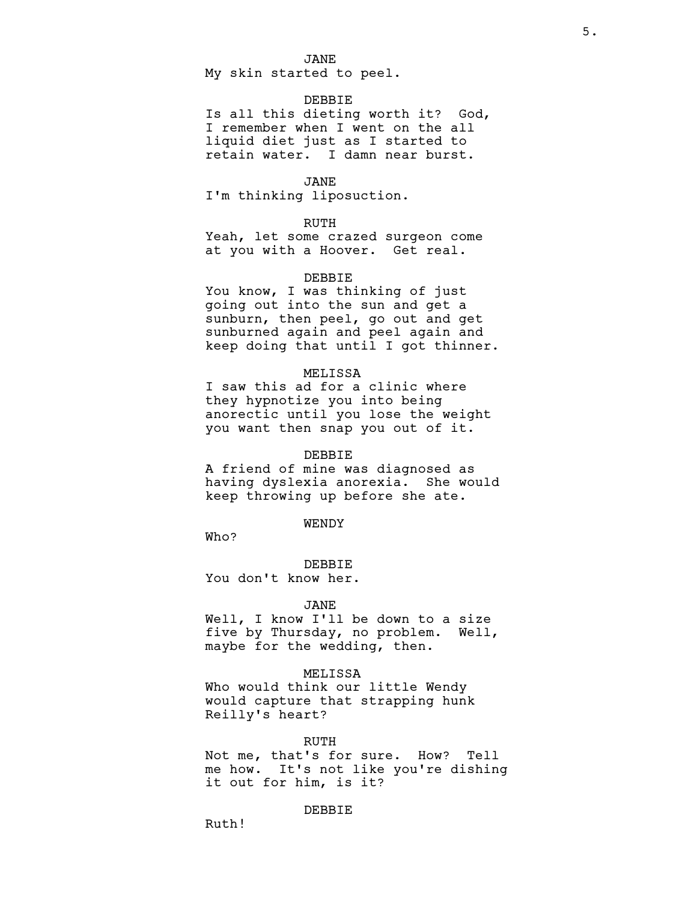JANE
My skin started to peel.

DEBBIE
Is all this dieting worth it? God, I remember when I went on the all liquid diet just as I started to retain water. I damn near burst.

JANE
I'm thinking liposuction.

RUTH
Yeah, let some crazed surgeon come at you with a Hoover. Get real.

DEBBIE
You know, I was thinking of just going out into the sun and get a sunburn, then peel, go out and get sunburned again and peel again and keep doing that until I got thinner.

MELISSA
I saw this ad for a clinic where they hypnotize you into being anorectic until you lose the weight you want then snap you out of it.

DEBBIE
A friend of mine was diagnosed as having dyslexia anorexia. She would keep throwing up before she ate.

WENDY
Who?

DEBBIE
You don't know her.

JANE
Well, I know I'll be down to a size five by Thursday, no problem. Well, maybe for the wedding, then.

MELISSA
Who would think our little Wendy would capture that strapping hunk Reilly's heart?

RUTH
Not me, that's for sure. How? Tell me how. It's not like you're dishing it out for him, is it?

DEBBIE
Ruth!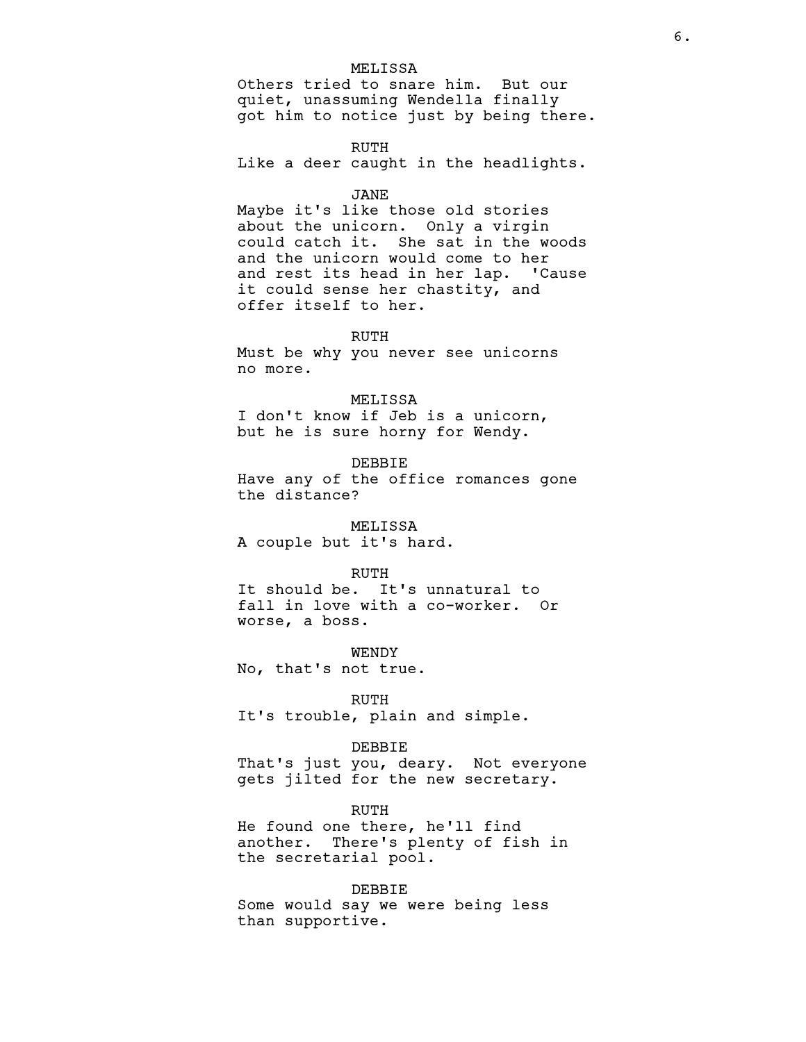MELISSA
Others tried to snare him. But our quiet, unassuming Wendella finally got him to notice just by being there.

RUTH
Like a deer caught in the headlights.

JANE
Maybe it's like those old stories about the unicorn. Only a virgin could catch it. She sat in the woods and the unicorn would come to her and rest its head in her lap. 'Cause it could sense her chastity, and offer itself to her.

RUTH
Must be why you never see unicorns no more.

MELISSA
I don't know if Jeb is a unicorn, but he is sure horny for Wendy.

DEBBIE
Have any of the office romances gone the distance?

MELISSA
A couple but it's hard.

RUTH
It should be. It's unnatural to fall in love with a co-worker. Or worse, a boss.

WENDY
No, that's not true.

RUTH
It's trouble, plain and simple.

DEBBIE
That's just you, deary. Not everyone gets jilted for the new secretary.

RUTH
He found one there, he'll find another. There's plenty of fish in the secretarial pool.

DEBBIE
Some would say we were being less than supportive.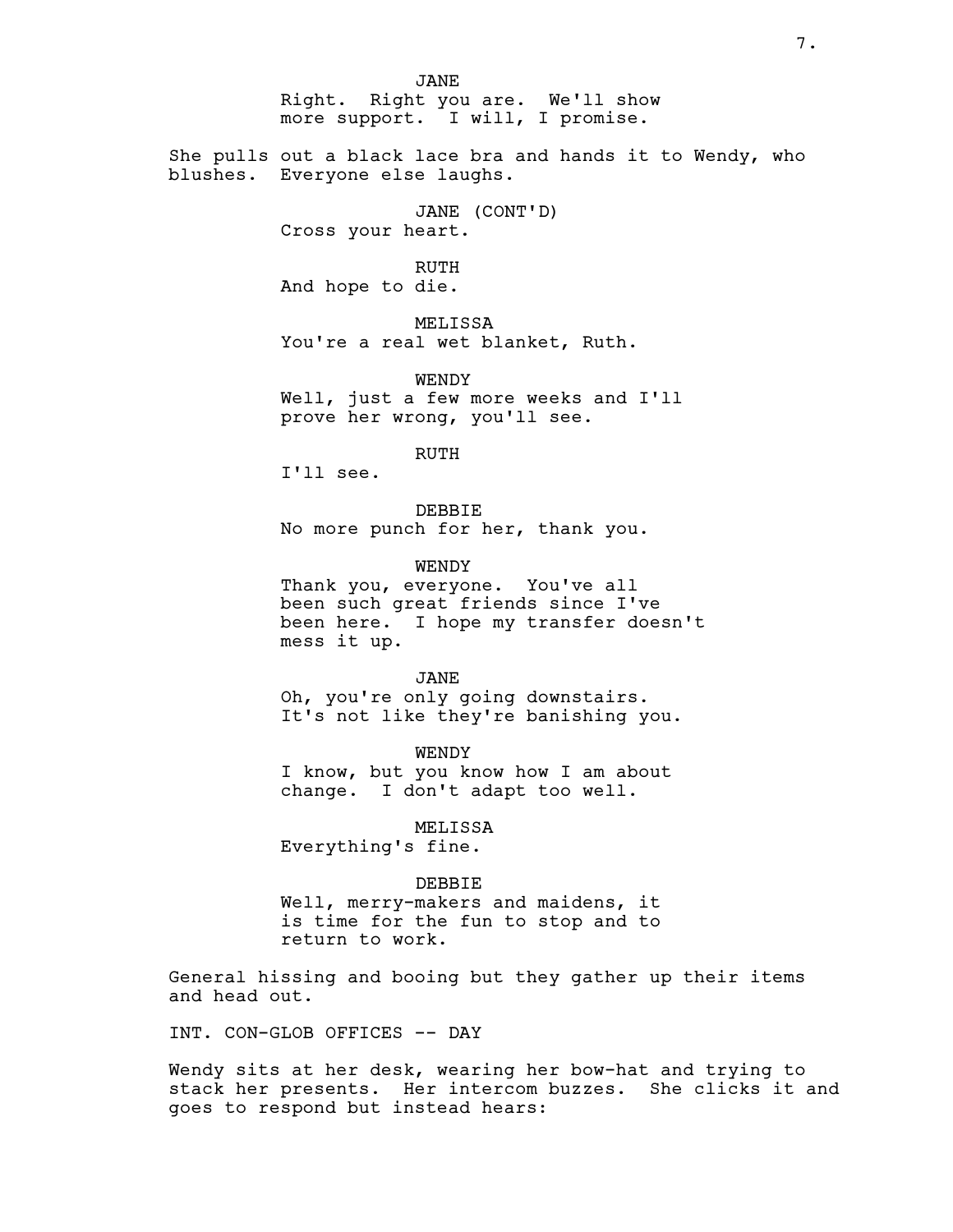JANE
Right. Right you are. We'll show more support. I will, I promise.

She pulls out a black lace bra and hands it to Wendy, who blushes. Everyone else laughs.

JANE (CONT'D)
Cross your heart.

RUTH
And hope to die.

MELISSA
You're a real wet blanket, Ruth.

WENDY
Well, just a few more weeks and I'll prove her wrong, you'll see.

RUTH
I'll see.

DEBBIE
No more punch for her, thank you.

WENDY
Thank you, everyone. You've all been such great friends since I've been here. I hope my transfer doesn't mess it up.

JANE
Oh, you're only going downstairs. It's not like they're banishing you.

WENDY
I know, but you know how I am about change. I don't adapt too well.

MELISSA
Everything's fine.

DEBBIE
Well, merry-makers and maidens, it is time for the fun to stop and to return to work.

General hissing and booing but they gather up their items and head out.

INT. CON-GLOB OFFICES -- DAY

Wendy sits at her desk, wearing her bow-hat and trying to stack her presents. Her intercom buzzes. She clicks it and goes to respond but instead hears: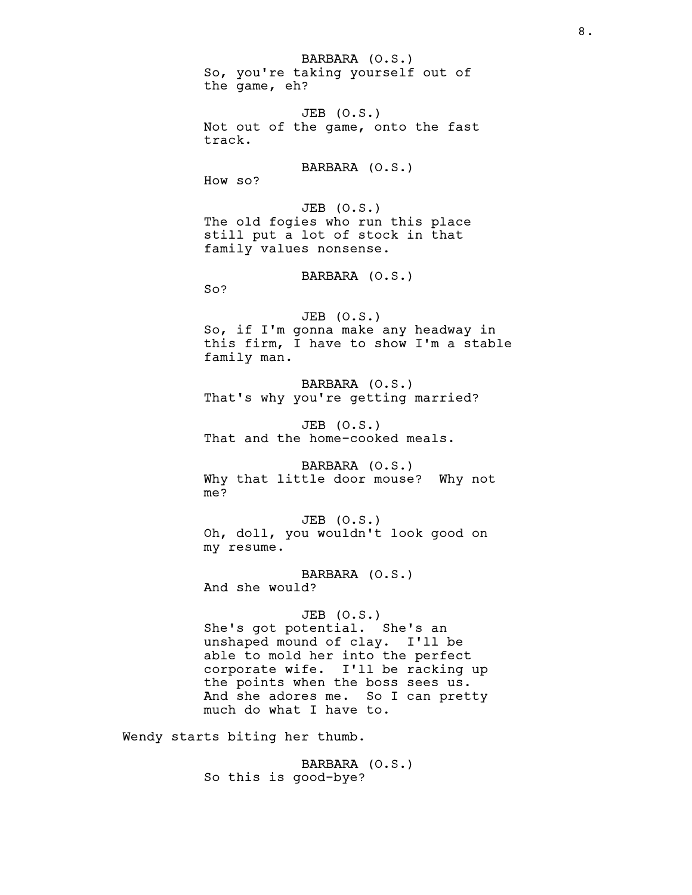BARBARA (O.S.)
So, you're taking yourself out of the game, eh?

JEB (O.S.)
Not out of the game, onto the fast track.

BARBARA (O.S.)
How so?

JEB (O.S.)
The old fogies who run this place still put a lot of stock in that family values nonsense.

BARBARA (O.S.)
So?

JEB (O.S.)
So, if I'm gonna make any headway in this firm, I have to show I'm a stable family man.

BARBARA (O.S.)
That's why you're getting married?

JEB (O.S.)
That and the home-cooked meals.

BARBARA (O.S.)
Why that little door mouse? Why not me?

JEB (O.S.)
Oh, doll, you wouldn't look good on my resume.

BARBARA (O.S.)
And she would?

JEB (O.S.)
She's got potential. She's an unshaped mound of clay. I'll be able to mold her into the perfect corporate wife. I'll be racking up the points when the boss sees us. And she adores me. So I can pretty much do what I have to.

Wendy starts biting her thumb.

BARBARA (O.S.)
So this is good-bye?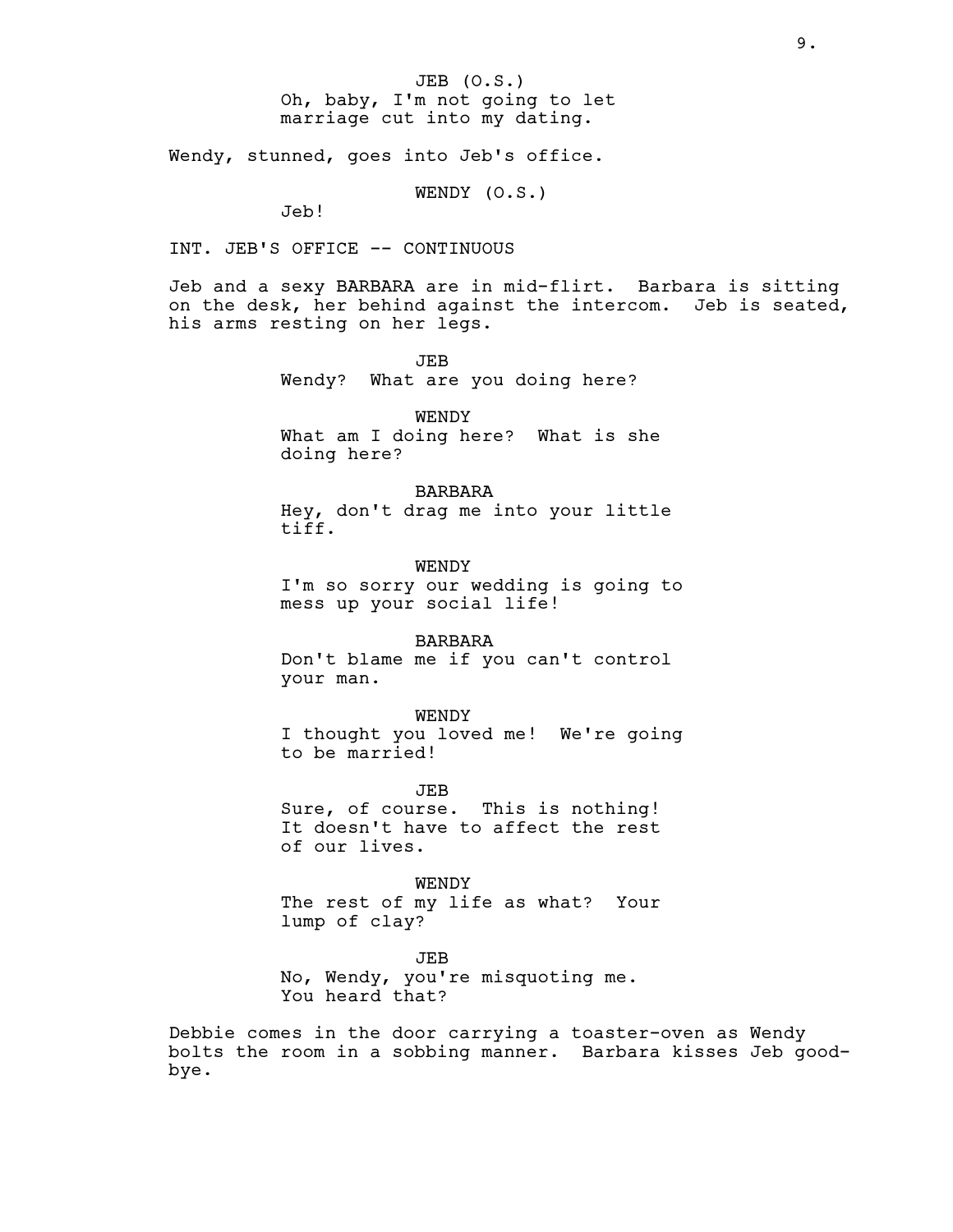JEB (O.S.)
Oh, baby, I'm not going to let marriage cut into my dating.

Wendy, stunned, goes into Jeb's office.

WENDY (O.S.)
Jeb!

INT. JEB'S OFFICE -- CONTINUOUS

Jeb and a sexy BARBARA are in mid-flirt. Barbara is sitting on the desk, her behind against the intercom. Jeb is seated, his arms resting on her legs.

JEB
Wendy? What are you doing here?

WENDY
What am I doing here? What is she doing here?

BARBARA
Hey, don't drag me into your little tiff.

WENDY
I'm so sorry our wedding is going to mess up your social life!

BARBARA
Don't blame me if you can't control your man.

WENDY
I thought you loved me! We're going to be married!

JEB
Sure, of course. This is nothing! It doesn't have to affect the rest of our lives.

WENDY
The rest of my life as what? Your lump of clay?

JEB
No, Wendy, you're misquoting me. You heard that?

Debbie comes in the door carrying a toaster-oven as Wendy bolts the room in a sobbing manner. Barbara kisses Jeb good-bye.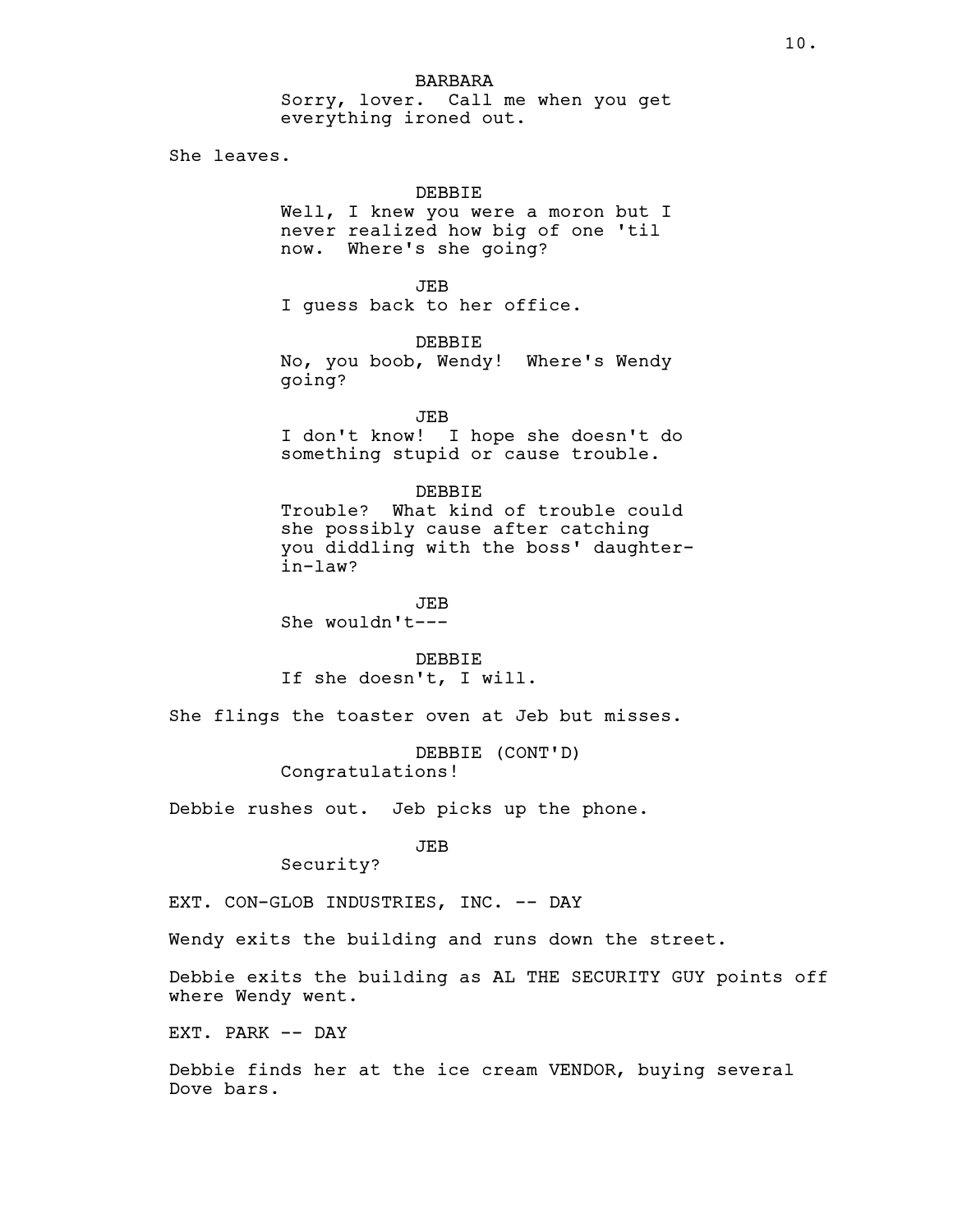BARBARA

Sorry, lover. Call me when you get everything ironed out.

She leaves.

DEBBIE

Well, I knew you were a moron but I never realized how big of one 'til now. Where's she going?

JEB

I guess back to her office.

DEBBIE

No, you boob, Wendy! Where's Wendy going?

JEB

I don't know! I hope she doesn't do something stupid or cause trouble.

DEBBIE

Trouble? What kind of trouble could she possibly cause after catching you diddling with the boss' daughter-in-law?

JEB

She wouldn't---

DEBBIE

If she doesn't, I will.

She flings the toaster oven at Jeb but misses.

DEBBIE (CONT'D)

Congratulations!

Debbie rushes out. Jeb picks up the phone.

JEB

Security?

EXT. CON-GLOB INDUSTRIES, INC. -- DAY

Wendy exits the building and runs down the street.

Debbie exits the building as AL THE SECURITY GUY points off where Wendy went.

EXT. PARK -- DAY

Debbie finds her at the ice cream VENDOR, buying several Dove bars.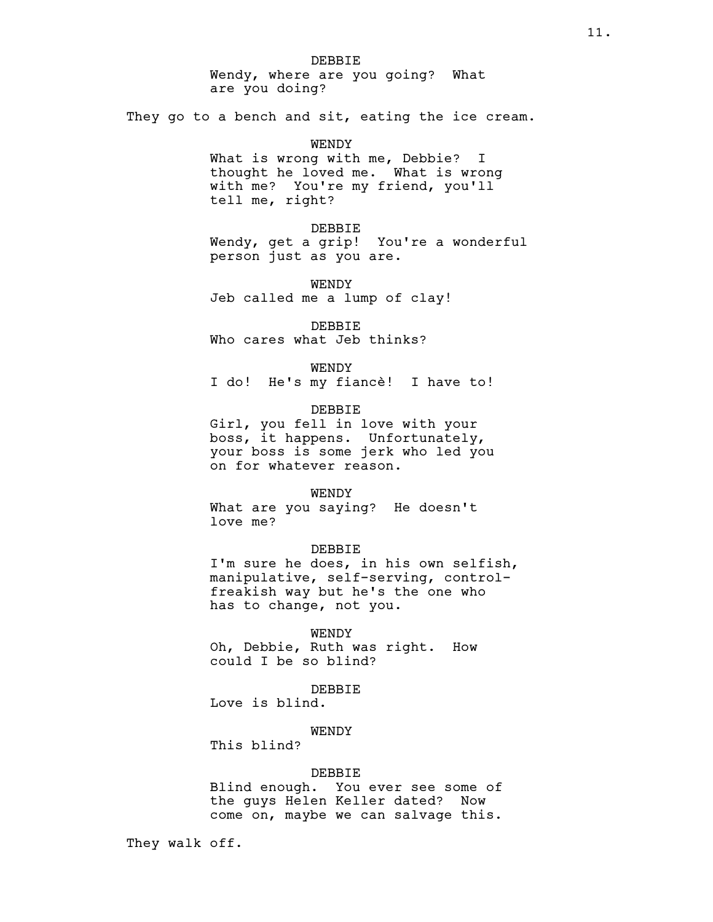DEBBIE
Wendy, where are you going? What are you doing?

They go to a bench and sit, eating the ice cream.

WENDY
What is wrong with me, Debbie? I thought he loved me. What is wrong with me? You're my friend, you'll tell me, right?

DEBBIE
Wendy, get a grip! You're a wonderful person just as you are.

WENDY
Jeb called me a lump of clay!

DEBBIE
Who cares what Jeb thinks?

WENDY
I do! He's my fiancè! I have to!

DEBBIE
Girl, you fell in love with your boss, it happens. Unfortunately, your boss is some jerk who led you on for whatever reason.

WENDY
What are you saying? He doesn't love me?

DEBBIE
I'm sure he does, in his own selfish, manipulative, self-serving, control-freakish way but he's the one who has to change, not you.

WENDY
Oh, Debbie, Ruth was right. How could I be so blind?

DEBBIE
Love is blind.

WENDY
This blind?

DEBBIE
Blind enough. You ever see some of the guys Helen Keller dated? Now come on, maybe we can salvage this.

They walk off.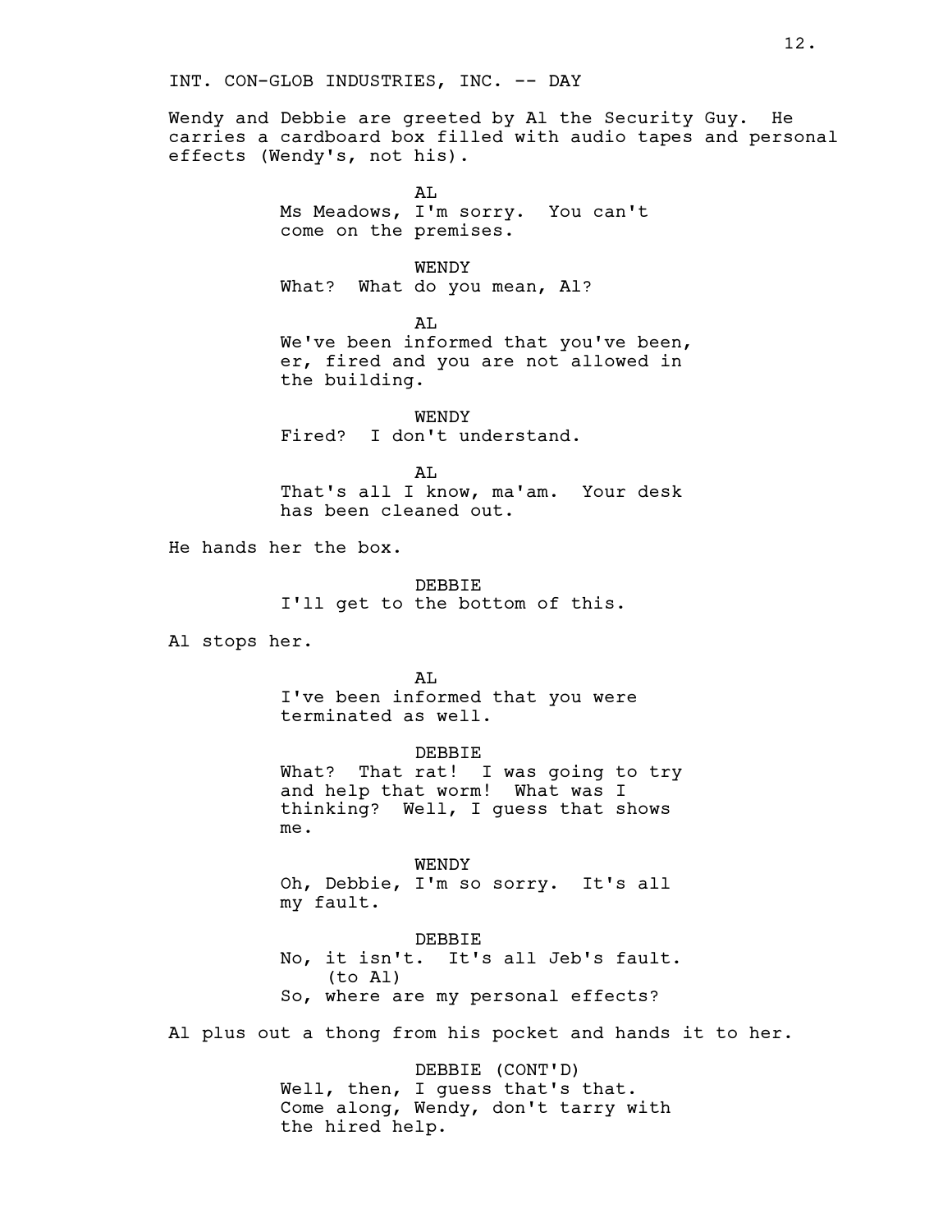INT. CON-GLOB INDUSTRIES, INC. -- DAY

Wendy and Debbie are greeted by Al the Security Guy. He carries a cardboard box filled with audio tapes and personal effects (Wendy's, not his).

AL
Ms Meadows, I'm sorry. You can't come on the premises.

WENDY
What? What do you mean, Al?

AL
We've been informed that you've been, er, fired and you are not allowed in the building.

WENDY
Fired? I don't understand.

AL
That's all I know, ma'am. Your desk has been cleaned out.

He hands her the box.

DEBBIE
I'll get to the bottom of this.

Al stops her.

AL
I've been informed that you were terminated as well.

DEBBIE
What? That rat! I was going to try and help that worm! What was I thinking? Well, I guess that shows me.

WENDY
Oh, Debbie, I'm so sorry. It's all my fault.

DEBBIE
No, it isn't. It's all Jeb's fault.
(to Al)
So, where are my personal effects?

Al plus out a thong from his pocket and hands it to her.

DEBBIE (CONT'D)
Well, then, I guess that's that. Come along, Wendy, don't tarry with the hired help.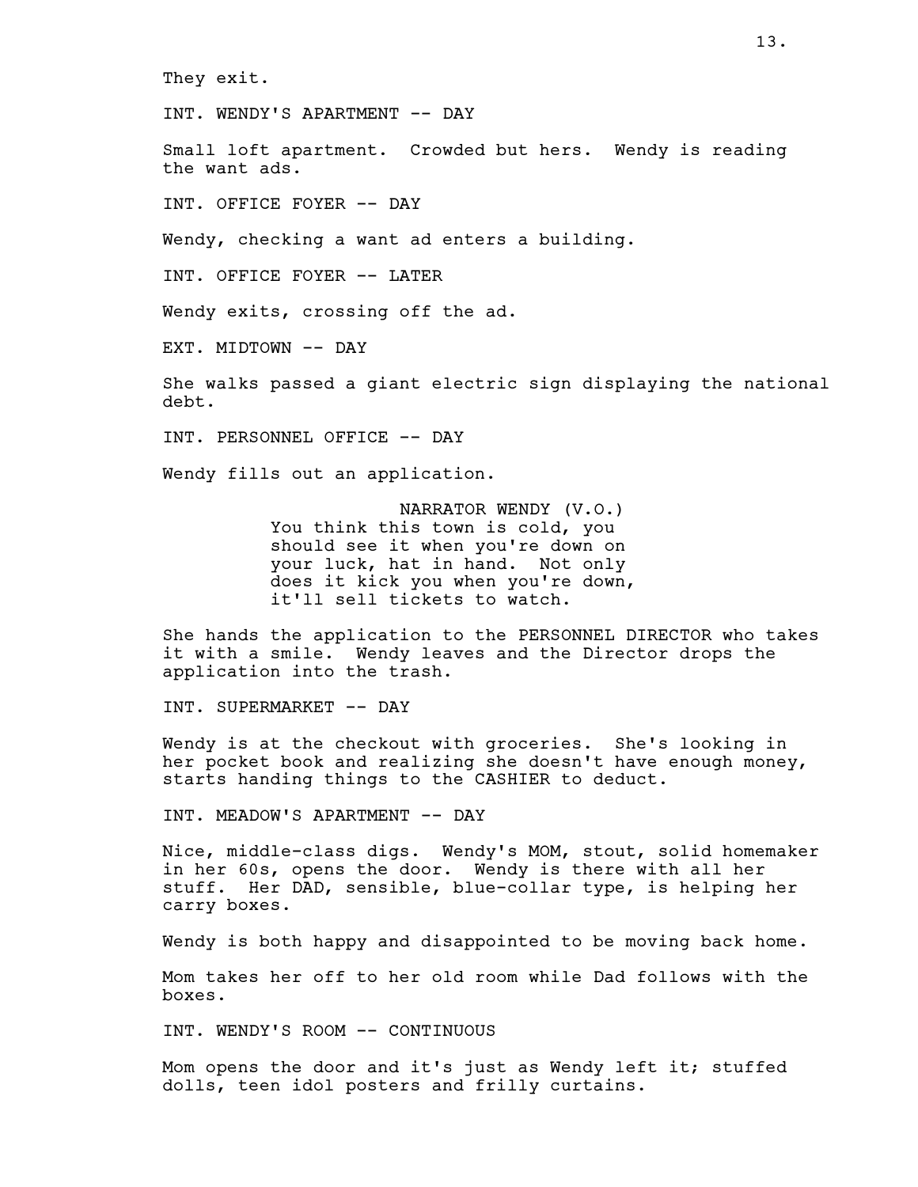They exit.

INT. WENDY'S APARTMENT -- DAY

Small loft apartment. Crowded but hers. Wendy is reading the want ads.

INT. OFFICE FOYER -- DAY

Wendy, checking a want ad enters a building.

INT. OFFICE FOYER -- LATER

Wendy exits, crossing off the ad.

EXT. MIDTOWN -- DAY

She walks passed a giant electric sign displaying the national debt.

INT. PERSONNEL OFFICE -- DAY

Wendy fills out an application.

NARRATOR WENDY (V.O.)
You think this town is cold, you should see it when you're down on your luck, hat in hand. Not only does it kick you when you're down, it'll sell tickets to watch.

She hands the application to the PERSONNEL DIRECTOR who takes it with a smile. Wendy leaves and the Director drops the application into the trash.

INT. SUPERMARKET -- DAY

Wendy is at the checkout with groceries. She's looking in her pocket book and realizing she doesn't have enough money, starts handing things to the CASHIER to deduct.

INT. MEADOW'S APARTMENT -- DAY

Nice, middle-class digs. Wendy's MOM, stout, solid homemaker in her 60s, opens the door. Wendy is there with all her stuff. Her DAD, sensible, blue-collar type, is helping her carry boxes.

Wendy is both happy and disappointed to be moving back home.

Mom takes her off to her old room while Dad follows with the boxes.

INT. WENDY'S ROOM -- CONTINUOUS

Mom opens the door and it's just as Wendy left it; stuffed dolls, teen idol posters and frilly curtains.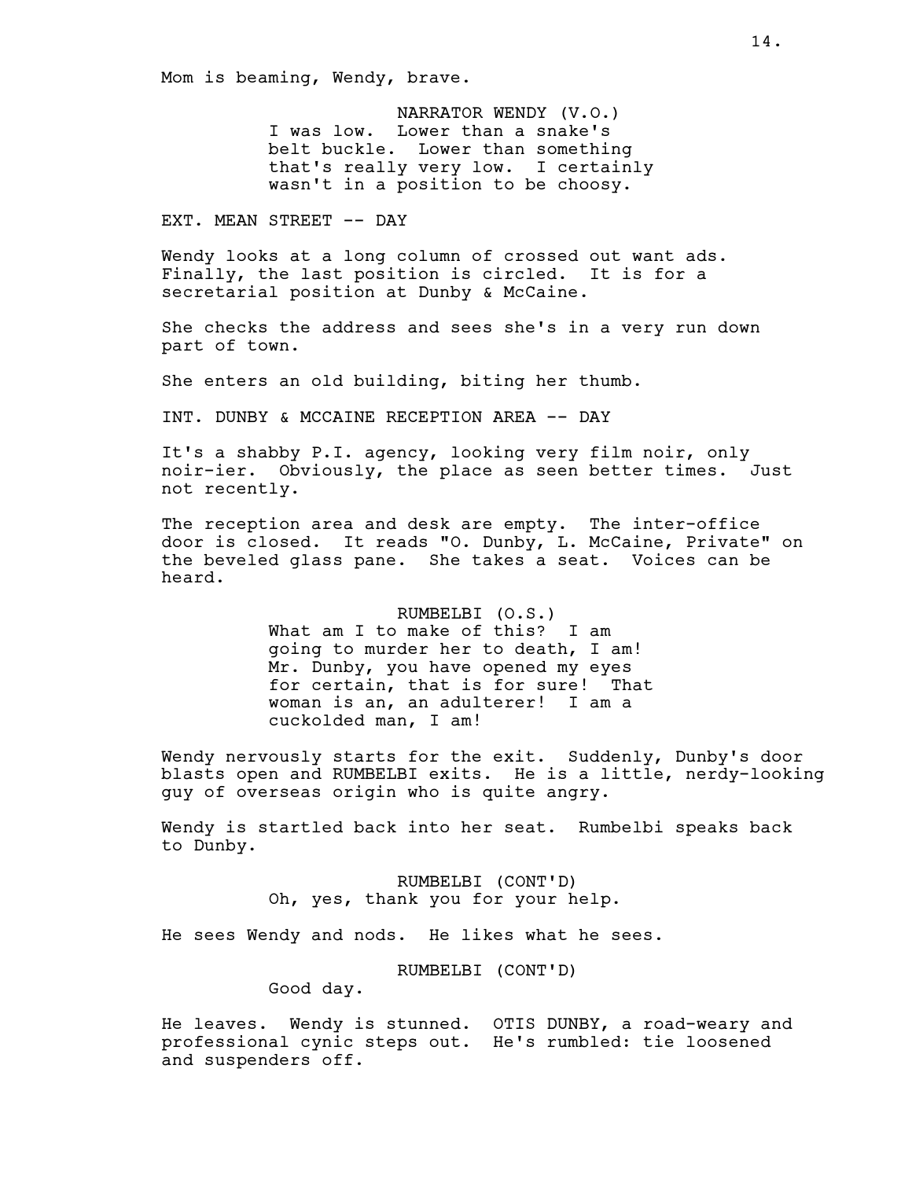Mom is beaming, Wendy, brave.

NARRATOR WENDY (V.O.)
I was low. Lower than a snake's belt buckle. Lower than something that's really very low. I certainly wasn't in a position to be choosy.

EXT. MEAN STREET -- DAY

Wendy looks at a long column of crossed out want ads. Finally, the last position is circled. It is for a secretarial position at Dunby & McCaine.

She checks the address and sees she's in a very run down part of town.

She enters an old building, biting her thumb.

INT. DUNBY & MCCAINE RECEPTION AREA -- DAY

It's a shabby P.I. agency, looking very film noir, only noir-ier. Obviously, the place as seen better times. Just not recently.

The reception area and desk are empty. The inter-office door is closed. It reads "O. Dunby, L. McCaine, Private" on the beveled glass pane. She takes a seat. Voices can be heard.

RUMBELBI (O.S.)
What am I to make of this? I am going to murder her to death, I am! Mr. Dunby, you have opened my eyes for certain, that is for sure! That woman is an, an adulterer! I am a cuckolded man, I am!

Wendy nervously starts for the exit. Suddenly, Dunby's door blasts open and RUMBELBI exits. He is a little, nerdy-looking guy of overseas origin who is quite angry.

Wendy is startled back into her seat. Rumbelbi speaks back to Dunby.

RUMBELBI (CONT'D)
Oh, yes, thank you for your help.

He sees Wendy and nods. He likes what he sees.

RUMBELBI (CONT'D)
Good day.

He leaves. Wendy is stunned. OTIS DUNBY, a road-weary and professional cynic steps out. He's rumbled: tie loosened and suspenders off.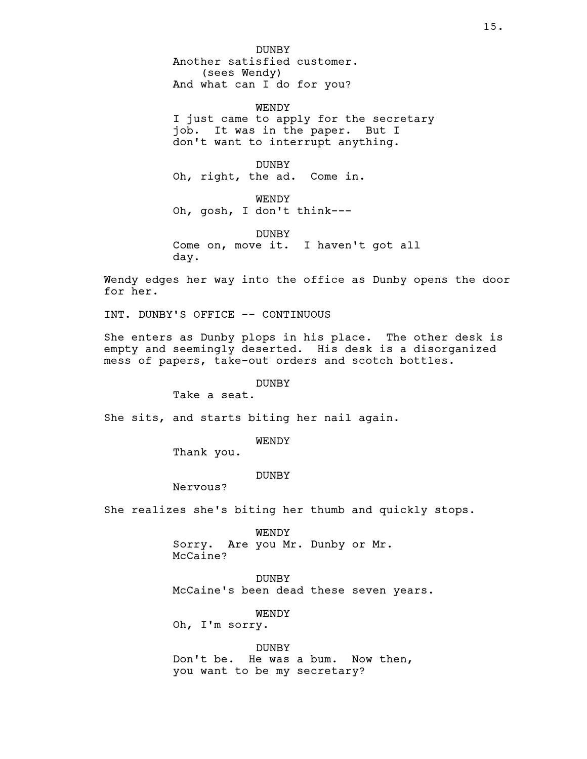DUNBY
Another satisfied customer.
(sees Wendy)
And what can I do for you?

WENDY
I just came to apply for the secretary job. It was in the paper. But I don't want to interrupt anything.

DUNBY
Oh, right, the ad. Come in.

WENDY
Oh, gosh, I don't think---

DUNBY
Come on, move it. I haven't got all day.

Wendy edges her way into the office as Dunby opens the door for her.

INT. DUNBY'S OFFICE -- CONTINUOUS

She enters as Dunby plops in his place. The other desk is empty and seemingly deserted. His desk is a disorganized mess of papers, take-out orders and scotch bottles.

DUNBY
Take a seat.

She sits, and starts biting her nail again.

WENDY
Thank you.

DUNBY
Nervous?

She realizes she's biting her thumb and quickly stops.

WENDY
Sorry. Are you Mr. Dunby or Mr. McCaine?

DUNBY
McCaine's been dead these seven years.

WENDY
Oh, I'm sorry.

DUNBY
Don't be. He was a bum. Now then, you want to be my secretary?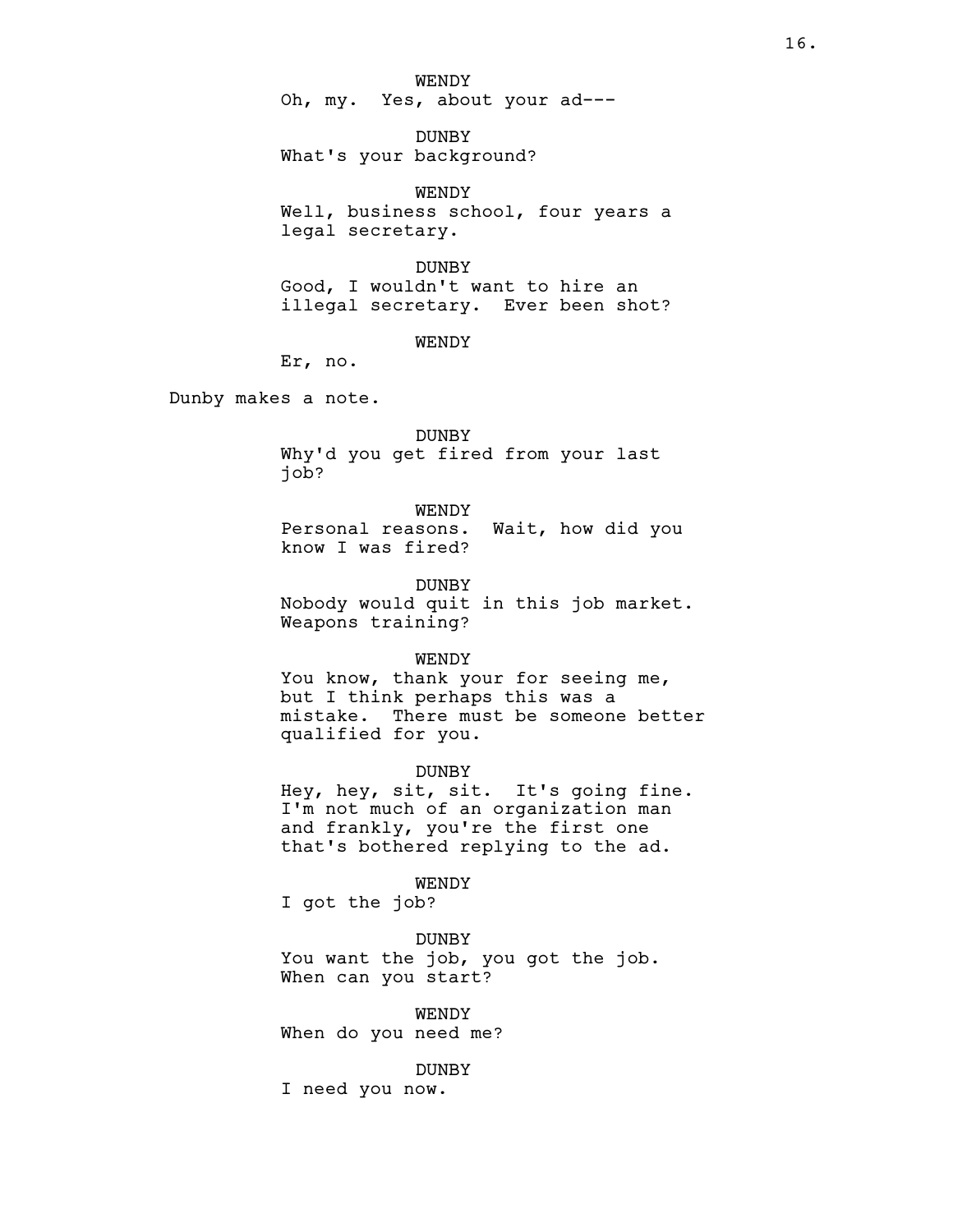WENDY
Oh, my.  Yes, about your ad---

DUNBY
What's your background?

WENDY
Well, business school, four years a legal secretary.

DUNBY
Good, I wouldn't want to hire an illegal secretary.  Ever been shot?

WENDY
Er, no.

Dunby makes a note.

DUNBY
Why'd you get fired from your last job?

WENDY
Personal reasons.  Wait, how did you know I was fired?

DUNBY
Nobody would quit in this job market. Weapons training?

WENDY
You know, thank your for seeing me, but I think perhaps this was a mistake.  There must be someone better qualified for you.

DUNBY
Hey, hey, sit, sit.  It's going fine. I'm not much of an organization man and frankly, you're the first one that's bothered replying to the ad.

WENDY
I got the job?

DUNBY
You want the job, you got the job. When can you start?

WENDY
When do you need me?

DUNBY
I need you now.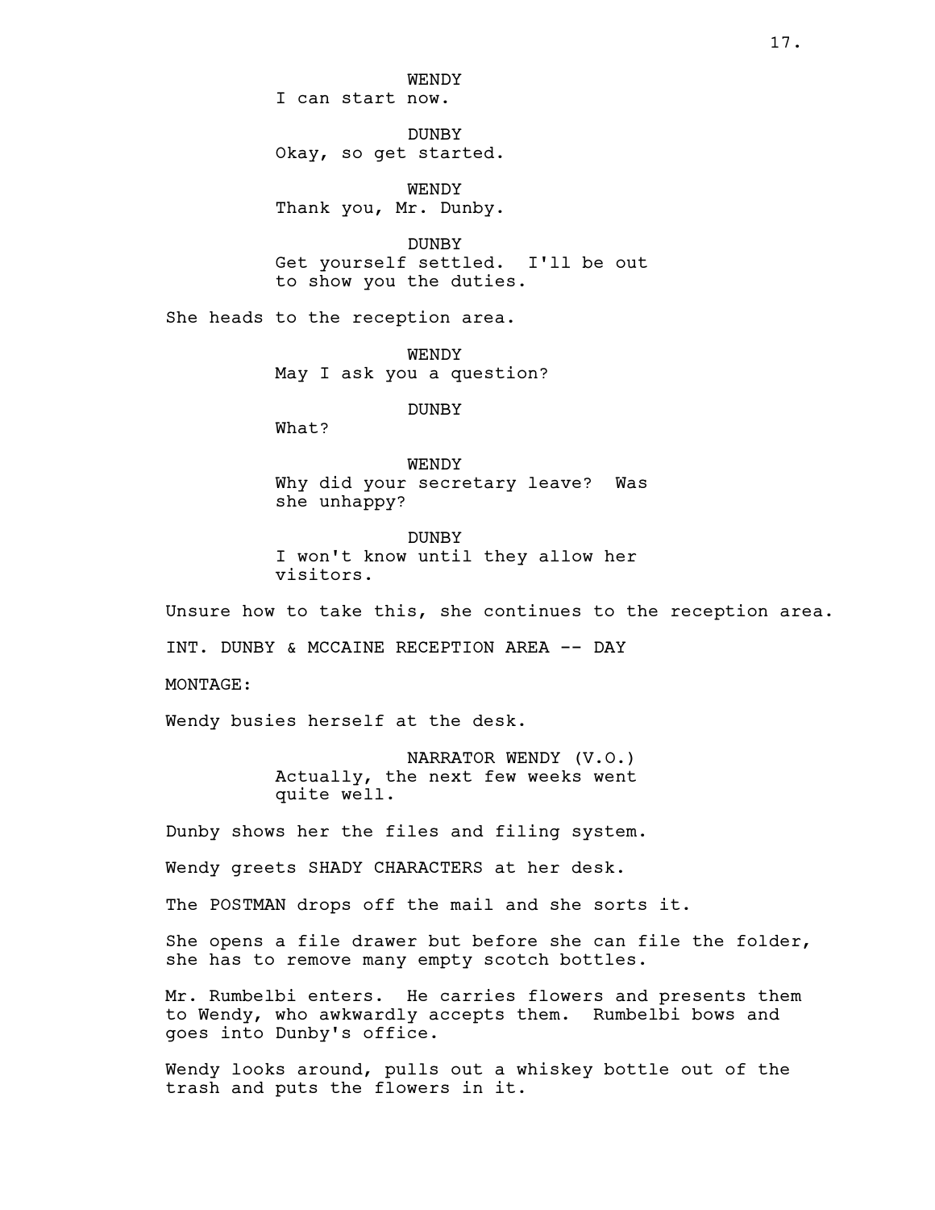WENDY
I can start now.

DUNBY
Okay, so get started.

WENDY
Thank you, Mr. Dunby.

DUNBY
Get yourself settled. I'll be out to show you the duties.

She heads to the reception area.

WENDY
May I ask you a question?

DUNBY
What?

WENDY
Why did your secretary leave? Was she unhappy?

DUNBY
I won't know until they allow her visitors.

Unsure how to take this, she continues to the reception area.

INT. DUNBY & MCCAINE RECEPTION AREA -- DAY

MONTAGE:

Wendy busies herself at the desk.

NARRATOR WENDY (V.O.)
Actually, the next few weeks went quite well.

Dunby shows her the files and filing system.

Wendy greets SHADY CHARACTERS at her desk.

The POSTMAN drops off the mail and she sorts it.

She opens a file drawer but before she can file the folder, she has to remove many empty scotch bottles.

Mr. Rumbelbi enters. He carries flowers and presents them to Wendy, who awkwardly accepts them. Rumbelbi bows and goes into Dunby's office.

Wendy looks around, pulls out a whiskey bottle out of the trash and puts the flowers in it.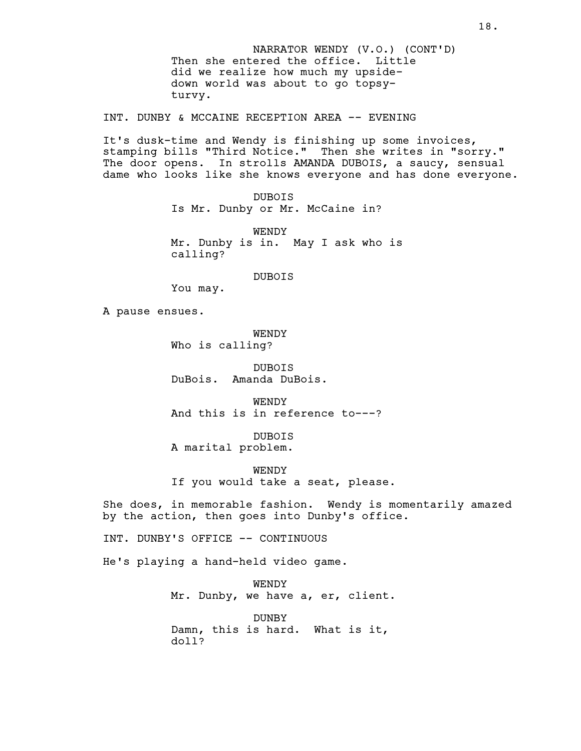NARRATOR WENDY (V.O.) (CONT'D)

Then she entered the office. Little did we realize how much my upside-down world was about to go topsy-turvy.

INT. DUNBY & MCCAINE RECEPTION AREA -- EVENING

It's dusk-time and Wendy is finishing up some invoices, stamping bills "Third Notice." Then she writes in "sorry." The door opens. In strolls AMANDA DUBOIS, a saucy, sensual dame who looks like she knows everyone and has done everyone.

DUBOIS

Is Mr. Dunby or Mr. McCaine in?

WENDY

Mr. Dunby is in. May I ask who is calling?

DUBOIS

You may.

A pause ensues.

WENDY

Who is calling?

DUBOIS

DuBois. Amanda DuBois.

WENDY

And this is in reference to---?

DUBOIS

A marital problem.

WENDY

If you would take a seat, please.

She does, in memorable fashion. Wendy is momentarily amazed by the action, then goes into Dunby's office.

INT. DUNBY'S OFFICE -- CONTINUOUS

He's playing a hand-held video game.

WENDY

Mr. Dunby, we have a, er, client.

DUNBY

Damn, this is hard. What is it, doll?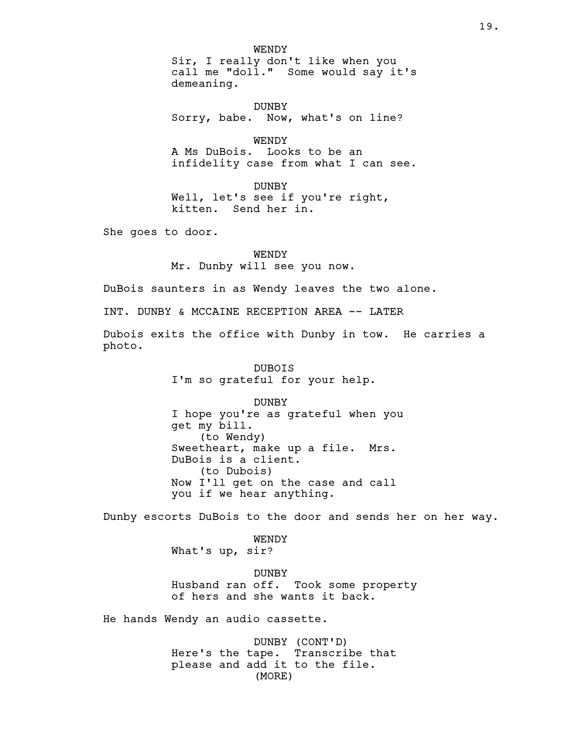WENDY
Sir, I really don't like when you call me "doll." Some would say it's demeaning.

DUNBY
Sorry, babe. Now, what's on line?

WENDY
A Ms DuBois. Looks to be an infidelity case from what I can see.

DUNBY
Well, let's see if you're right, kitten. Send her in.

She goes to door.

WENDY
Mr. Dunby will see you now.

DuBois saunters in as Wendy leaves the two alone.

INT. DUNBY & MCCAINE RECEPTION AREA -- LATER

Dubois exits the office with Dunby in tow. He carries a photo.

DUBOIS
I'm so grateful for your help.

DUNBY
I hope you're as grateful when you get my bill.
(to Wendy)
Sweetheart, make up a file. Mrs. DuBois is a client.
(to Dubois)
Now I'll get on the case and call you if we hear anything.

Dunby escorts DuBois to the door and sends her on her way.

WENDY
What's up, sir?

DUNBY
Husband ran off. Took some property of hers and she wants it back.

He hands Wendy an audio cassette.

DUNBY (CONT'D)
Here's the tape. Transcribe that please and add it to the file.
(MORE)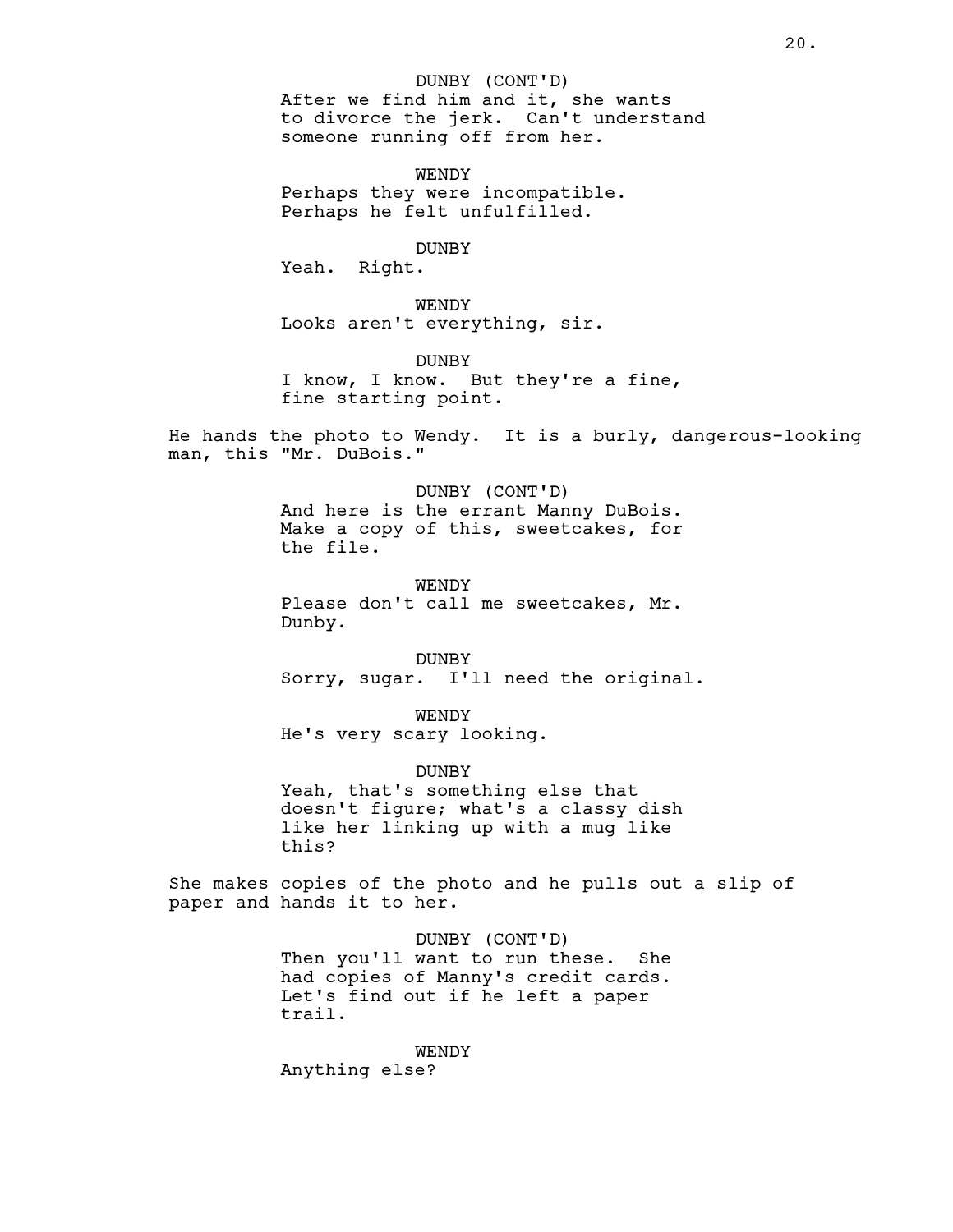DUNBY (CONT'D)
After we find him and it, she wants to divorce the jerk. Can't understand someone running off from her.

WENDY
Perhaps they were incompatible. Perhaps he felt unfulfilled.

DUNBY
Yeah. Right.

WENDY
Looks aren't everything, sir.

DUNBY
I know, I know. But they're a fine, fine starting point.

He hands the photo to Wendy. It is a burly, dangerous-looking man, this "Mr. DuBois."

DUNBY (CONT'D)
And here is the errant Manny DuBois. Make a copy of this, sweetcakes, for the file.

WENDY
Please don't call me sweetcakes, Mr. Dunby.

DUNBY
Sorry, sugar. I'll need the original.

WENDY
He's very scary looking.

DUNBY
Yeah, that's something else that doesn't figure; what's a classy dish like her linking up with a mug like this?

She makes copies of the photo and he pulls out a slip of paper and hands it to her.

DUNBY (CONT'D)
Then you'll want to run these. She had copies of Manny's credit cards. Let's find out if he left a paper trail.

WENDY
Anything else?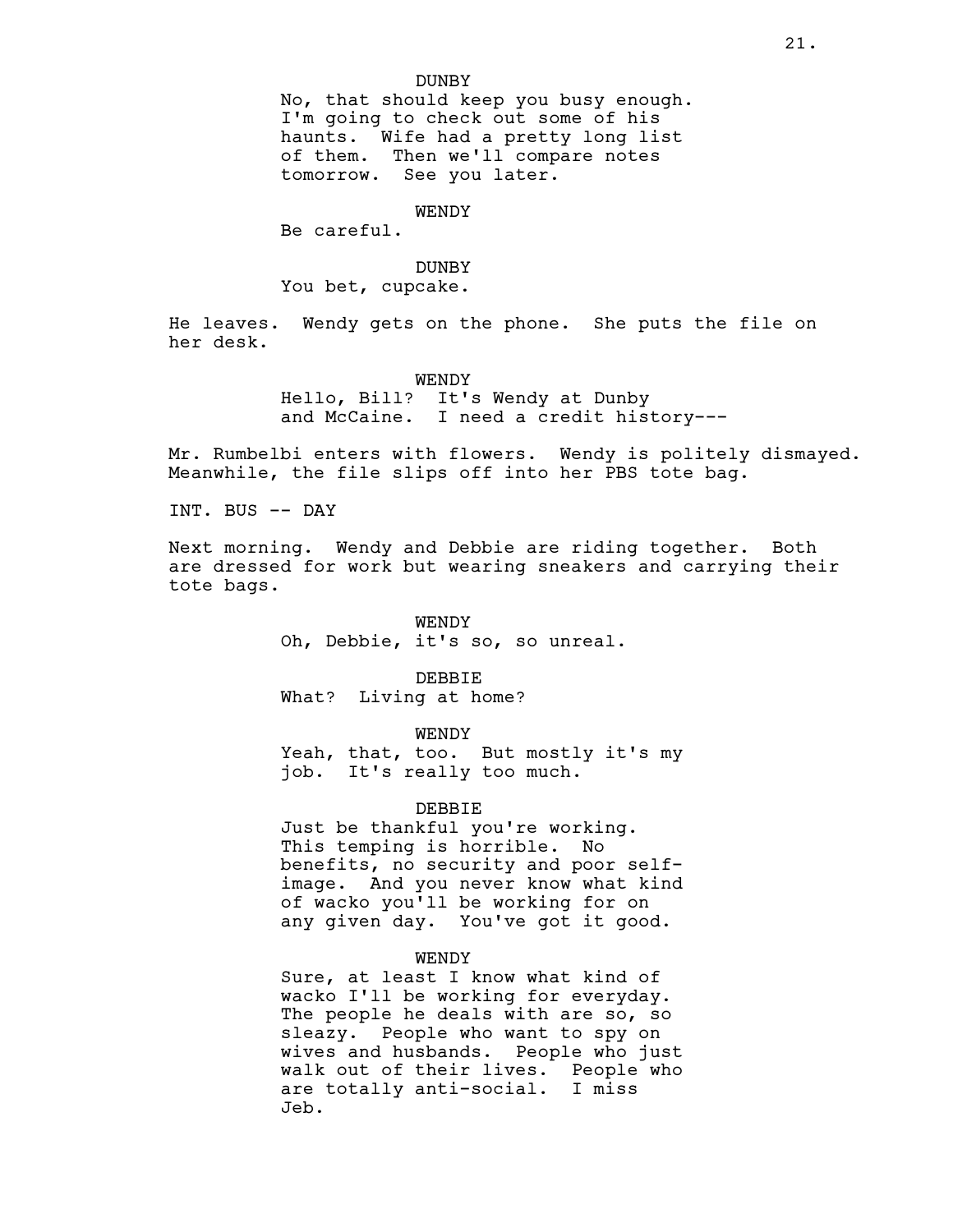DUNBY
No, that should keep you busy enough. I'm going to check out some of his haunts. Wife had a pretty long list of them. Then we'll compare notes tomorrow. See you later.

WENDY
Be careful.

DUNBY
You bet, cupcake.

He leaves. Wendy gets on the phone. She puts the file on her desk.

WENDY
Hello, Bill? It's Wendy at Dunby and McCaine. I need a credit history---

Mr. Rumbelbi enters with flowers. Wendy is politely dismayed. Meanwhile, the file slips off into her PBS tote bag.

INT. BUS -- DAY

Next morning. Wendy and Debbie are riding together. Both are dressed for work but wearing sneakers and carrying their tote bags.

WENDY
Oh, Debbie, it's so, so unreal.

DEBBIE
What? Living at home?

WENDY
Yeah, that, too. But mostly it's my job. It's really too much.

DEBBIE
Just be thankful you're working. This temping is horrible. No benefits, no security and poor self-image. And you never know what kind of wacko you'll be working for on any given day. You've got it good.

WENDY
Sure, at least I know what kind of wacko I'll be working for everyday. The people he deals with are so, so sleazy. People who want to spy on wives and husbands. People who just walk out of their lives. People who are totally anti-social. I miss Jeb.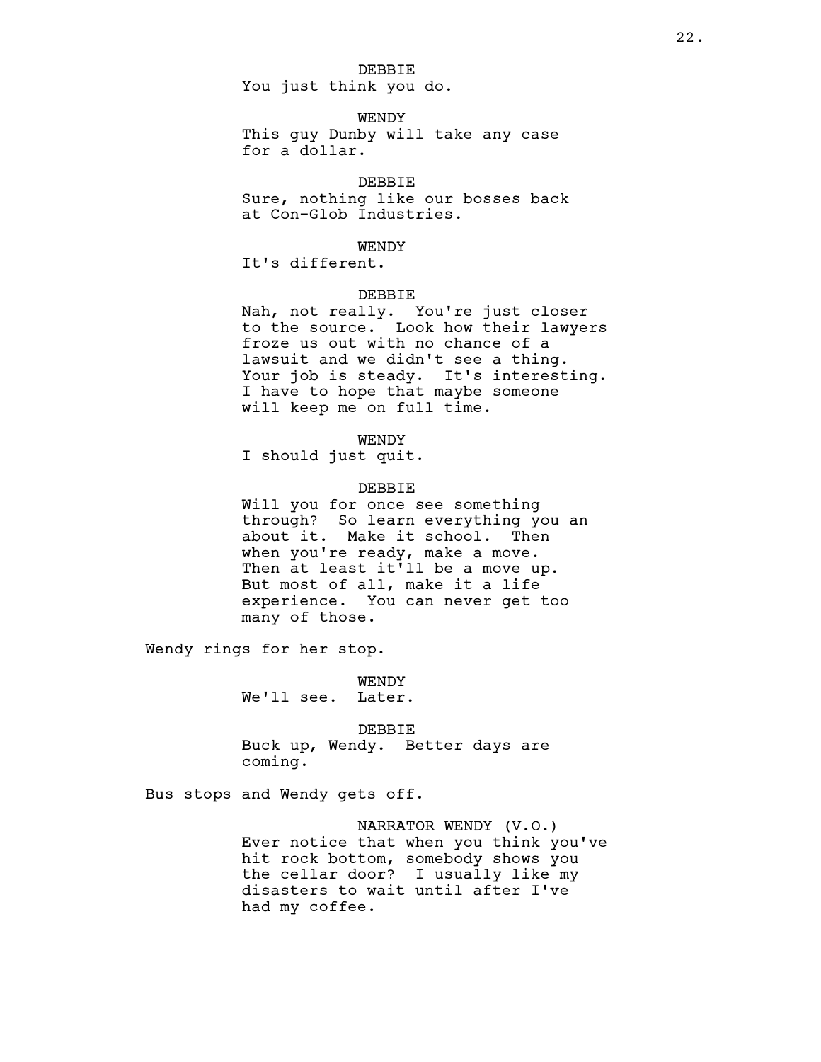DEBBIE
You just think you do.

WENDY
This guy Dunby will take any case for a dollar.

DEBBIE
Sure, nothing like our bosses back at Con-Glob Industries.

WENDY
It's different.

DEBBIE
Nah, not really.  You're just closer to the source.  Look how their lawyers froze us out with no chance of a lawsuit and we didn't see a thing.  Your job is steady.  It's interesting.  I have to hope that maybe someone will keep me on full time.

WENDY
I should just quit.

DEBBIE
Will you for once see something through?  So learn everything you an about it.  Make it school.  Then when you're ready, make a move.  Then at least it'll be a move up.  But most of all, make it a life experience.  You can never get too many of those.

Wendy rings for her stop.

WENDY
We'll see.  Later.

DEBBIE
Buck up, Wendy.  Better days are coming.

Bus stops and Wendy gets off.

NARRATOR WENDY (V.O.)
Ever notice that when you think you've hit rock bottom, somebody shows you the cellar door?  I usually like my disasters to wait until after I've had my coffee.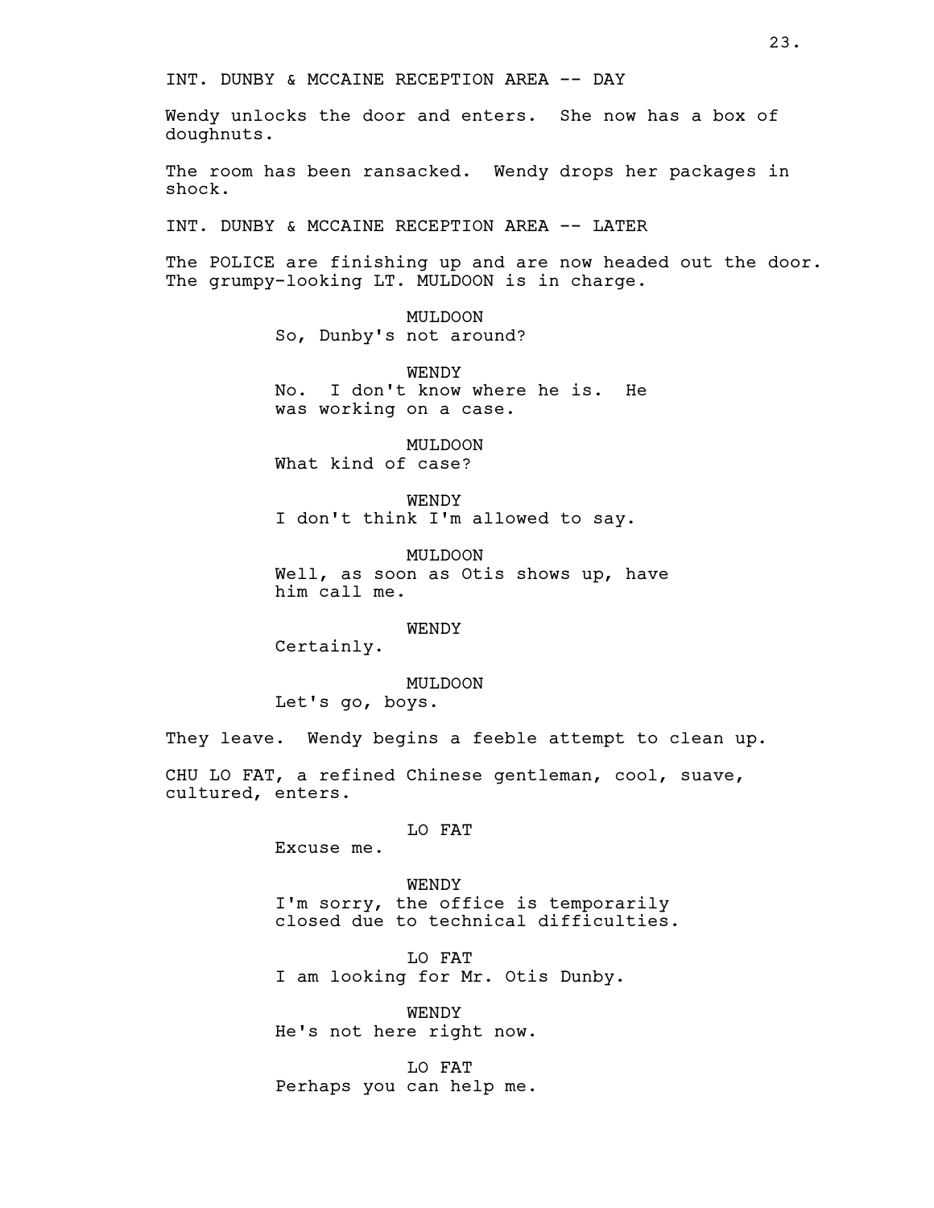INT. DUNBY & MCCAINE RECEPTION AREA -- DAY

Wendy unlocks the door and enters. She now has a box of doughnuts.

The room has been ransacked. Wendy drops her packages in shock.

INT. DUNBY & MCCAINE RECEPTION AREA -- LATER

The POLICE are finishing up and are now headed out the door. The grumpy-looking LT. MULDOON is in charge.

MULDOON
So, Dunby's not around?

WENDY
No. I don't know where he is. He was working on a case.

MULDOON
What kind of case?

WENDY
I don't think I'm allowed to say.

MULDOON
Well, as soon as Otis shows up, have him call me.

WENDY
Certainly.

MULDOON
Let's go, boys.

They leave. Wendy begins a feeble attempt to clean up.

CHU LO FAT, a refined Chinese gentleman, cool, suave, cultured, enters.

LO FAT
Excuse me.

WENDY
I'm sorry, the office is temporarily closed due to technical difficulties.

LO FAT
I am looking for Mr. Otis Dunby.

WENDY
He's not here right now.

LO FAT
Perhaps you can help me.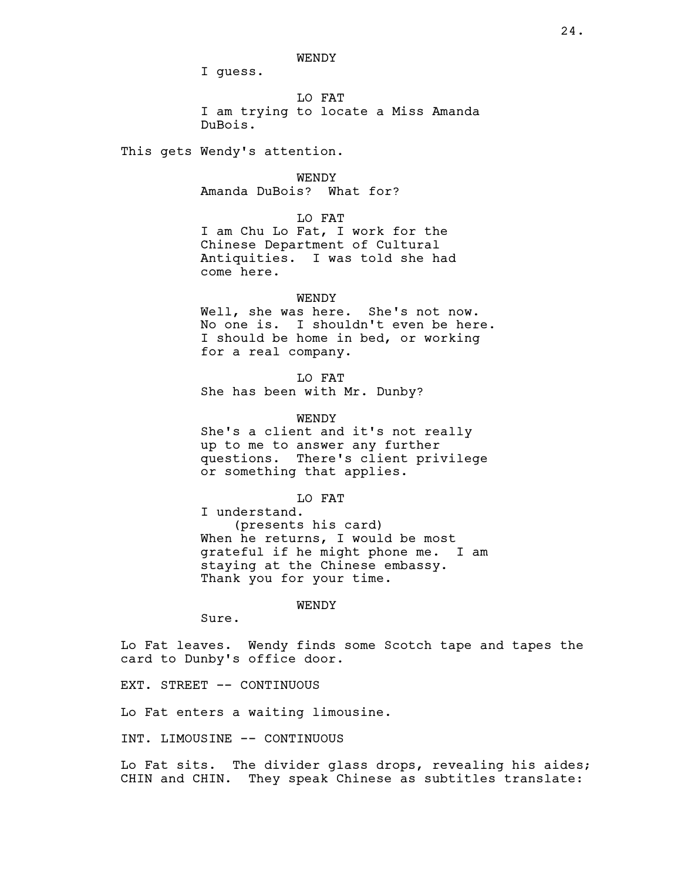WENDY
I guess.

LO FAT
I am trying to locate a Miss Amanda DuBois.

This gets Wendy's attention.

WENDY
Amanda DuBois? What for?

LO FAT
I am Chu Lo Fat, I work for the Chinese Department of Cultural Antiquities. I was told she had come here.

WENDY
Well, she was here. She's not now. No one is. I shouldn't even be here. I should be home in bed, or working for a real company.

LO FAT
She has been with Mr. Dunby?

WENDY
She's a client and it's not really up to me to answer any further questions. There's client privilege or something that applies.

LO FAT
I understand.
(presents his card)
When he returns, I would be most grateful if he might phone me. I am staying at the Chinese embassy. Thank you for your time.

WENDY
Sure.

Lo Fat leaves. Wendy finds some Scotch tape and tapes the card to Dunby's office door.

EXT. STREET -- CONTINUOUS

Lo Fat enters a waiting limousine.

INT. LIMOUSINE -- CONTINUOUS

Lo Fat sits. The divider glass drops, revealing his aides; CHIN and CHIN. They speak Chinese as subtitles translate: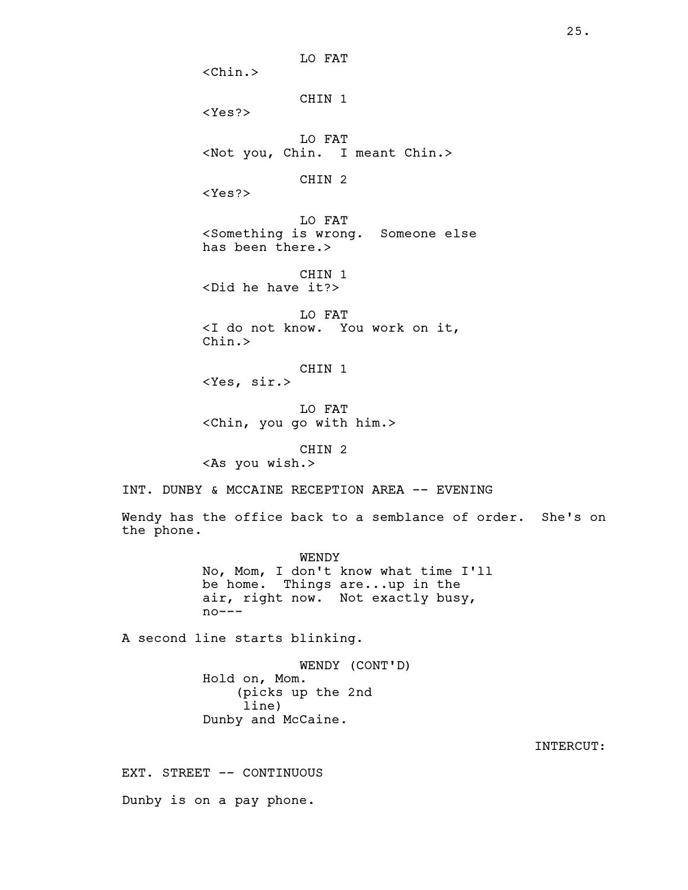LO FAT
<Chin.>

CHIN 1
<Yes?>

LO FAT
<Not you, Chin. I meant Chin.>

CHIN 2
<Yes?>

LO FAT
<Something is wrong. Someone else has been there.>

CHIN 1
<Did he have it?>

LO FAT
<I do not know. You work on it, Chin.>

CHIN 1
<Yes, sir.>

LO FAT
<Chin, you go with him.>

CHIN 2
<As you wish.>

INT. DUNBY & MCCAINE RECEPTION AREA -- EVENING

Wendy has the office back to a semblance of order. She's on the phone.

WENDY
No, Mom, I don't know what time I'll be home. Things are...up in the air, right now. Not exactly busy, no---

A second line starts blinking.

WENDY (CONT'D)
Hold on, Mom.
(picks up the 2nd line)
Dunby and McCaine.

INTERCUT:

EXT. STREET -- CONTINUOUS

Dunby is on a pay phone.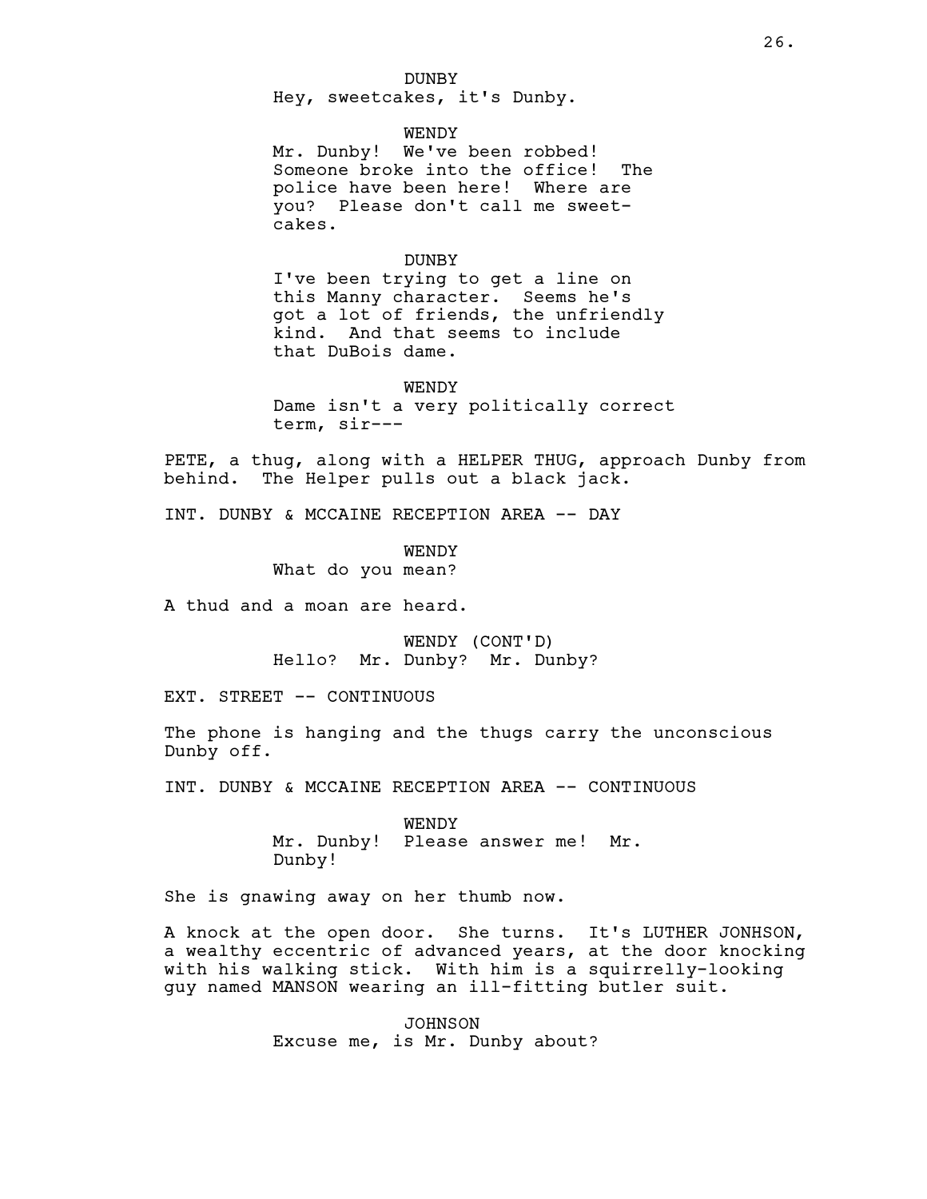DUNBY
Hey, sweetcakes, it's Dunby.

WENDY
Mr. Dunby! We've been robbed! Someone broke into the office! The police have been here! Where are you? Please don't call me sweet-cakes.

DUNBY
I've been trying to get a line on this Manny character. Seems he's got a lot of friends, the unfriendly kind. And that seems to include that DuBois dame.

WENDY
Dame isn't a very politically correct term, sir---

PETE, a thug, along with a HELPER THUG, approach Dunby from behind. The Helper pulls out a black jack.

INT. DUNBY & MCCAINE RECEPTION AREA -- DAY

WENDY
What do you mean?

A thud and a moan are heard.

WENDY (CONT'D)
Hello? Mr. Dunby? Mr. Dunby?

EXT. STREET -- CONTINUOUS

The phone is hanging and the thugs carry the unconscious Dunby off.

INT. DUNBY & MCCAINE RECEPTION AREA -- CONTINUOUS

WENDY
Mr. Dunby! Please answer me! Mr. Dunby!

She is gnawing away on her thumb now.

A knock at the open door. She turns. It's LUTHER JONHSON, a wealthy eccentric of advanced years, at the door knocking with his walking stick. With him is a squirrelly-looking guy named MANSON wearing an ill-fitting butler suit.

JOHNSON
Excuse me, is Mr. Dunby about?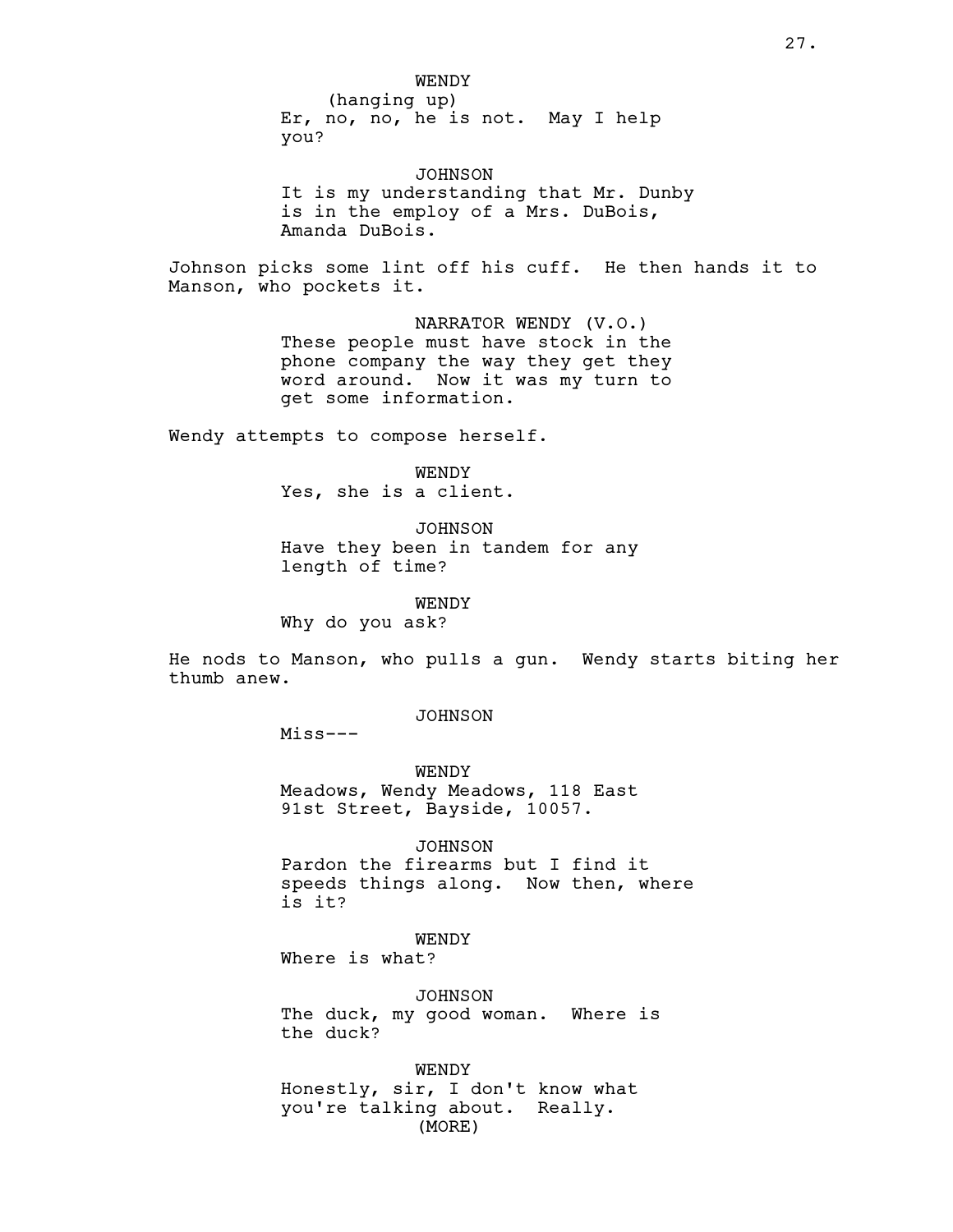WENDY
(hanging up)
Er, no, no, he is not. May I help you?

JOHNSON
It is my understanding that Mr. Dunby is in the employ of a Mrs. DuBois, Amanda DuBois.

Johnson picks some lint off his cuff. He then hands it to Manson, who pockets it.

NARRATOR WENDY (V.O.)
These people must have stock in the phone company the way they get they word around. Now it was my turn to get some information.

Wendy attempts to compose herself.

WENDY
Yes, she is a client.

JOHNSON
Have they been in tandem for any length of time?

WENDY
Why do you ask?

He nods to Manson, who pulls a gun. Wendy starts biting her thumb anew.

JOHNSON
Miss---

WENDY
Meadows, Wendy Meadows, 118 East 91st Street, Bayside, 10057.

JOHNSON
Pardon the firearms but I find it speeds things along. Now then, where is it?

WENDY
Where is what?

JOHNSON
The duck, my good woman. Where is the duck?

WENDY
Honestly, sir, I don't know what you're talking about. Really.
(MORE)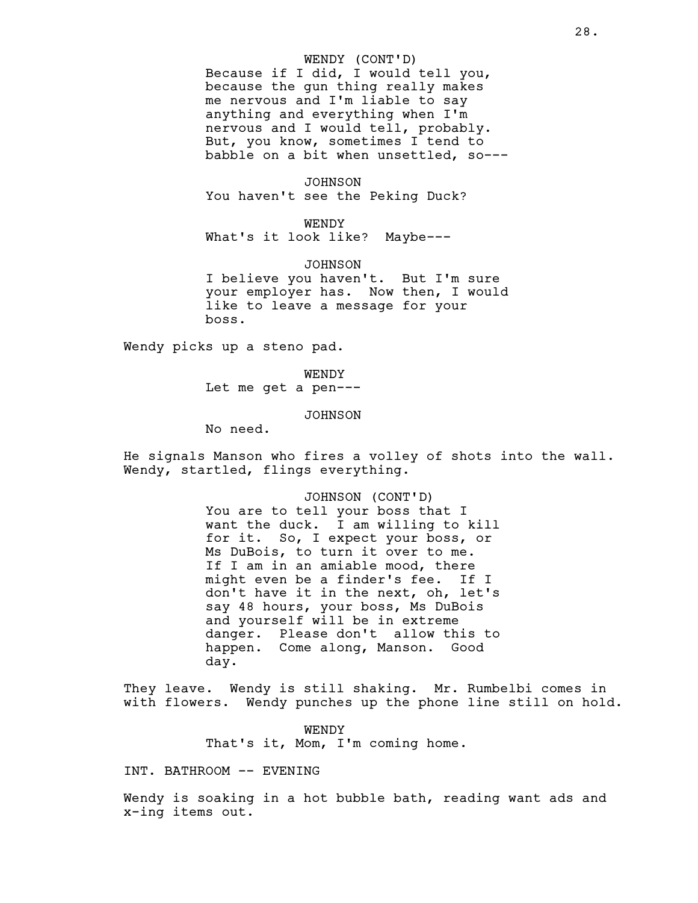WENDY (CONT'D)
Because if I did, I would tell you, because the gun thing really makes me nervous and I'm liable to say anything and everything when I'm nervous and I would tell, probably. But, you know, sometimes I tend to babble on a bit when unsettled, so---

JOHNSON
You haven't see the Peking Duck?

WENDY
What's it look like? Maybe---

JOHNSON
I believe you haven't. But I'm sure your employer has. Now then, I would like to leave a message for your boss.

Wendy picks up a steno pad.

WENDY
Let me get a pen---

JOHNSON
No need.

He signals Manson who fires a volley of shots into the wall. Wendy, startled, flings everything.

JOHNSON (CONT'D)
You are to tell your boss that I want the duck. I am willing to kill for it. So, I expect your boss, or Ms DuBois, to turn it over to me. If I am in an amiable mood, there might even be a finder's fee. If I don't have it in the next, oh, let's say 48 hours, your boss, Ms DuBois and yourself will be in extreme danger. Please don't allow this to happen. Come along, Manson. Good day.

They leave. Wendy is still shaking. Mr. Rumbelbi comes in with flowers. Wendy punches up the phone line still on hold.

WENDY
That's it, Mom, I'm coming home.

INT. BATHROOM -- EVENING

Wendy is soaking in a hot bubble bath, reading want ads and x-ing items out.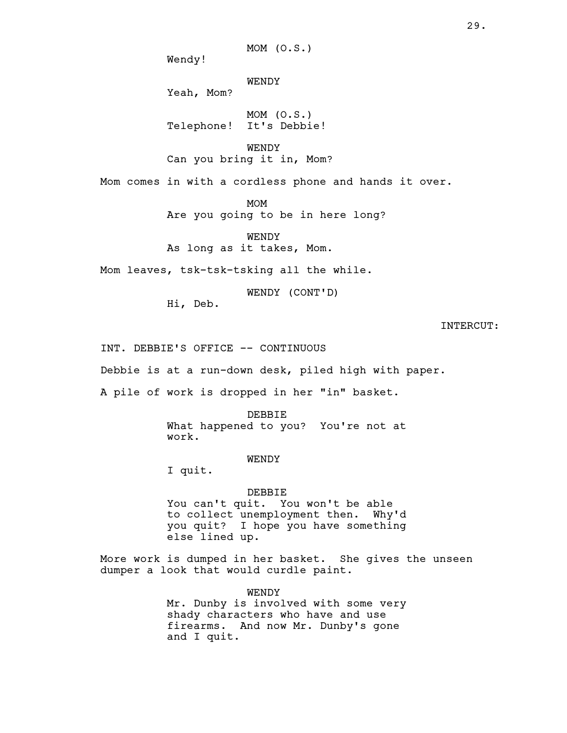MOM (O.S.)
Wendy!

WENDY
Yeah, Mom?

MOM (O.S.)
Telephone! It's Debbie!

WENDY
Can you bring it in, Mom?

Mom comes in with a cordless phone and hands it over.

MOM
Are you going to be in here long?

WENDY
As long as it takes, Mom.

Mom leaves, tsk-tsk-tsking all the while.

WENDY (CONT'D)
Hi, Deb.

INTERCUT:

INT. DEBBIE'S OFFICE -- CONTINUOUS

Debbie is at a run-down desk, piled high with paper.

A pile of work is dropped in her "in" basket.

DEBBIE
What happened to you? You're not at work.

WENDY
I quit.

DEBBIE
You can't quit. You won't be able to collect unemployment then. Why'd you quit? I hope you have something else lined up.

More work is dumped in her basket. She gives the unseen dumper a look that would curdle paint.

WENDY
Mr. Dunby is involved with some very shady characters who have and use firearms. And now Mr. Dunby's gone and I quit.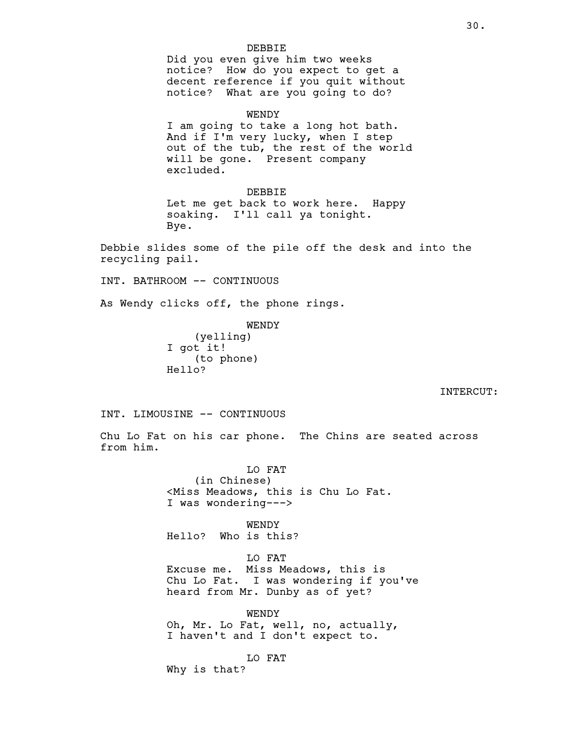DEBBIE
Did you even give him two weeks notice? How do you expect to get a decent reference if you quit without notice? What are you going to do?

WENDY
I am going to take a long hot bath. And if I'm very lucky, when I step out of the tub, the rest of the world will be gone. Present company excluded.

DEBBIE
Let me get back to work here. Happy soaking. I'll call ya tonight. Bye.

Debbie slides some of the pile off the desk and into the recycling pail.

INT. BATHROOM -- CONTINUOUS

As Wendy clicks off, the phone rings.

WENDY
(yelling)
I got it!
(to phone)
Hello?

INTERCUT:

INT. LIMOUSINE -- CONTINUOUS

Chu Lo Fat on his car phone. The Chins are seated across from him.

LO FAT
(in Chinese)
<Miss Meadows, this is Chu Lo Fat. I was wondering--->

WENDY
Hello? Who is this?

LO FAT
Excuse me. Miss Meadows, this is Chu Lo Fat. I was wondering if you've heard from Mr. Dunby as of yet?

WENDY
Oh, Mr. Lo Fat, well, no, actually, I haven't and I don't expect to.

LO FAT
Why is that?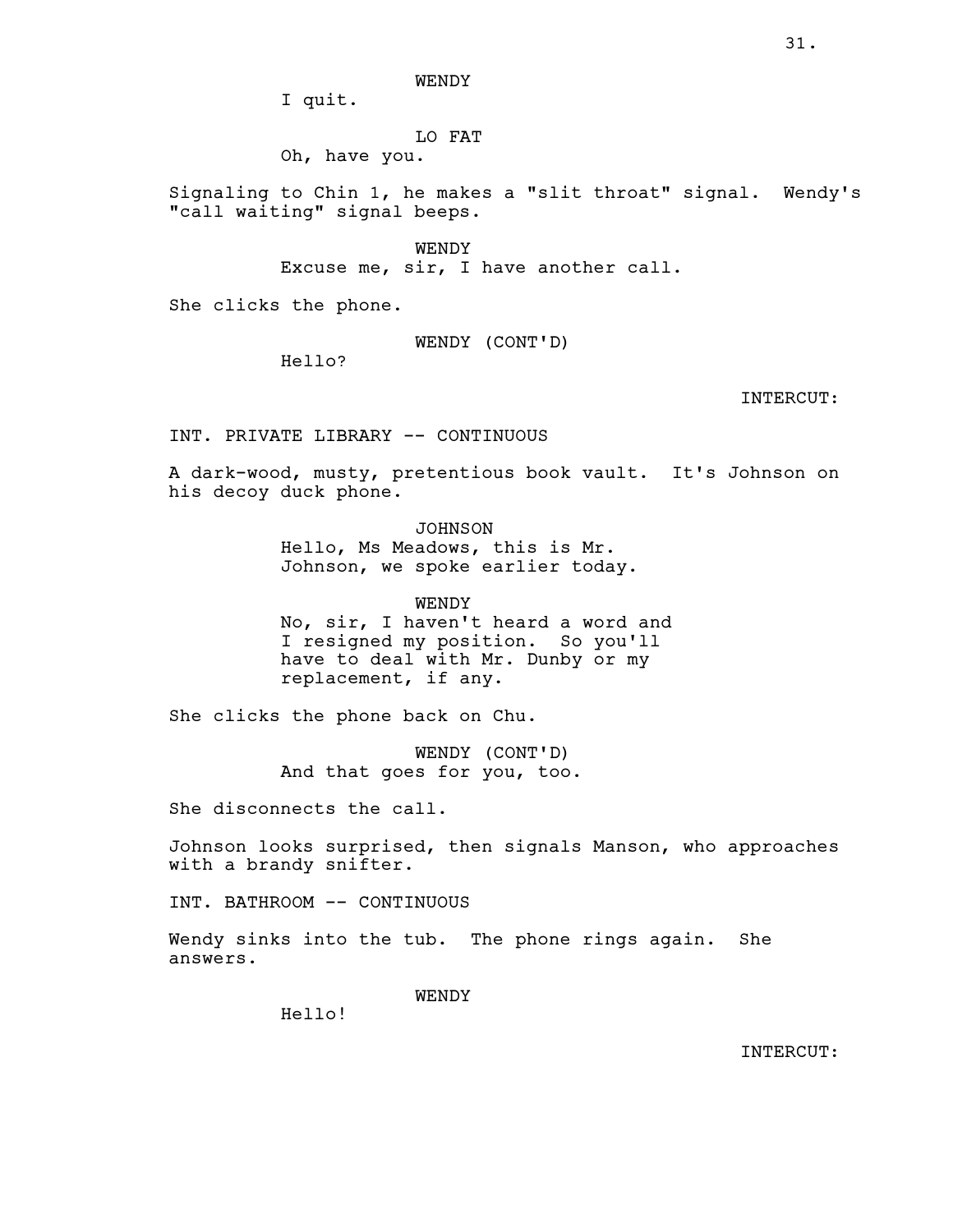WENDY

I quit.

LO FAT

Oh, have you.

Signaling to Chin 1, he makes a "slit throat" signal. Wendy's "call waiting" signal beeps.

WENDY

Excuse me, sir, I have another call.

She clicks the phone.

WENDY (CONT'D)

Hello?

INTERCUT:

INT. PRIVATE LIBRARY -- CONTINUOUS

A dark-wood, musty, pretentious book vault. It's Johnson on his decoy duck phone.

JOHNSON

Hello, Ms Meadows, this is Mr. Johnson, we spoke earlier today.

WENDY

No, sir, I haven't heard a word and I resigned my position. So you'll have to deal with Mr. Dunby or my replacement, if any.

She clicks the phone back on Chu.

WENDY (CONT'D)

And that goes for you, too.

She disconnects the call.

Johnson looks surprised, then signals Manson, who approaches with a brandy snifter.

INT. BATHROOM -- CONTINUOUS

Wendy sinks into the tub. The phone rings again. She answers.

WENDY

Hello!

INTERCUT: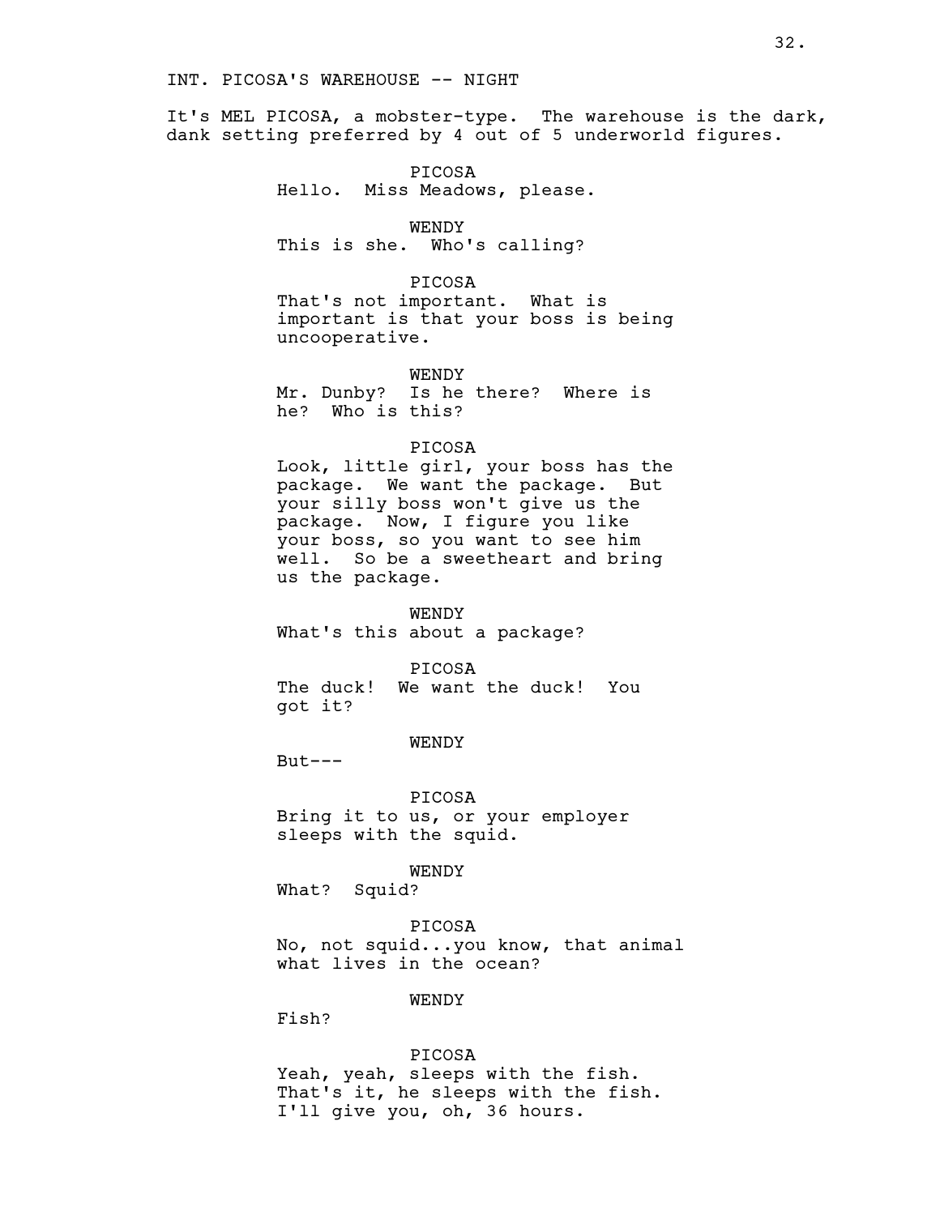INT. PICOSA'S WAREHOUSE -- NIGHT

It's MEL PICOSA, a mobster-type. The warehouse is the dark, dank setting preferred by 4 out of 5 underworld figures.

PICOSA
Hello. Miss Meadows, please.

WENDY
This is she. Who's calling?

PICOSA
That's not important. What is important is that your boss is being uncooperative.

WENDY
Mr. Dunby? Is he there? Where is he? Who is this?

PICOSA
Look, little girl, your boss has the package. We want the package. But your silly boss won't give us the package. Now, I figure you like your boss, so you want to see him well. So be a sweetheart and bring us the package.

WENDY
What's this about a package?

PICOSA
The duck! We want the duck! You got it?

WENDY
But---

PICOSA
Bring it to us, or your employer sleeps with the squid.

WENDY
What? Squid?

PICOSA
No, not squid...you know, that animal what lives in the ocean?

WENDY
Fish?

PICOSA
Yeah, yeah, sleeps with the fish. That's it, he sleeps with the fish. I'll give you, oh, 36 hours.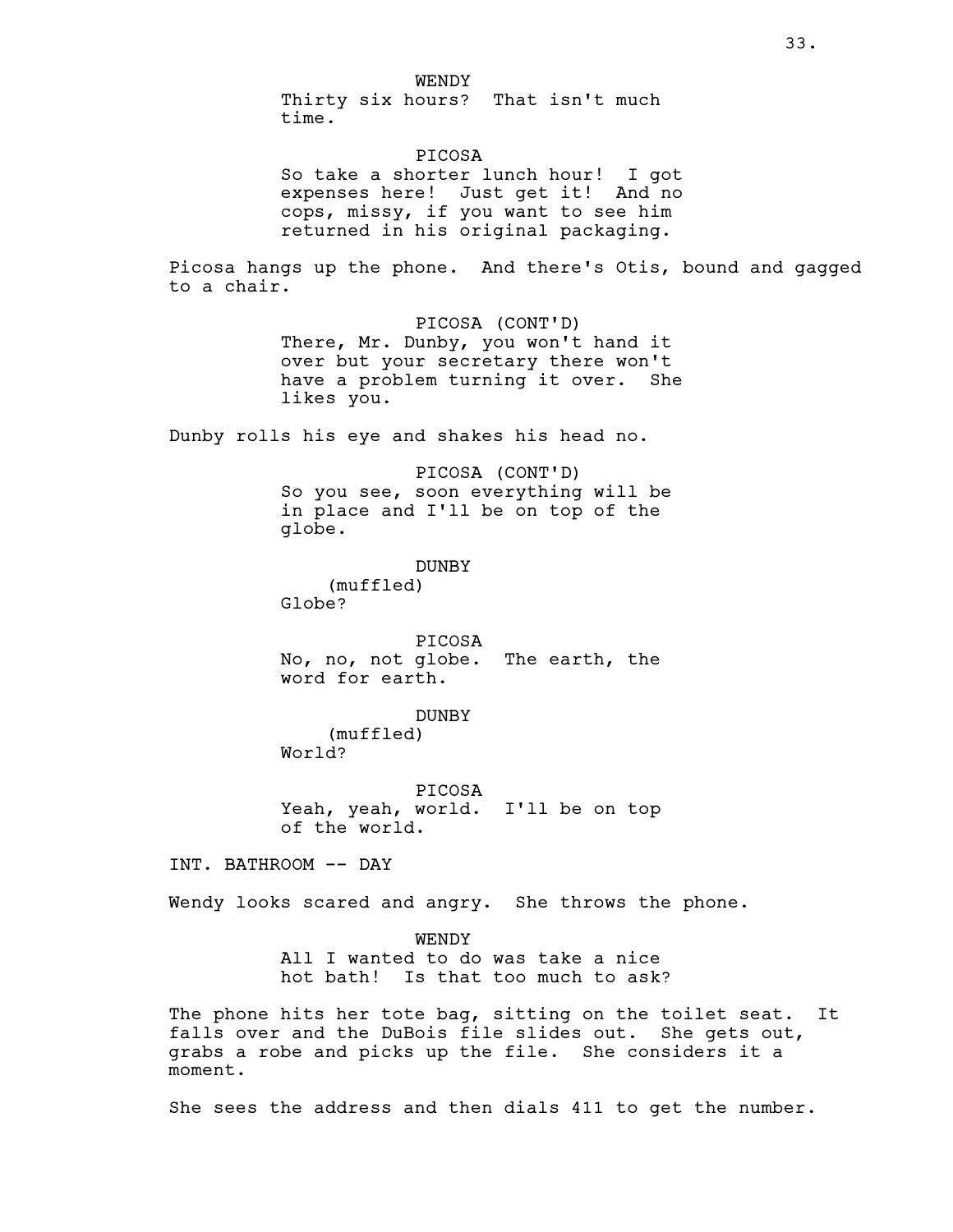WENDY
Thirty six hours? That isn't much time.

PICOSA
So take a shorter lunch hour! I got expenses here! Just get it! And no cops, missy, if you want to see him returned in his original packaging.

Picosa hangs up the phone. And there's Otis, bound and gagged to a chair.

PICOSA (CONT'D)
There, Mr. Dunby, you won't hand it over but your secretary there won't have a problem turning it over. She likes you.

Dunby rolls his eye and shakes his head no.

PICOSA (CONT'D)
So you see, soon everything will be in place and I'll be on top of the globe.

DUNBY
(muffled)
Globe?

PICOSA
No, no, not globe. The earth, the word for earth.

DUNBY
(muffled)
World?

PICOSA
Yeah, yeah, world. I'll be on top of the world.

INT. BATHROOM -- DAY

Wendy looks scared and angry. She throws the phone.

WENDY
All I wanted to do was take a nice hot bath! Is that too much to ask?

The phone hits her tote bag, sitting on the toilet seat. It falls over and the DuBois file slides out. She gets out, grabs a robe and picks up the file. She considers it a moment.

She sees the address and then dials 411 to get the number.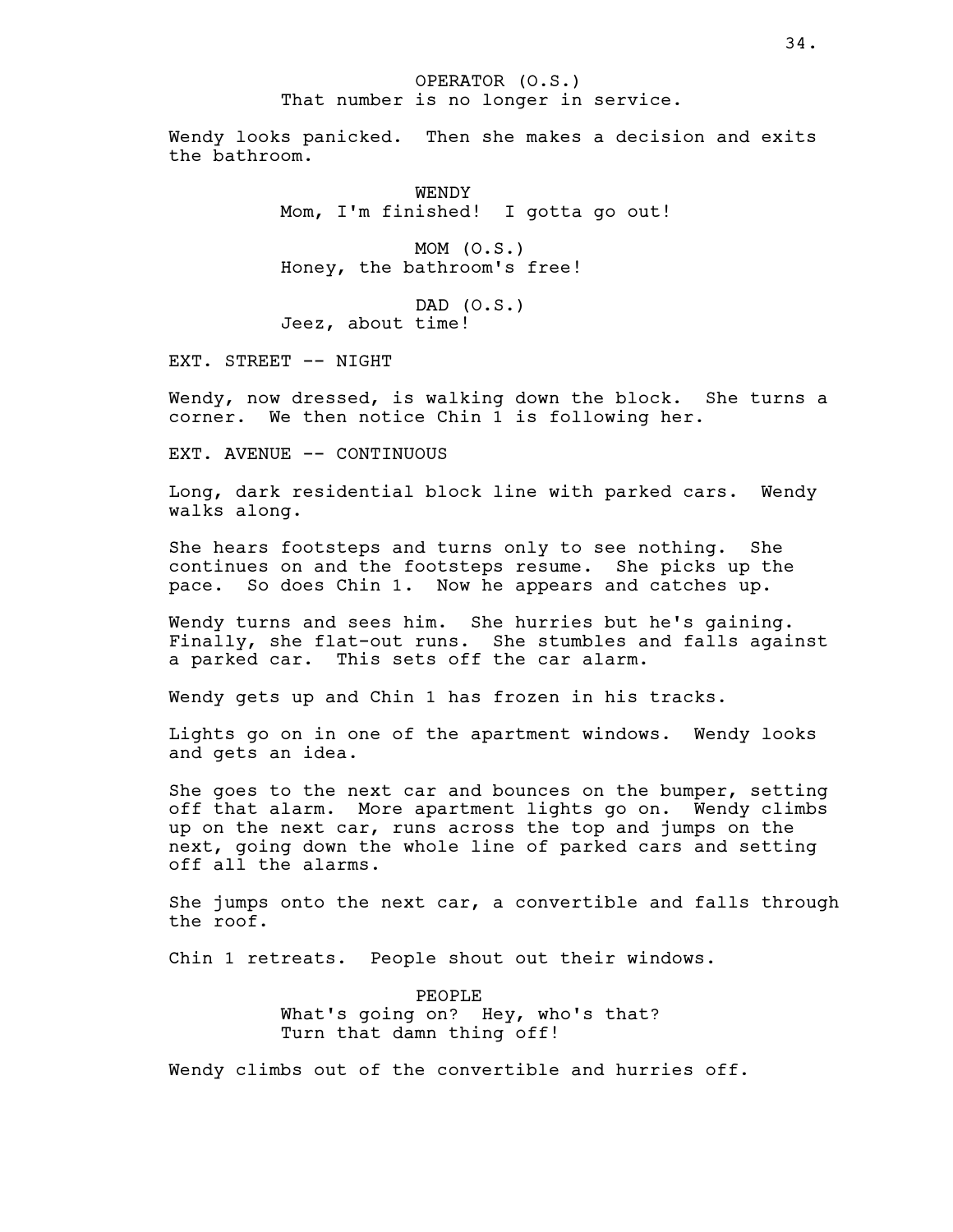OPERATOR (O.S.)
That number is no longer in service.

Wendy looks panicked. Then she makes a decision and exits the bathroom.

WENDY
Mom, I'm finished! I gotta go out!

MOM (O.S.)
Honey, the bathroom's free!

DAD (O.S.)
Jeez, about time!

EXT. STREET -- NIGHT

Wendy, now dressed, is walking down the block. She turns a corner. We then notice Chin 1 is following her.

EXT. AVENUE -- CONTINUOUS

Long, dark residential block line with parked cars. Wendy walks along.

She hears footsteps and turns only to see nothing. She continues on and the footsteps resume. She picks up the pace. So does Chin 1. Now he appears and catches up.

Wendy turns and sees him. She hurries but he's gaining. Finally, she flat-out runs. She stumbles and falls against a parked car. This sets off the car alarm.

Wendy gets up and Chin 1 has frozen in his tracks.

Lights go on in one of the apartment windows. Wendy looks and gets an idea.

She goes to the next car and bounces on the bumper, setting off that alarm. More apartment lights go on. Wendy climbs up on the next car, runs across the top and jumps on the next, going down the whole line of parked cars and setting off all the alarms.

She jumps onto the next car, a convertible and falls through the roof.

Chin 1 retreats. People shout out their windows.

PEOPLE
What's going on? Hey, who's that?
Turn that damn thing off!

Wendy climbs out of the convertible and hurries off.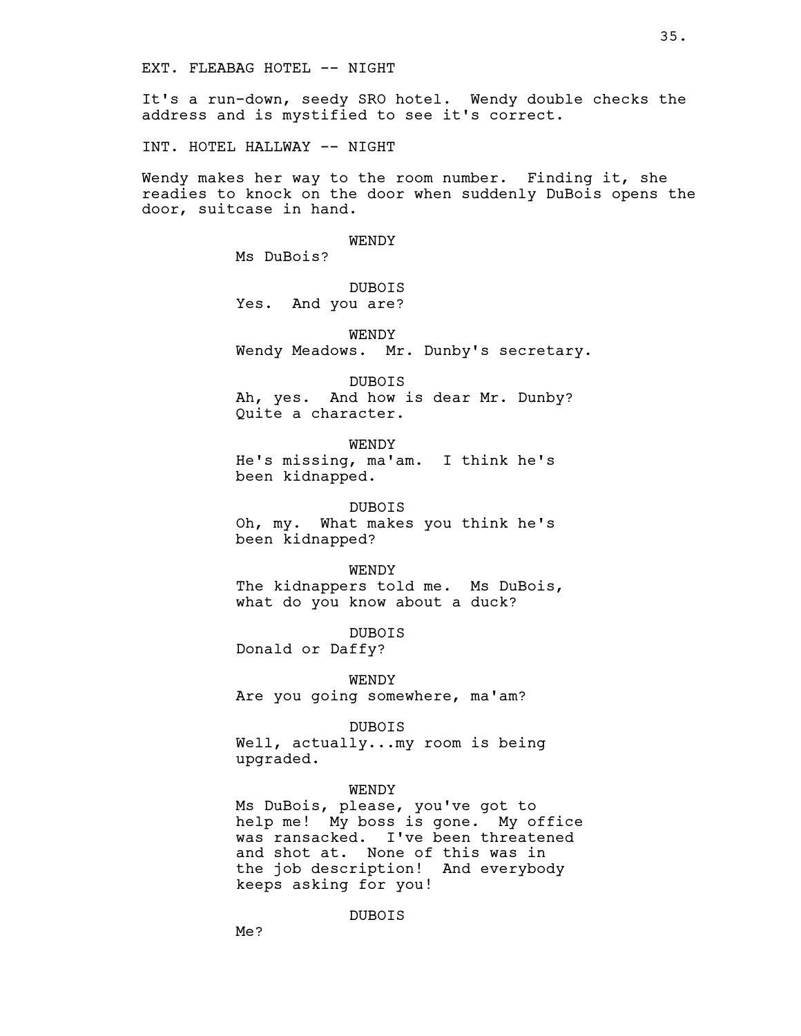EXT. FLEABAG HOTEL -- NIGHT

It's a run-down, seedy SRO hotel. Wendy double checks the address and is mystified to see it's correct.

INT. HOTEL HALLWAY -- NIGHT

Wendy makes her way to the room number. Finding it, she readies to knock on the door when suddenly DuBois opens the door, suitcase in hand.

WENDY
Ms DuBois?

DUBOIS
Yes. And you are?

WENDY
Wendy Meadows. Mr. Dunby's secretary.

DUBOIS
Ah, yes. And how is dear Mr. Dunby? Quite a character.

WENDY
He's missing, ma'am. I think he's been kidnapped.

DUBOIS
Oh, my. What makes you think he's been kidnapped?

WENDY
The kidnappers told me. Ms DuBois, what do you know about a duck?

DUBOIS
Donald or Daffy?

WENDY
Are you going somewhere, ma'am?

DUBOIS
Well, actually...my room is being upgraded.

WENDY
Ms DuBois, please, you've got to help me! My boss is gone. My office was ransacked. I've been threatened and shot at. None of this was in the job description! And everybody keeps asking for you!

DUBOIS
Me?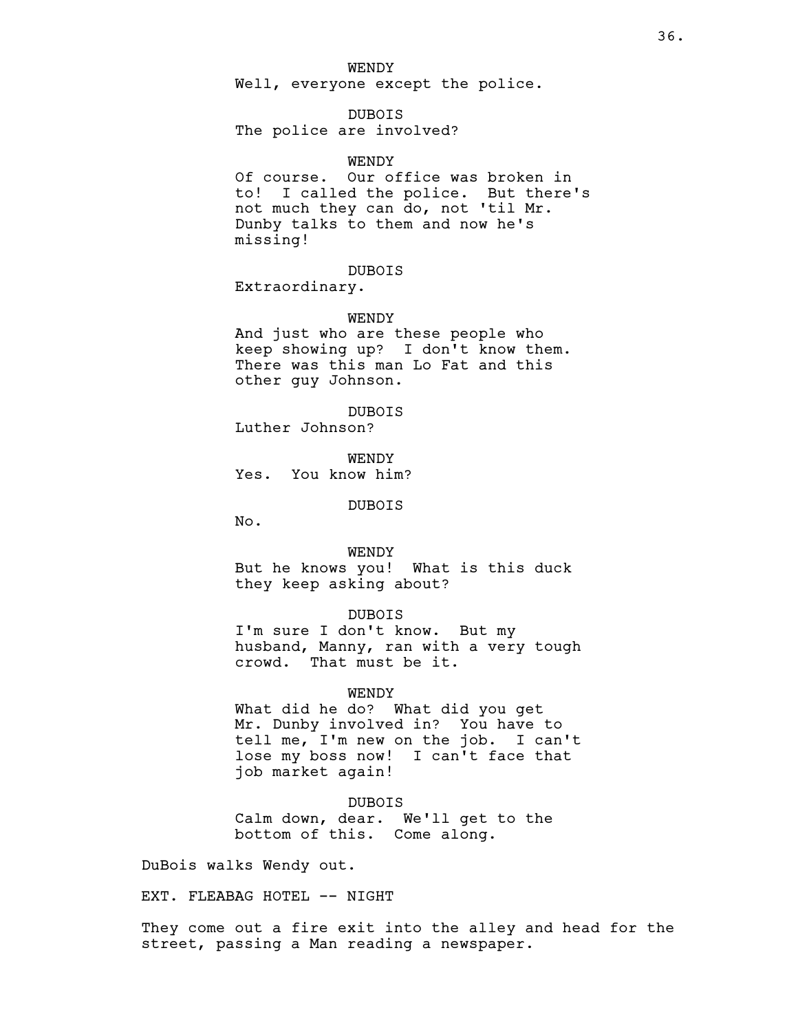WENDY
Well, everyone except the police.

DUBOIS
The police are involved?

WENDY
Of course. Our office was broken in to! I called the police. But there's not much they can do, not 'til Mr. Dunby talks to them and now he's missing!

DUBOIS
Extraordinary.

WENDY
And just who are these people who keep showing up? I don't know them. There was this man Lo Fat and this other guy Johnson.

DUBOIS
Luther Johnson?

WENDY
Yes. You know him?

DUBOIS
No.

WENDY
But he knows you! What is this duck they keep asking about?

DUBOIS
I'm sure I don't know. But my husband, Manny, ran with a very tough crowd. That must be it.

WENDY
What did he do? What did you get Mr. Dunby involved in? You have to tell me, I'm new on the job. I can't lose my boss now! I can't face that job market again!

DUBOIS
Calm down, dear. We'll get to the bottom of this. Come along.

DuBois walks Wendy out.

EXT. FLEABAG HOTEL -- NIGHT

They come out a fire exit into the alley and head for the street, passing a Man reading a newspaper.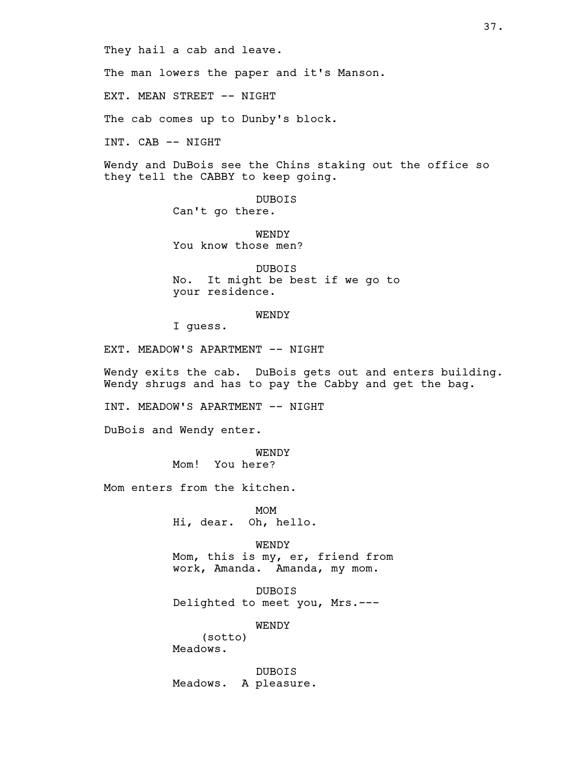They hail a cab and leave.

The man lowers the paper and it's Manson.

EXT. MEAN STREET -- NIGHT

The cab comes up to Dunby's block.

INT. CAB -- NIGHT

Wendy and DuBois see the Chins staking out the office so they tell the CABBY to keep going.

DUBOIS
Can't go there.

WENDY
You know those men?

DUBOIS
No. It might be best if we go to your residence.

WENDY
I guess.

EXT. MEADOW'S APARTMENT -- NIGHT

Wendy exits the cab. DuBois gets out and enters building. Wendy shrugs and has to pay the Cabby and get the bag.

INT. MEADOW'S APARTMENT -- NIGHT

DuBois and Wendy enter.

WENDY
Mom! You here?

Mom enters from the kitchen.

MOM
Hi, dear. Oh, hello.

WENDY
Mom, this is my, er, friend from work, Amanda. Amanda, my mom.

DUBOIS
Delighted to meet you, Mrs.---

WENDY
(sotto)
Meadows.

DUBOIS
Meadows. A pleasure.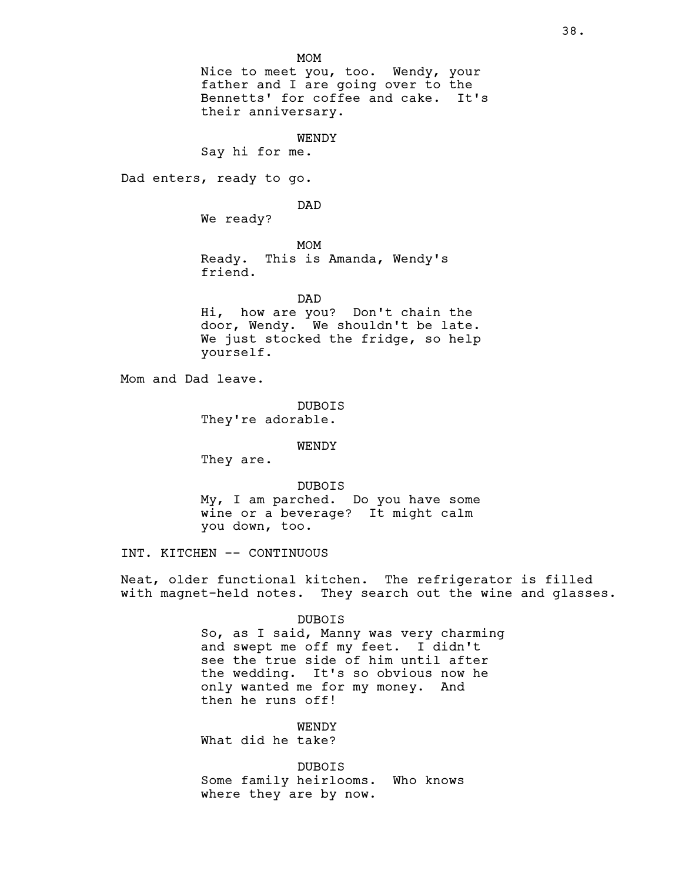MOM

Nice to meet you, too. Wendy, your father and I are going over to the Bennetts' for coffee and cake. It's their anniversary.

WENDY

Say hi for me.

Dad enters, ready to go.

DAD

We ready?

MOM

Ready. This is Amanda, Wendy's friend.

DAD

Hi, how are you? Don't chain the door, Wendy. We shouldn't be late. We just stocked the fridge, so help yourself.

Mom and Dad leave.

DUBOIS

They're adorable.

WENDY

They are.

DUBOIS

My, I am parched. Do you have some wine or a beverage? It might calm you down, too.

INT. KITCHEN -- CONTINUOUS

Neat, older functional kitchen. The refrigerator is filled with magnet-held notes. They search out the wine and glasses.

DUBOIS

So, as I said, Manny was very charming and swept me off my feet. I didn't see the true side of him until after the wedding. It's so obvious now he only wanted me for my money. And then he runs off!

WENDY

What did he take?

DUBOIS

Some family heirlooms. Who knows where they are by now.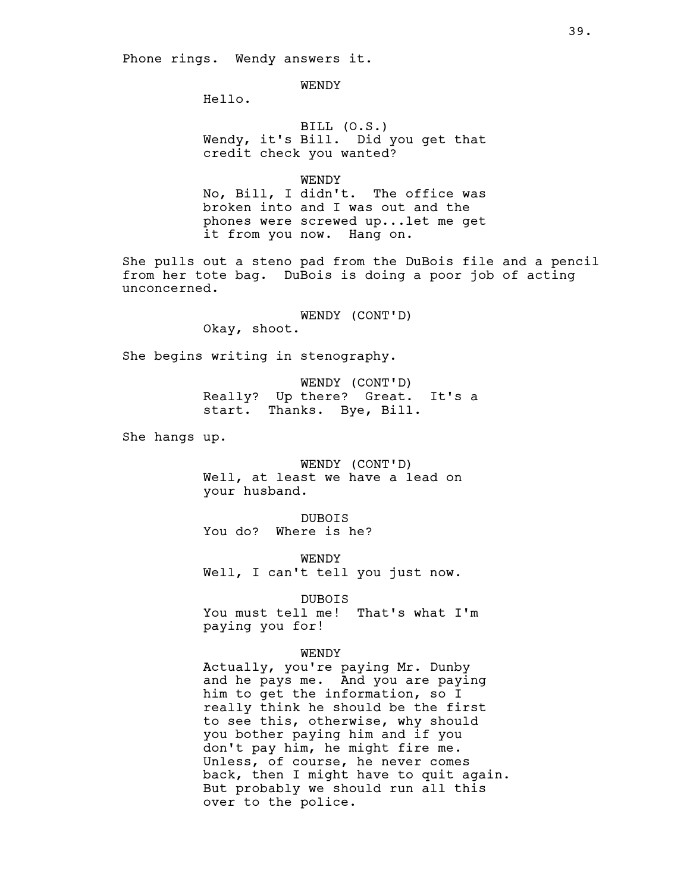Phone rings. Wendy answers it.

WENDY
Hello.

BILL (O.S.)
Wendy, it's Bill. Did you get that credit check you wanted?

WENDY
No, Bill, I didn't. The office was broken into and I was out and the phones were screwed up...let me get it from you now. Hang on.

She pulls out a steno pad from the DuBois file and a pencil from her tote bag. DuBois is doing a poor job of acting unconcerned.

WENDY (CONT'D)
Okay, shoot.

She begins writing in stenography.

WENDY (CONT'D)
Really? Up there? Great. It's a start. Thanks. Bye, Bill.

She hangs up.

WENDY (CONT'D)
Well, at least we have a lead on your husband.

DUBOIS
You do? Where is he?

WENDY
Well, I can't tell you just now.

DUBOIS
You must tell me! That's what I'm paying you for!

WENDY
Actually, you're paying Mr. Dunby and he pays me. And you are paying him to get the information, so I really think he should be the first to see this, otherwise, why should you bother paying him and if you don't pay him, he might fire me. Unless, of course, he never comes back, then I might have to quit again. But probably we should run all this over to the police.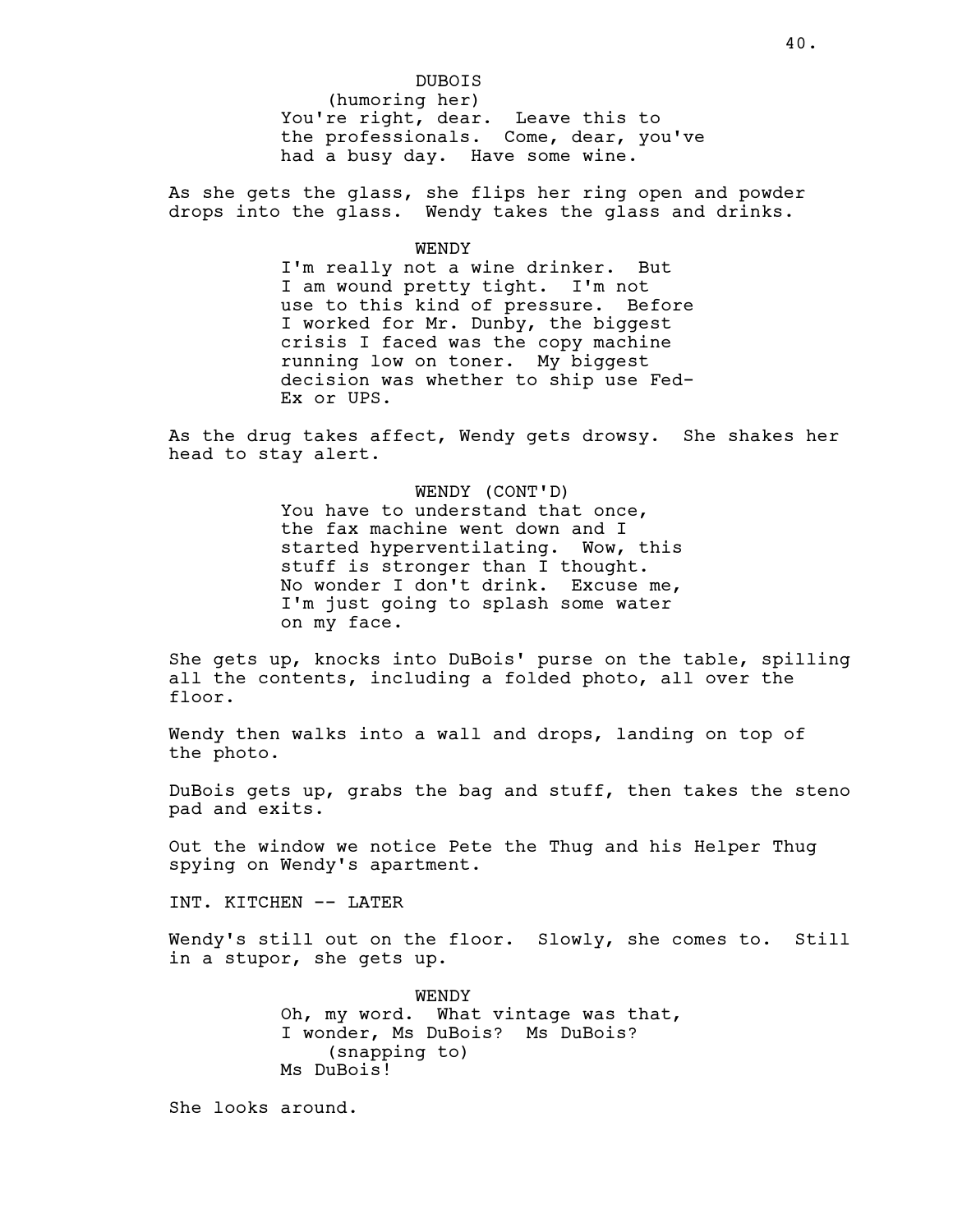DUBOIS
(humoring her)
You're right, dear. Leave this to the professionals. Come, dear, you've had a busy day. Have some wine.

As she gets the glass, she flips her ring open and powder drops into the glass. Wendy takes the glass and drinks.

WENDY
I'm really not a wine drinker. But I am wound pretty tight. I'm not use to this kind of pressure. Before I worked for Mr. Dunby, the biggest crisis I faced was the copy machine running low on toner. My biggest decision was whether to ship use Fed-Ex or UPS.

As the drug takes affect, Wendy gets drowsy. She shakes her head to stay alert.

WENDY (CONT'D)
You have to understand that once, the fax machine went down and I started hyperventilating. Wow, this stuff is stronger than I thought. No wonder I don't drink. Excuse me, I'm just going to splash some water on my face.

She gets up, knocks into DuBois' purse on the table, spilling all the contents, including a folded photo, all over the floor.

Wendy then walks into a wall and drops, landing on top of the photo.

DuBois gets up, grabs the bag and stuff, then takes the steno pad and exits.

Out the window we notice Pete the Thug and his Helper Thug spying on Wendy's apartment.

INT. KITCHEN -- LATER

Wendy's still out on the floor. Slowly, she comes to. Still in a stupor, she gets up.

WENDY
Oh, my word. What vintage was that, I wonder, Ms DuBois? Ms DuBois?
(snapping to)
Ms DuBois!

She looks around.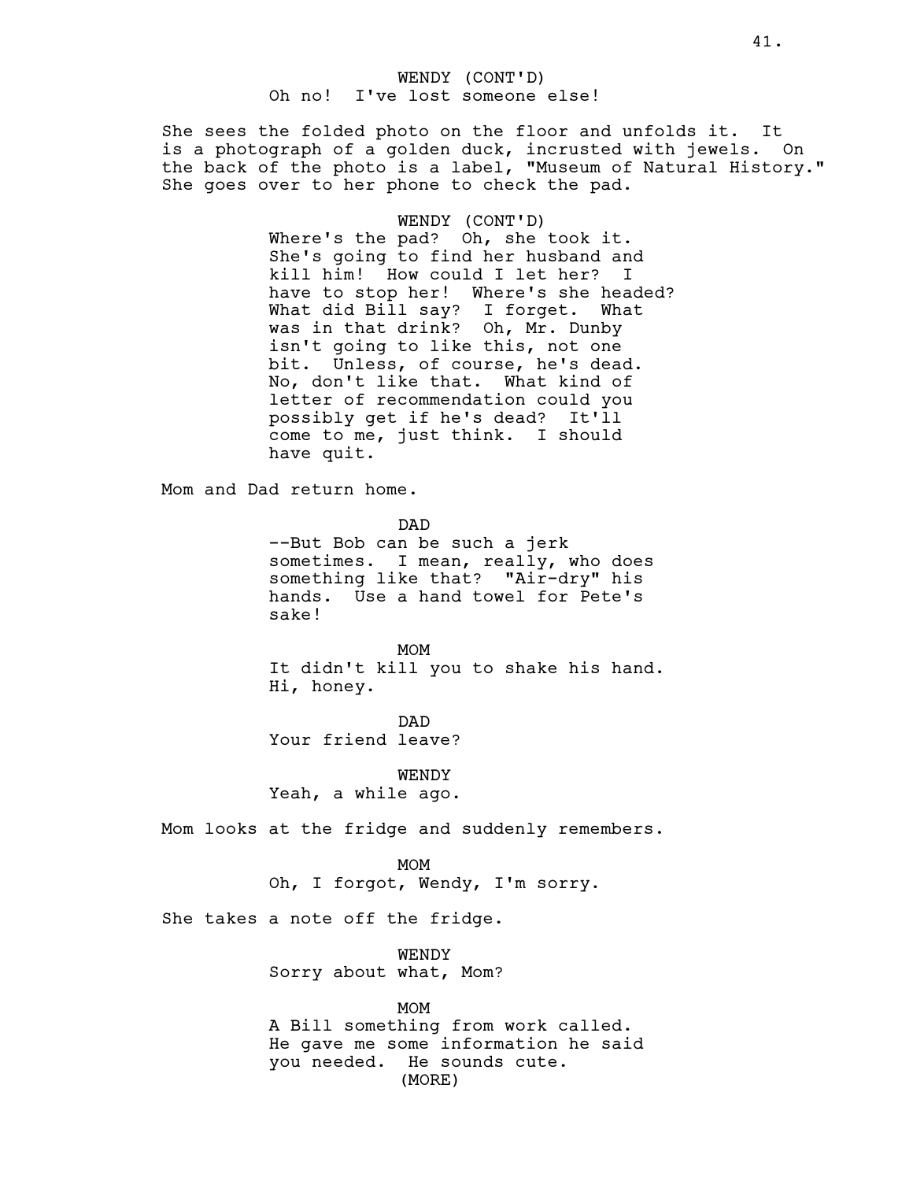WENDY (CONT'D)
Oh no! I've lost someone else!

She sees the folded photo on the floor and unfolds it. It is a photograph of a golden duck, incrusted with jewels. On the back of the photo is a label, "Museum of Natural History." She goes over to her phone to check the pad.

WENDY (CONT'D)
Where's the pad? Oh, she took it. She's going to find her husband and kill him! How could I let her? I have to stop her! Where's she headed? What did Bill say? I forget. What was in that drink? Oh, Mr. Dunby isn't going to like this, not one bit. Unless, of course, he's dead. No, don't like that. What kind of letter of recommendation could you possibly get if he's dead? It'll come to me, just think. I should have quit.

Mom and Dad return home.

DAD
--But Bob can be such a jerk sometimes. I mean, really, who does something like that? "Air-dry" his hands. Use a hand towel for Pete's sake!

MOM
It didn't kill you to shake his hand. Hi, honey.

DAD
Your friend leave?

WENDY
Yeah, a while ago.

Mom looks at the fridge and suddenly remembers.

MOM
Oh, I forgot, Wendy, I'm sorry.

She takes a note off the fridge.

WENDY
Sorry about what, Mom?

MOM
A Bill something from work called. He gave me some information he said you needed. He sounds cute.
(MORE)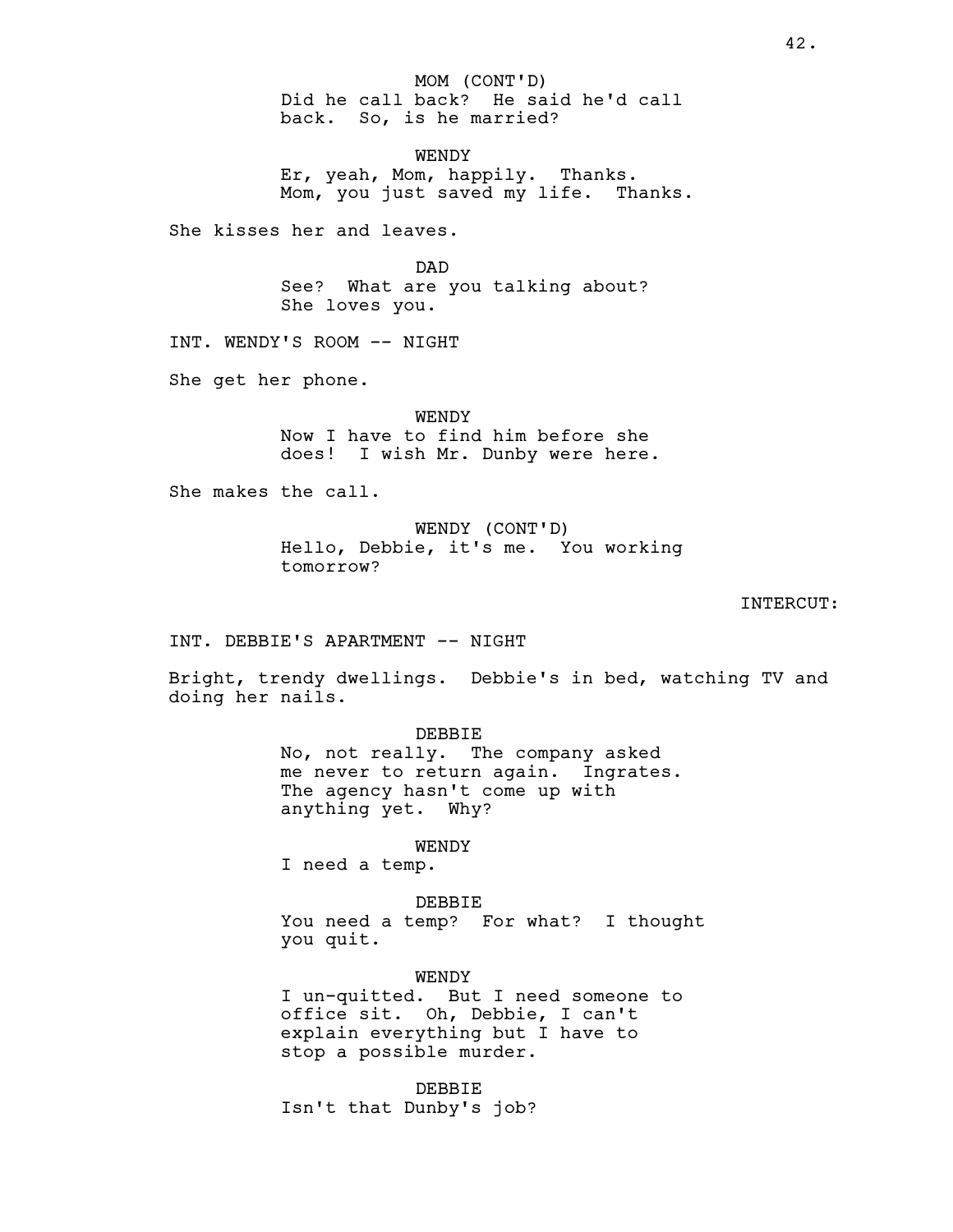MOM (CONT'D)
Did he call back? He said he'd call back. So, is he married?

WENDY
Er, yeah, Mom, happily. Thanks. Mom, you just saved my life. Thanks.

She kisses her and leaves.

DAD
See? What are you talking about? She loves you.

INT. WENDY'S ROOM -- NIGHT

She get her phone.

WENDY
Now I have to find him before she does! I wish Mr. Dunby were here.

She makes the call.

WENDY (CONT'D)
Hello, Debbie, it's me. You working tomorrow?

INTERCUT:

INT. DEBBIE'S APARTMENT -- NIGHT

Bright, trendy dwellings. Debbie's in bed, watching TV and doing her nails.

DEBBIE
No, not really. The company asked me never to return again. Ingrates. The agency hasn't come up with anything yet. Why?

WENDY
I need a temp.

DEBBIE
You need a temp? For what? I thought you quit.

WENDY
I un-quitted. But I need someone to office sit. Oh, Debbie, I can't explain everything but I have to stop a possible murder.

DEBBIE
Isn't that Dunby's job?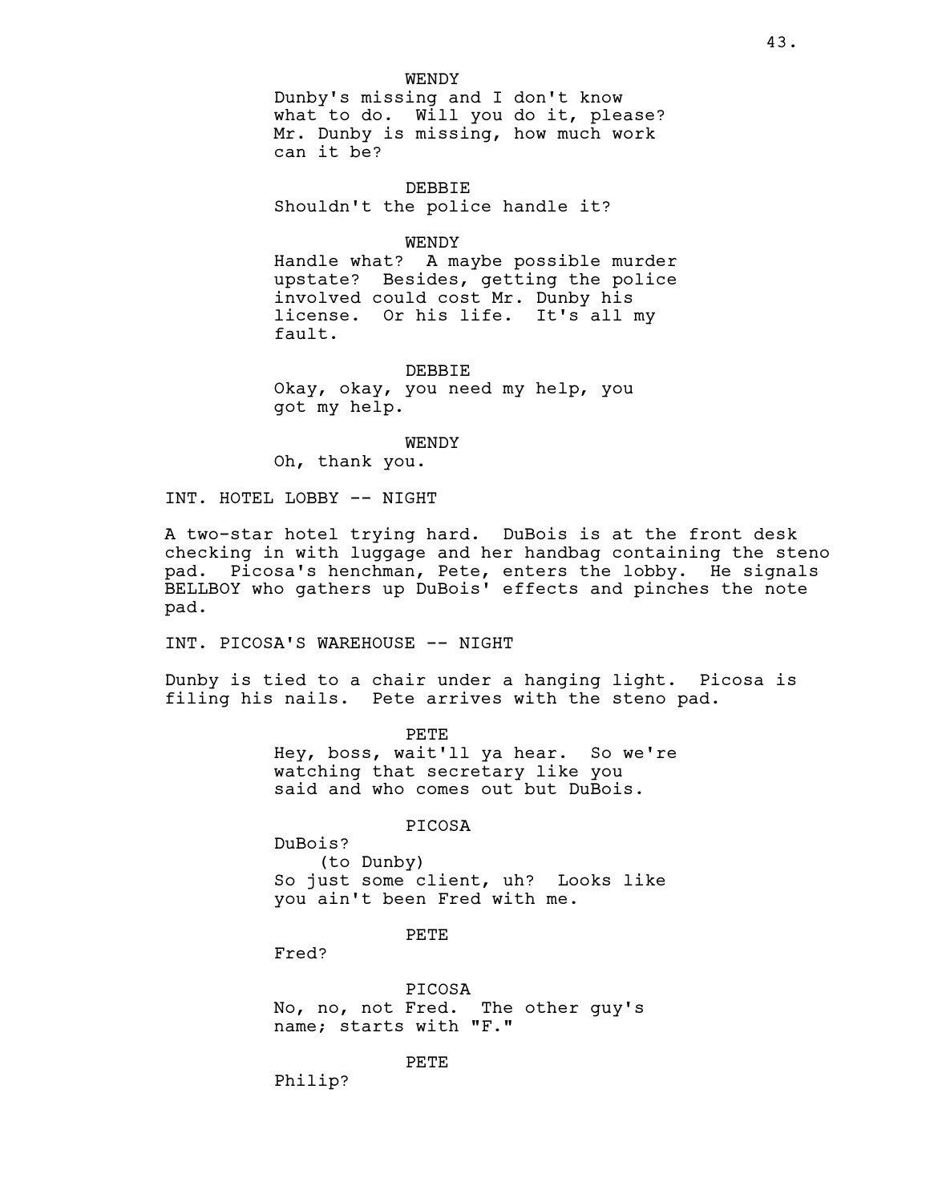WENDY

Dunby's missing and I don't know what to do. Will you do it, please? Mr. Dunby is missing, how much work can it be?

DEBBIE

Shouldn't the police handle it?

WENDY

Handle what? A maybe possible murder upstate? Besides, getting the police involved could cost Mr. Dunby his license. Or his life. It's all my fault.

DEBBIE

Okay, okay, you need my help, you got my help.

WENDY

Oh, thank you.

INT. HOTEL LOBBY -- NIGHT

A two-star hotel trying hard. DuBois is at the front desk checking in with luggage and her handbag containing the steno pad. Picosa's henchman, Pete, enters the lobby. He signals BELLBOY who gathers up DuBois' effects and pinches the note pad.

INT. PICOSA'S WAREHOUSE -- NIGHT

Dunby is tied to a chair under a hanging light. Picosa is filing his nails. Pete arrives with the steno pad.

PETE

Hey, boss, wait'll ya hear. So we're watching that secretary like you said and who comes out but DuBois.

PICOSA

DuBois?
(to Dunby)
So just some client, uh? Looks like you ain't been Fred with me.

PETE

Fred?

PICOSA

No, no, not Fred. The other guy's name; starts with "F."

PETE

Philip?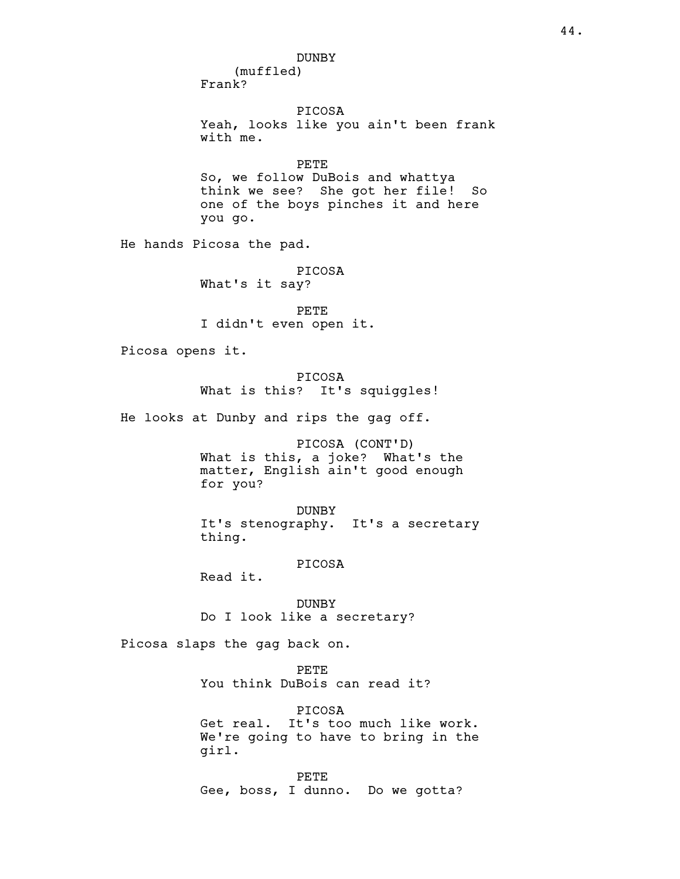DUNBY
(muffled)
Frank?

PICOSA
Yeah, looks like you ain't been frank with me.

PETE
So, we follow DuBois and whattya think we see? She got her file! So one of the boys pinches it and here you go.

He hands Picosa the pad.

PICOSA
What's it say?

PETE
I didn't even open it.

Picosa opens it.

PICOSA
What is this? It's squiggles!

He looks at Dunby and rips the gag off.

PICOSA (CONT'D)
What is this, a joke? What's the matter, English ain't good enough for you?

DUNBY
It's stenography. It's a secretary thing.

PICOSA
Read it.

DUNBY
Do I look like a secretary?

Picosa slaps the gag back on.

PETE
You think DuBois can read it?

PICOSA
Get real. It's too much like work. We're going to have to bring in the girl.

PETE
Gee, boss, I dunno. Do we gotta?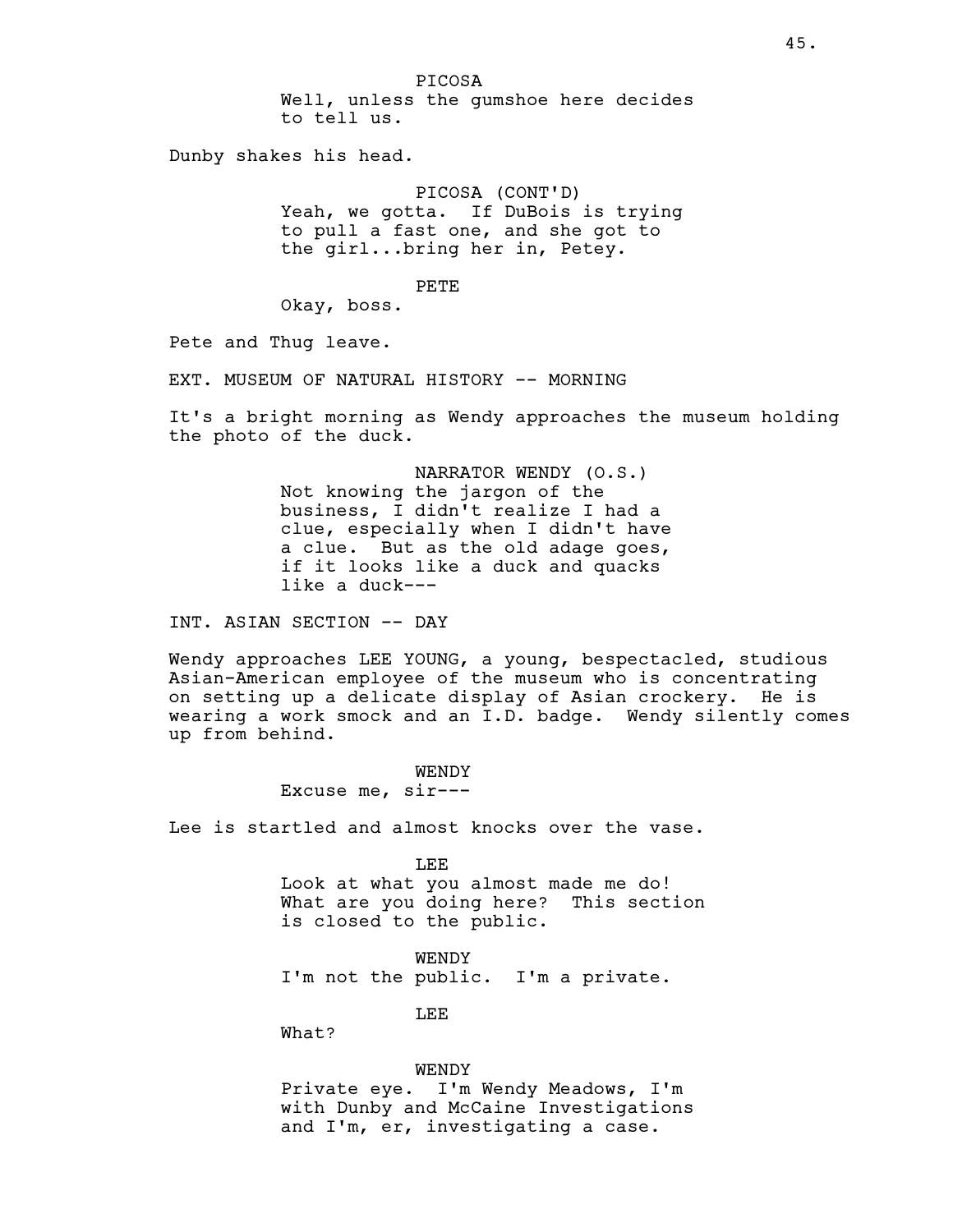PICOSA
Well, unless the gumshoe here decides to tell us.

Dunby shakes his head.

PICOSA (CONT'D)
Yeah, we gotta. If DuBois is trying to pull a fast one, and she got to the girl...bring her in, Petey.

PETE
Okay, boss.

Pete and Thug leave.

EXT. MUSEUM OF NATURAL HISTORY -- MORNING

It's a bright morning as Wendy approaches the museum holding the photo of the duck.

NARRATOR WENDY (O.S.)
Not knowing the jargon of the business, I didn't realize I had a clue, especially when I didn't have a clue. But as the old adage goes, if it looks like a duck and quacks like a duck---

INT. ASIAN SECTION -- DAY

Wendy approaches LEE YOUNG, a young, bespectacled, studious Asian-American employee of the museum who is concentrating on setting up a delicate display of Asian crockery. He is wearing a work smock and an I.D. badge. Wendy silently comes up from behind.

WENDY
Excuse me, sir---

Lee is startled and almost knocks over the vase.

LEE
Look at what you almost made me do! What are you doing here? This section is closed to the public.

WENDY
I'm not the public. I'm a private.

LEE
What?

WENDY
Private eye. I'm Wendy Meadows, I'm with Dunby and McCaine Investigations and I'm, er, investigating a case.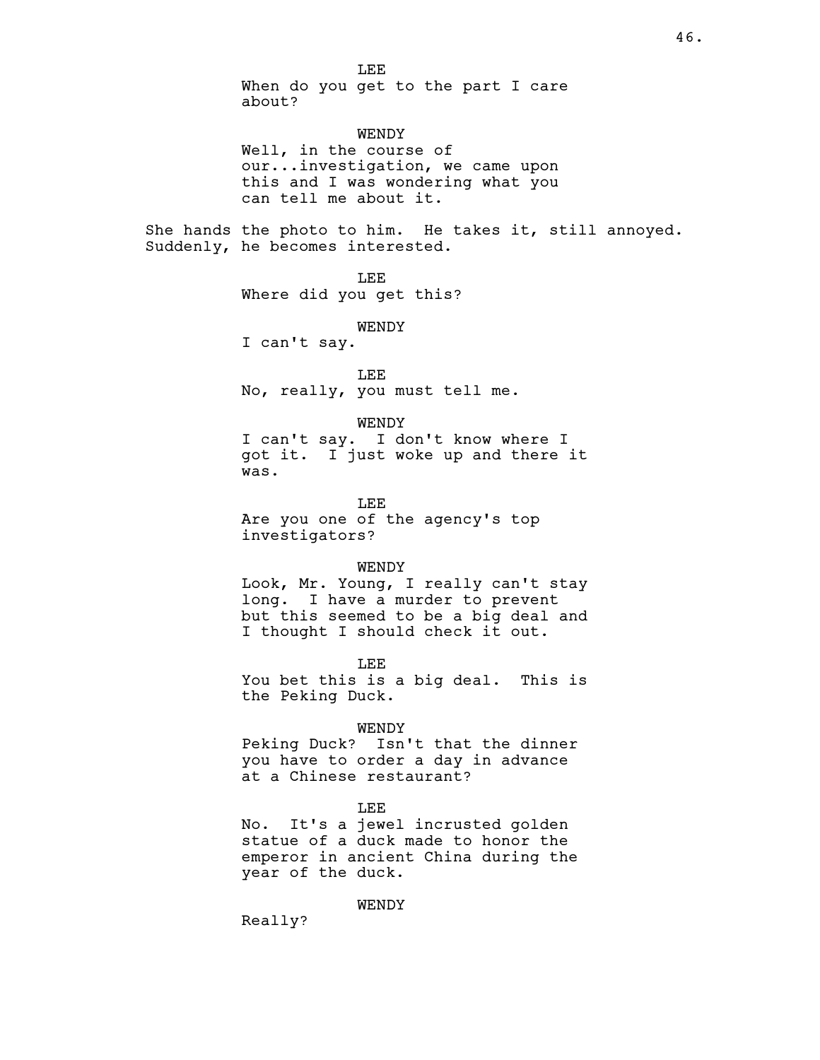LEE

When do you get to the part I care about?

WENDY

Well, in the course of our...investigation, we came upon this and I was wondering what you can tell me about it.

She hands the photo to him. He takes it, still annoyed. Suddenly, he becomes interested.

LEE

Where did you get this?

WENDY

I can't say.

LEE

No, really, you must tell me.

WENDY

I can't say. I don't know where I got it. I just woke up and there it was.

LEE

Are you one of the agency's top investigators?

WENDY

Look, Mr. Young, I really can't stay long. I have a murder to prevent but this seemed to be a big deal and I thought I should check it out.

LEE

You bet this is a big deal. This is the Peking Duck.

WENDY

Peking Duck? Isn't that the dinner you have to order a day in advance at a Chinese restaurant?

LEE

No. It's a jewel incrusted golden statue of a duck made to honor the emperor in ancient China during the year of the duck.

WENDY

Really?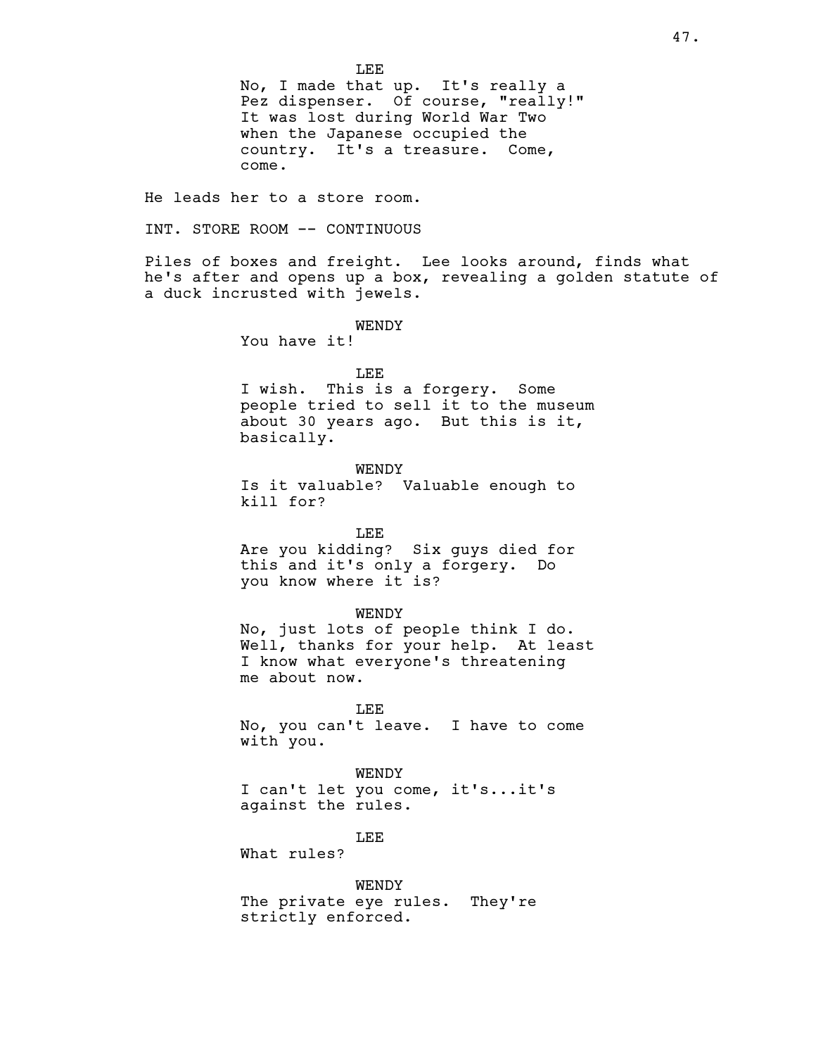LEE

No, I made that up. It's really a Pez dispenser. Of course, "really!" It was lost during World War Two when the Japanese occupied the country. It's a treasure. Come, come.

He leads her to a store room.

INT. STORE ROOM -- CONTINUOUS

Piles of boxes and freight. Lee looks around, finds what he's after and opens up a box, revealing a golden statute of a duck incrusted with jewels.

WENDY

You have it!

LEE

I wish. This is a forgery. Some people tried to sell it to the museum about 30 years ago. But this is it, basically.

WENDY

Is it valuable? Valuable enough to kill for?

LEE

Are you kidding? Six guys died for this and it's only a forgery. Do you know where it is?

WENDY

No, just lots of people think I do. Well, thanks for your help. At least I know what everyone's threatening me about now.

LEE

No, you can't leave. I have to come with you.

WENDY

I can't let you come, it's...it's against the rules.

LEE

What rules?

WENDY

The private eye rules. They're strictly enforced.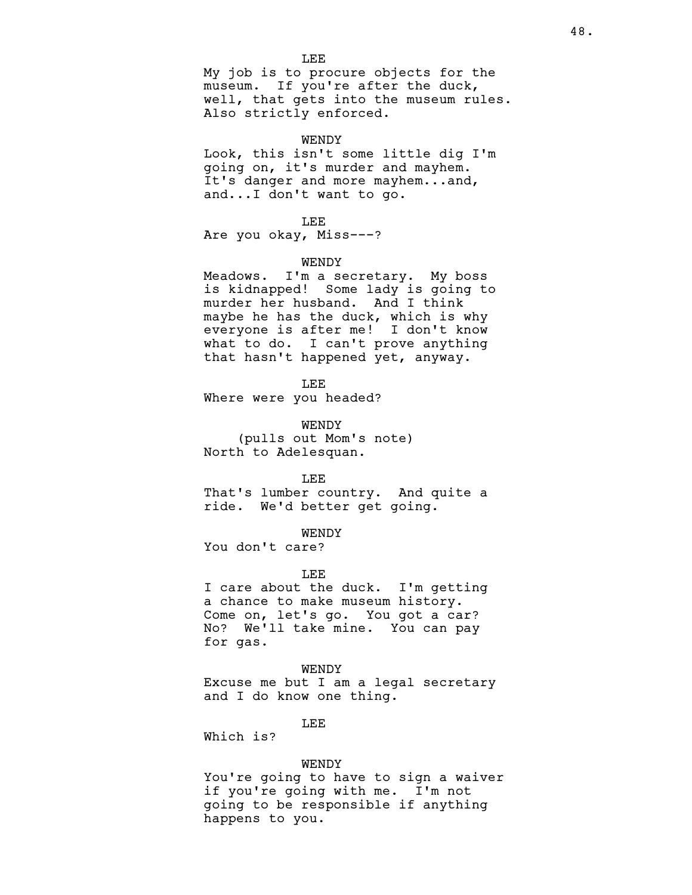LEE

My job is to procure objects for the museum. If you're after the duck, well, that gets into the museum rules. Also strictly enforced.

WENDY

Look, this isn't some little dig I'm going on, it's murder and mayhem. It's danger and more mayhem...and, and...I don't want to go.

LEE

Are you okay, Miss---?

WENDY

Meadows. I'm a secretary. My boss is kidnapped! Some lady is going to murder her husband. And I think maybe he has the duck, which is why everyone is after me! I don't know what to do. I can't prove anything that hasn't happened yet, anyway.

LEE

Where were you headed?

WENDY

(pulls out Mom's note)

North to Adelesquan.

LEE

That's lumber country. And quite a ride. We'd better get going.

WENDY

You don't care?

LEE

I care about the duck. I'm getting a chance to make museum history. Come on, let's go. You got a car? No? We'll take mine. You can pay for gas.

WENDY

Excuse me but I am a legal secretary and I do know one thing.

LEE

Which is?

WENDY

You're going to have to sign a waiver if you're going with me. I'm not going to be responsible if anything happens to you.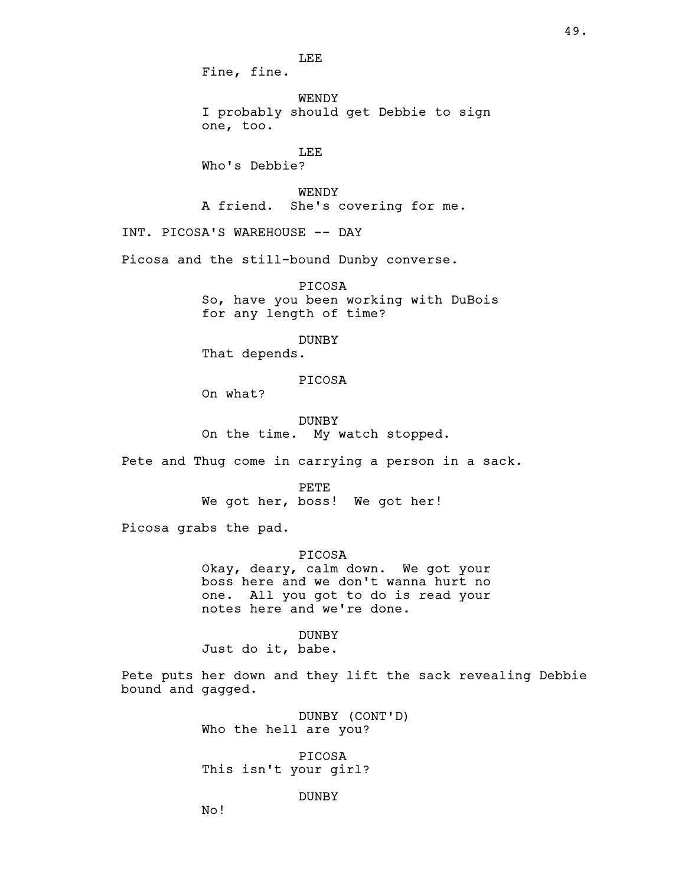LEE
Fine, fine.

WENDY
I probably should get Debbie to sign one, too.

LEE
Who's Debbie?

WENDY
A friend. She's covering for me.

INT. PICOSA'S WAREHOUSE -- DAY

Picosa and the still-bound Dunby converse.

PICOSA
So, have you been working with DuBois for any length of time?

DUNBY
That depends.

PICOSA
On what?

DUNBY
On the time. My watch stopped.

Pete and Thug come in carrying a person in a sack.

PETE
We got her, boss! We got her!

Picosa grabs the pad.

PICOSA
Okay, deary, calm down. We got your boss here and we don't wanna hurt no one. All you got to do is read your notes here and we're done.

DUNBY
Just do it, babe.

Pete puts her down and they lift the sack revealing Debbie bound and gagged.

DUNBY (CONT'D)
Who the hell are you?

PICOSA
This isn't your girl?

DUNBY
No!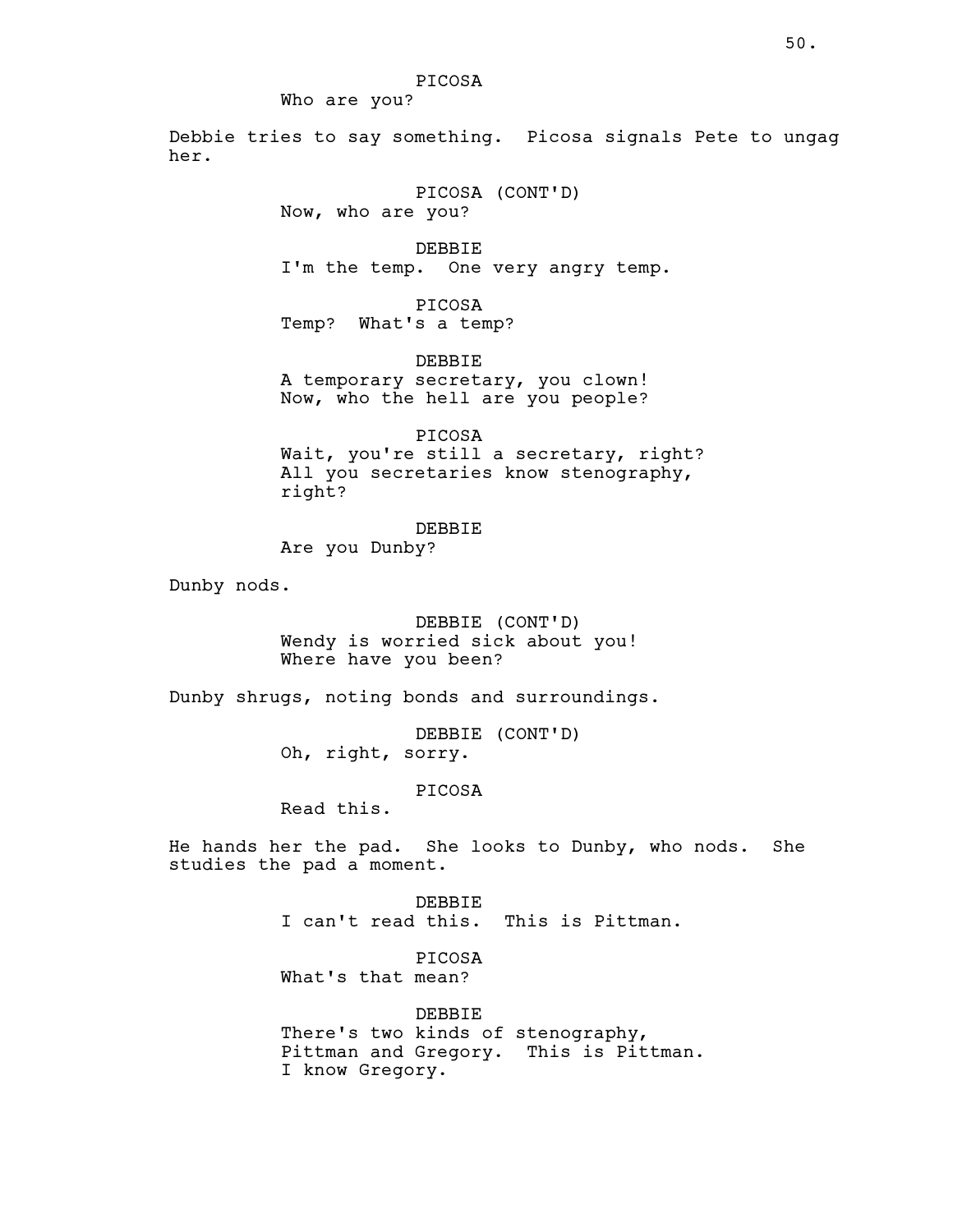PICOSA

Who are you?

Debbie tries to say something. Picosa signals Pete to ungag her.

PICOSA (CONT'D)

Now, who are you?

DEBBIE

I'm the temp. One very angry temp.

PICOSA

Temp? What's a temp?

DEBBIE

A temporary secretary, you clown! Now, who the hell are you people?

PICOSA

Wait, you're still a secretary, right? All you secretaries know stenography, right?

DEBBIE

Are you Dunby?

Dunby nods.

DEBBIE (CONT'D)

Wendy is worried sick about you! Where have you been?

Dunby shrugs, noting bonds and surroundings.

DEBBIE (CONT'D)

Oh, right, sorry.

PICOSA

Read this.

He hands her the pad. She looks to Dunby, who nods. She studies the pad a moment.

DEBBIE

I can't read this. This is Pittman.

PICOSA

What's that mean?

DEBBIE

There's two kinds of stenography, Pittman and Gregory. This is Pittman. I know Gregory.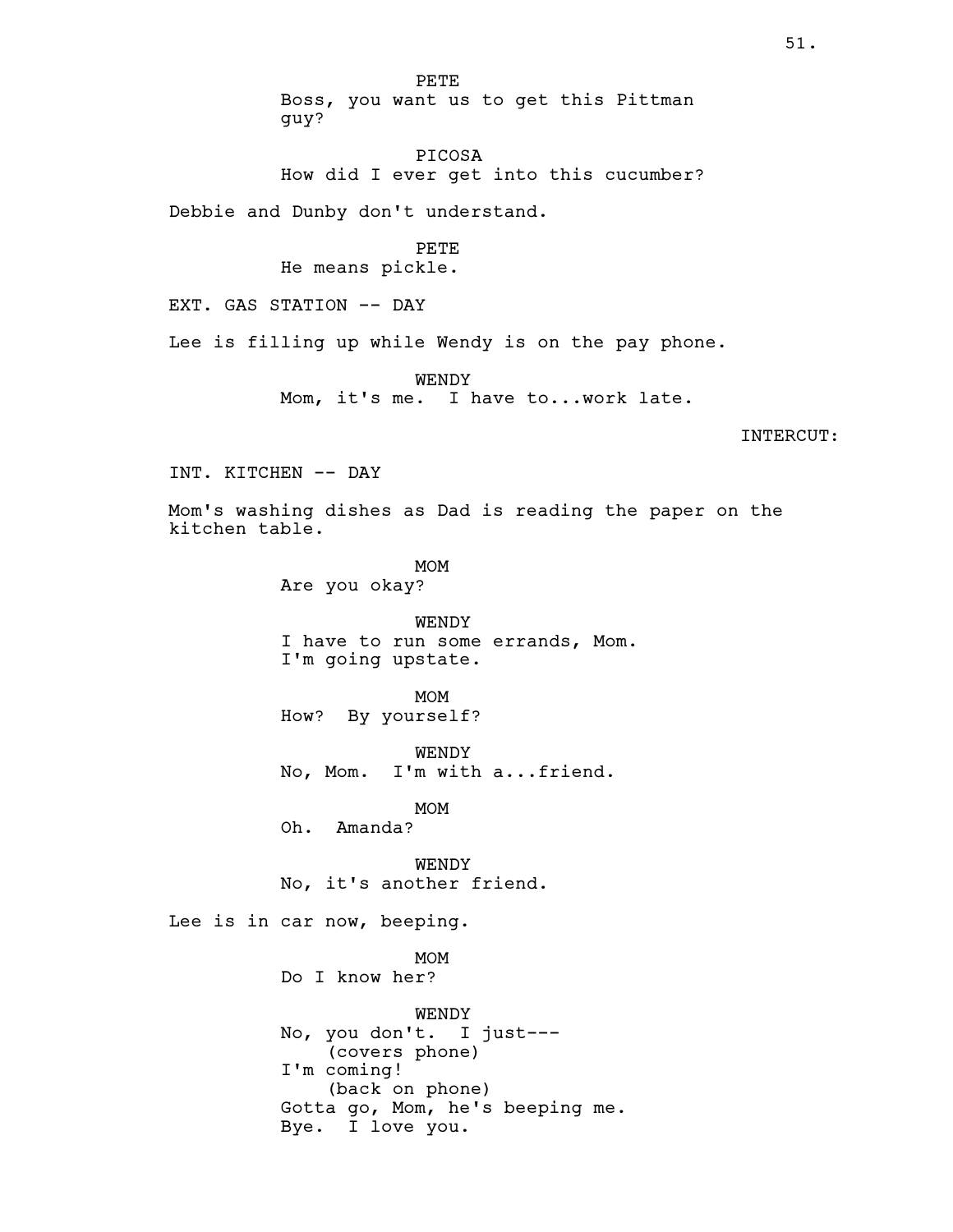PETE
Boss, you want us to get this Pittman guy?

PICOSA
How did I ever get into this cucumber?

Debbie and Dunby don't understand.

PETE
He means pickle.

EXT. GAS STATION -- DAY

Lee is filling up while Wendy is on the pay phone.

WENDY
Mom, it's me. I have to...work late.

INTERCUT:

INT. KITCHEN -- DAY

Mom's washing dishes as Dad is reading the paper on the kitchen table.

MOM
Are you okay?

WENDY
I have to run some errands, Mom. I'm going upstate.

MOM
How? By yourself?

WENDY
No, Mom. I'm with a...friend.

MOM
Oh. Amanda?

WENDY
No, it's another friend.

Lee is in car now, beeping.

MOM
Do I know her?

WENDY
No, you don't. I just---
(covers phone)
I'm coming!
(back on phone)
Gotta go, Mom, he's beeping me. Bye. I love you.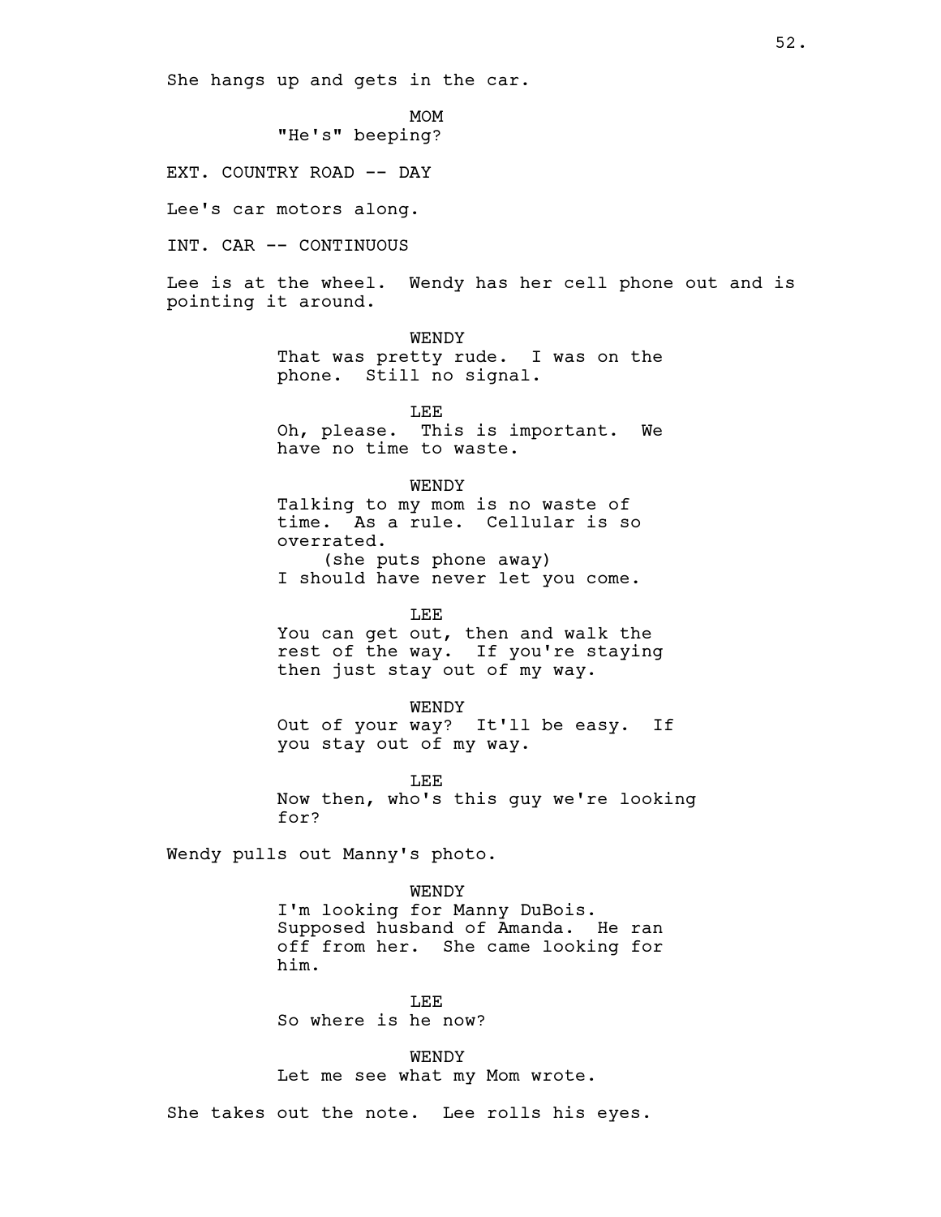She hangs up and gets in the car.

MOM
"He's" beeping?

EXT. COUNTRY ROAD -- DAY

Lee's car motors along.

INT. CAR -- CONTINUOUS

Lee is at the wheel. Wendy has her cell phone out and is pointing it around.

WENDY
That was pretty rude. I was on the phone. Still no signal.

LEE
Oh, please. This is important. We have no time to waste.

WENDY
Talking to my mom is no waste of time. As a rule. Cellular is so overrated.
(she puts phone away)
I should have never let you come.

LEE
You can get out, then and walk the rest of the way. If you're staying then just stay out of my way.

WENDY
Out of your way? It'll be easy. If you stay out of my way.

LEE
Now then, who's this guy we're looking for?

Wendy pulls out Manny's photo.

WENDY
I'm looking for Manny DuBois. Supposed husband of Amanda. He ran off from her. She came looking for him.

LEE
So where is he now?

WENDY
Let me see what my Mom wrote.

She takes out the note. Lee rolls his eyes.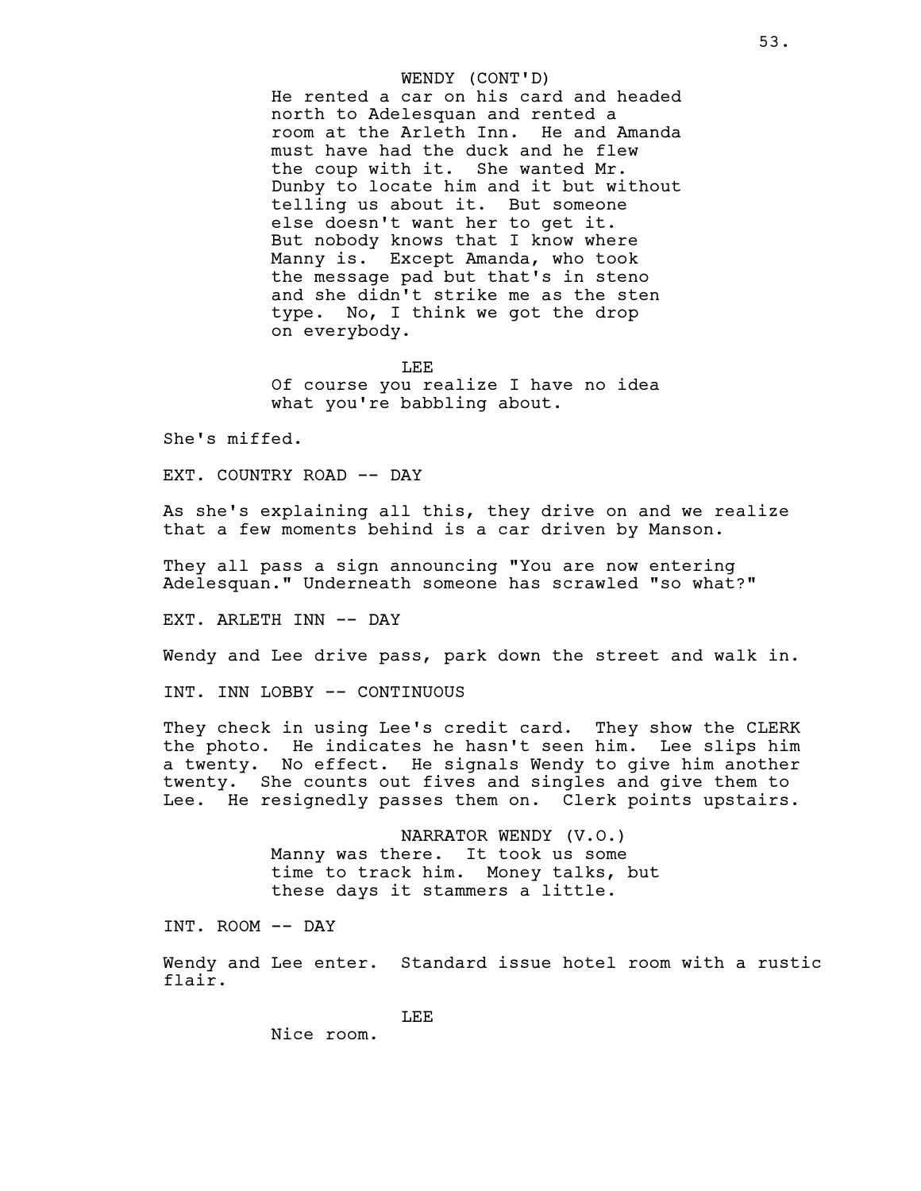WENDY (CONT'D)

He rented a car on his card and headed north to Adelesquan and rented a room at the Arleth Inn. He and Amanda must have had the duck and he flew the coup with it. She wanted Mr. Dunby to locate him and it but without telling us about it. But someone else doesn't want her to get it. But nobody knows that I know where Manny is. Except Amanda, who took the message pad but that's in steno and she didn't strike me as the sten type. No, I think we got the drop on everybody.

LEE

Of course you realize I have no idea what you're babbling about.

She's miffed.

EXT. COUNTRY ROAD -- DAY

As she's explaining all this, they drive on and we realize that a few moments behind is a car driven by Manson.

They all pass a sign announcing "You are now entering Adelesquan." Underneath someone has scrawled "so what?"

EXT. ARLETH INN -- DAY

Wendy and Lee drive pass, park down the street and walk in.

INT. INN LOBBY -- CONTINUOUS

They check in using Lee's credit card. They show the CLERK the photo. He indicates he hasn't seen him. Lee slips him a twenty. No effect. He signals Wendy to give him another twenty. She counts out fives and singles and give them to Lee. He resignedly passes them on. Clerk points upstairs.

NARRATOR WENDY (V.O.)

Manny was there. It took us some time to track him. Money talks, but these days it stammers a little.

INT. ROOM -- DAY

Wendy and Lee enter. Standard issue hotel room with a rustic flair.

LEE

Nice room.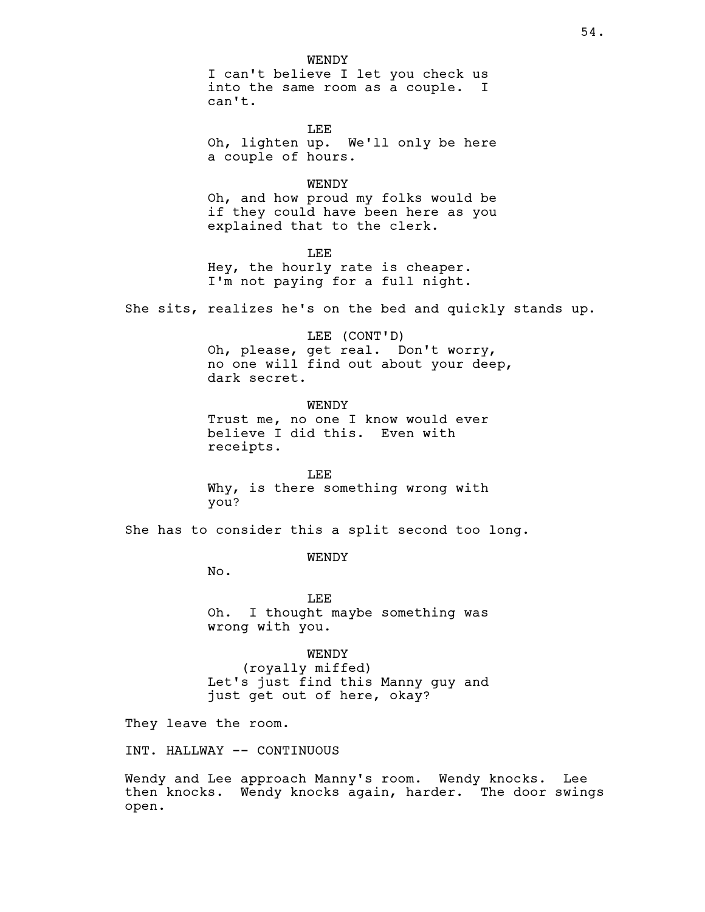WENDY
I can't believe I let you check us into the same room as a couple. I can't.

LEE
Oh, lighten up. We'll only be here a couple of hours.

WENDY
Oh, and how proud my folks would be if they could have been here as you explained that to the clerk.

LEE
Hey, the hourly rate is cheaper. I'm not paying for a full night.

She sits, realizes he's on the bed and quickly stands up.

LEE (CONT'D)
Oh, please, get real. Don't worry, no one will find out about your deep, dark secret.

WENDY
Trust me, no one I know would ever believe I did this. Even with receipts.

LEE
Why, is there something wrong with you?

She has to consider this a split second too long.

WENDY
No.

LEE
Oh. I thought maybe something was wrong with you.

WENDY
(royally miffed)
Let's just find this Manny guy and just get out of here, okay?

They leave the room.

INT. HALLWAY -- CONTINUOUS

Wendy and Lee approach Manny's room. Wendy knocks. Lee then knocks. Wendy knocks again, harder. The door swings open.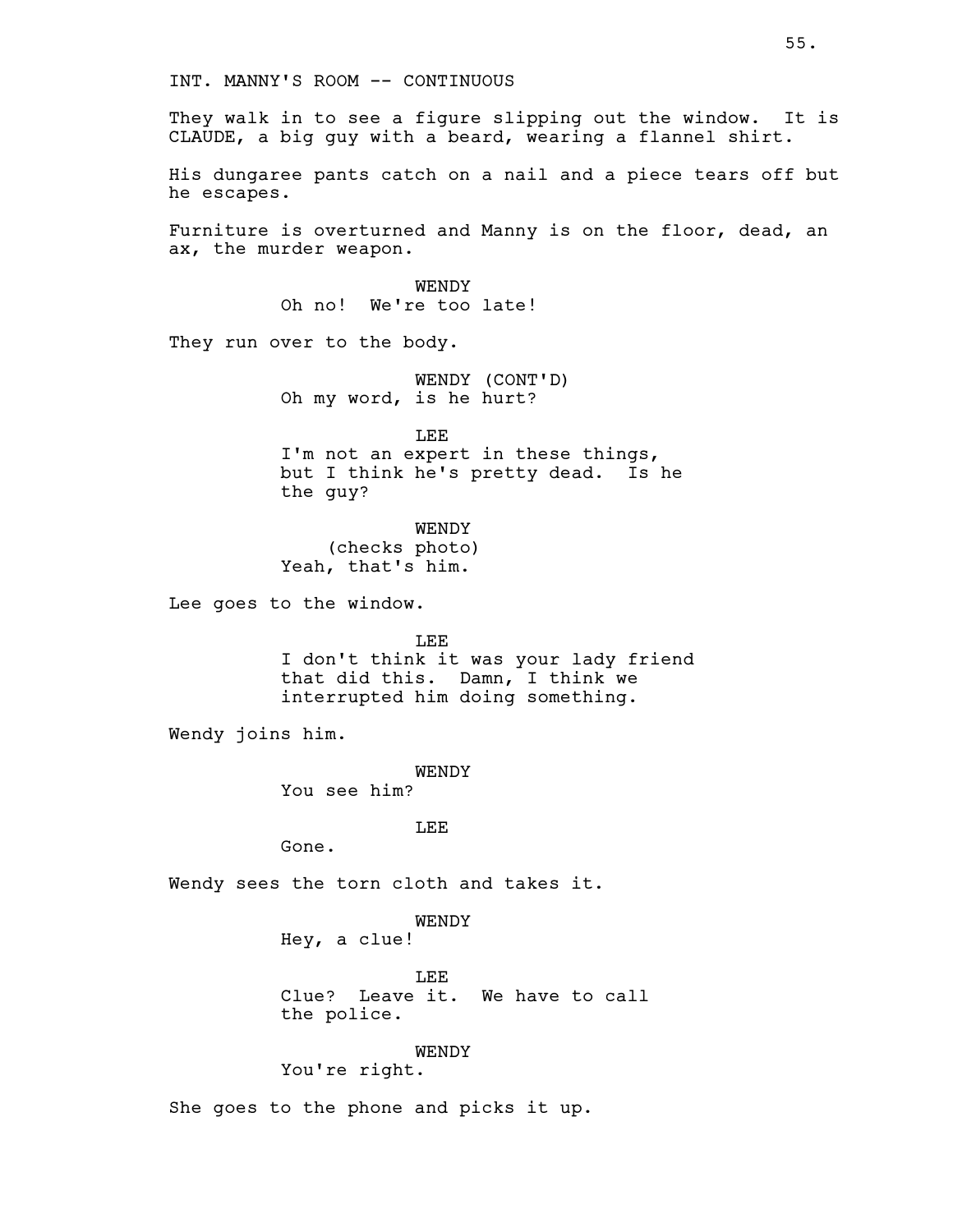INT. MANNY'S ROOM -- CONTINUOUS

They walk in to see a figure slipping out the window. It is CLAUDE, a big guy with a beard, wearing a flannel shirt.

His dungaree pants catch on a nail and a piece tears off but he escapes.

Furniture is overturned and Manny is on the floor, dead, an ax, the murder weapon.

WENDY
Oh no! We're too late!

They run over to the body.

WENDY (CONT'D)
Oh my word, is he hurt?

LEE
I'm not an expert in these things, but I think he's pretty dead. Is he the guy?

WENDY
(checks photo)
Yeah, that's him.

Lee goes to the window.

LEE
I don't think it was your lady friend that did this. Damn, I think we interrupted him doing something.

Wendy joins him.

WENDY
You see him?

LEE
Gone.

Wendy sees the torn cloth and takes it.

WENDY
Hey, a clue!

LEE
Clue? Leave it. We have to call the police.

WENDY
You're right.

She goes to the phone and picks it up.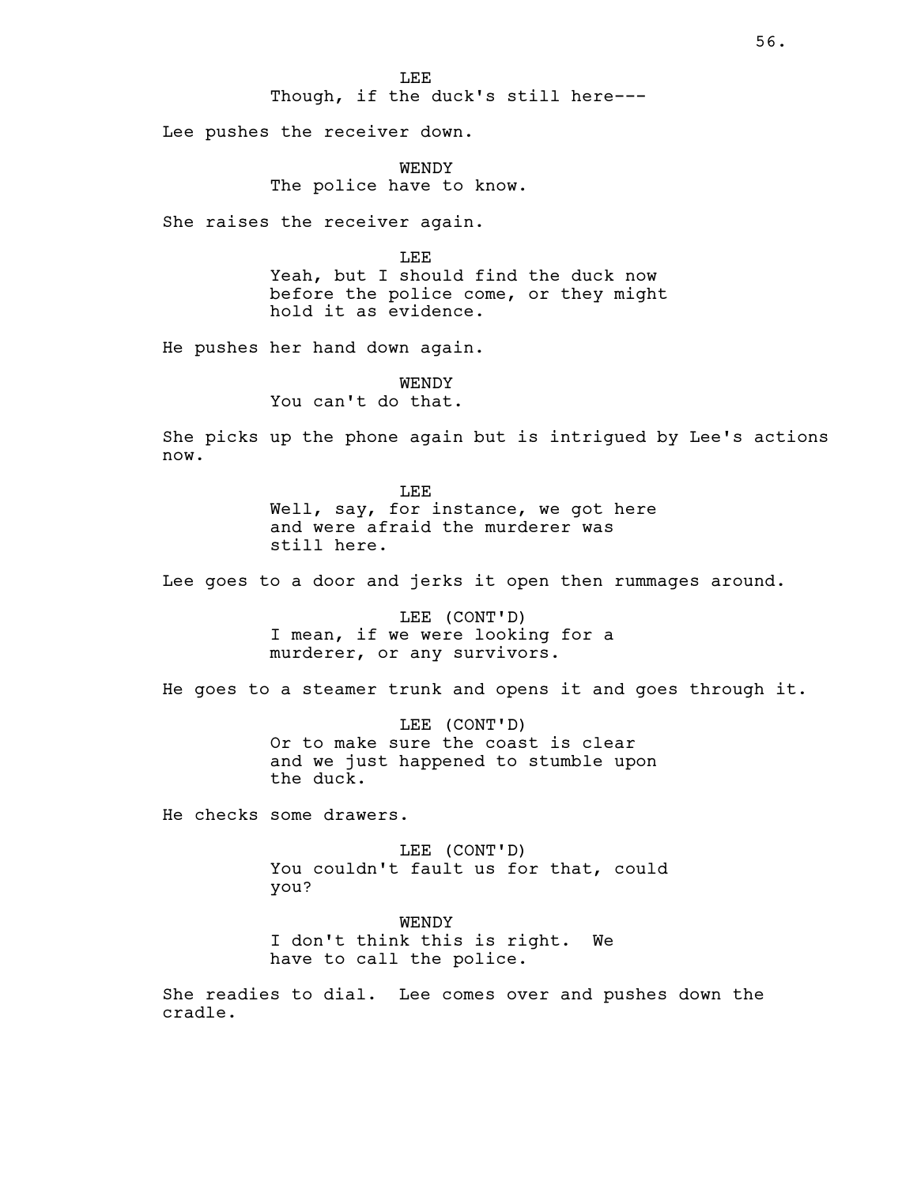LEE

Though, if the duck's still here---

Lee pushes the receiver down.

WENDY

The police have to know.

She raises the receiver again.

LEE

Yeah, but I should find the duck now before the police come, or they might hold it as evidence.

He pushes her hand down again.

WENDY

You can't do that.

She picks up the phone again but is intrigued by Lee's actions now.

LEE

Well, say, for instance, we got here and were afraid the murderer was still here.

Lee goes to a door and jerks it open then rummages around.

LEE (CONT'D)

I mean, if we were looking for a murderer, or any survivors.

He goes to a steamer trunk and opens it and goes through it.

LEE (CONT'D)

Or to make sure the coast is clear and we just happened to stumble upon the duck.

He checks some drawers.

LEE (CONT'D)

You couldn't fault us for that, could you?

WENDY

I don't think this is right. We have to call the police.

She readies to dial. Lee comes over and pushes down the cradle.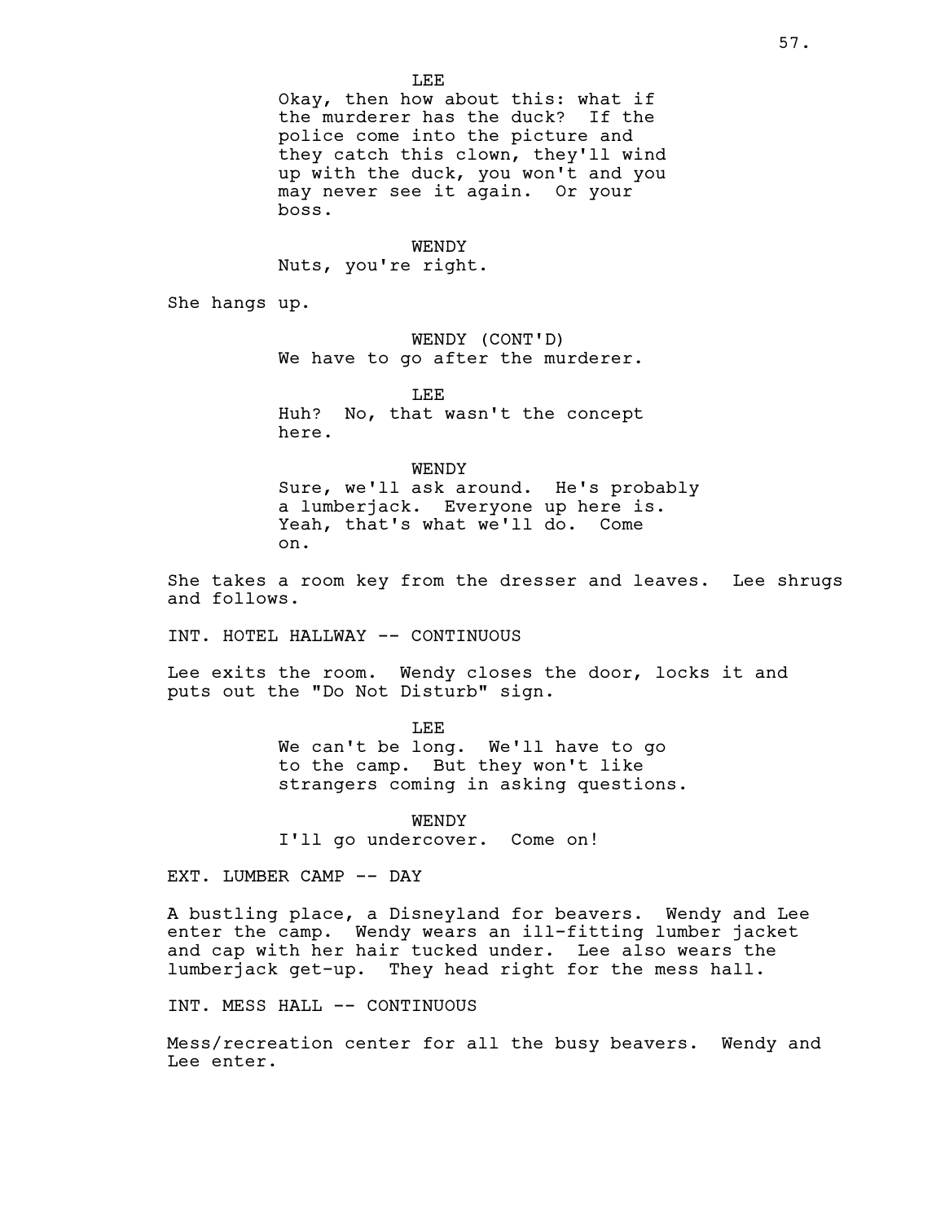LEE

Okay, then how about this: what if the murderer has the duck? If the police come into the picture and they catch this clown, they'll wind up with the duck, you won't and you may never see it again. Or your boss.

WENDY

Nuts, you're right.

She hangs up.

WENDY (CONT'D)

We have to go after the murderer.

LEE

Huh? No, that wasn't the concept here.

WENDY

Sure, we'll ask around. He's probably a lumberjack. Everyone up here is. Yeah, that's what we'll do. Come on.

She takes a room key from the dresser and leaves. Lee shrugs and follows.

INT. HOTEL HALLWAY -- CONTINUOUS

Lee exits the room. Wendy closes the door, locks it and puts out the "Do Not Disturb" sign.

LEE

We can't be long. We'll have to go to the camp. But they won't like strangers coming in asking questions.

WENDY

I'll go undercover. Come on!

EXT. LUMBER CAMP -- DAY

A bustling place, a Disneyland for beavers. Wendy and Lee enter the camp. Wendy wears an ill-fitting lumber jacket and cap with her hair tucked under. Lee also wears the lumberjack get-up. They head right for the mess hall.

INT. MESS HALL -- CONTINUOUS

Mess/recreation center for all the busy beavers. Wendy and Lee enter.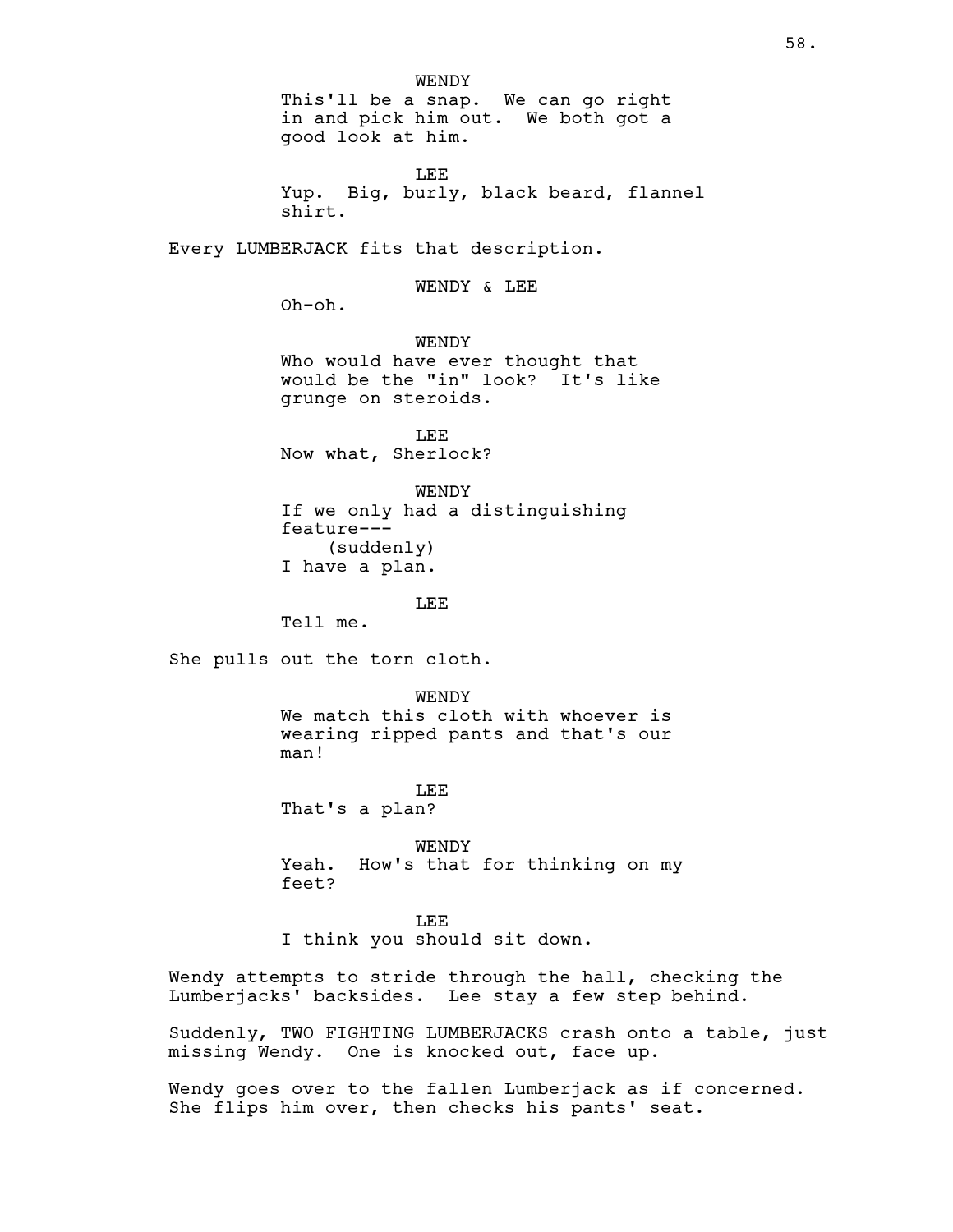WENDY
This'll be a snap. We can go right in and pick him out. We both got a good look at him.

LEE
Yup. Big, burly, black beard, flannel shirt.

Every LUMBERJACK fits that description.

WENDY & LEE
Oh-oh.

WENDY
Who would have ever thought that would be the "in" look? It's like grunge on steroids.

LEE
Now what, Sherlock?

WENDY
If we only had a distinguishing feature---
(suddenly)
I have a plan.

LEE
Tell me.

She pulls out the torn cloth.

WENDY
We match this cloth with whoever is wearing ripped pants and that's our man!

LEE
That's a plan?

WENDY
Yeah. How's that for thinking on my feet?

LEE
I think you should sit down.

Wendy attempts to stride through the hall, checking the Lumberjacks' backsides. Lee stay a few step behind.

Suddenly, TWO FIGHTING LUMBERJACKS crash onto a table, just missing Wendy. One is knocked out, face up.

Wendy goes over to the fallen Lumberjack as if concerned. She flips him over, then checks his pants' seat.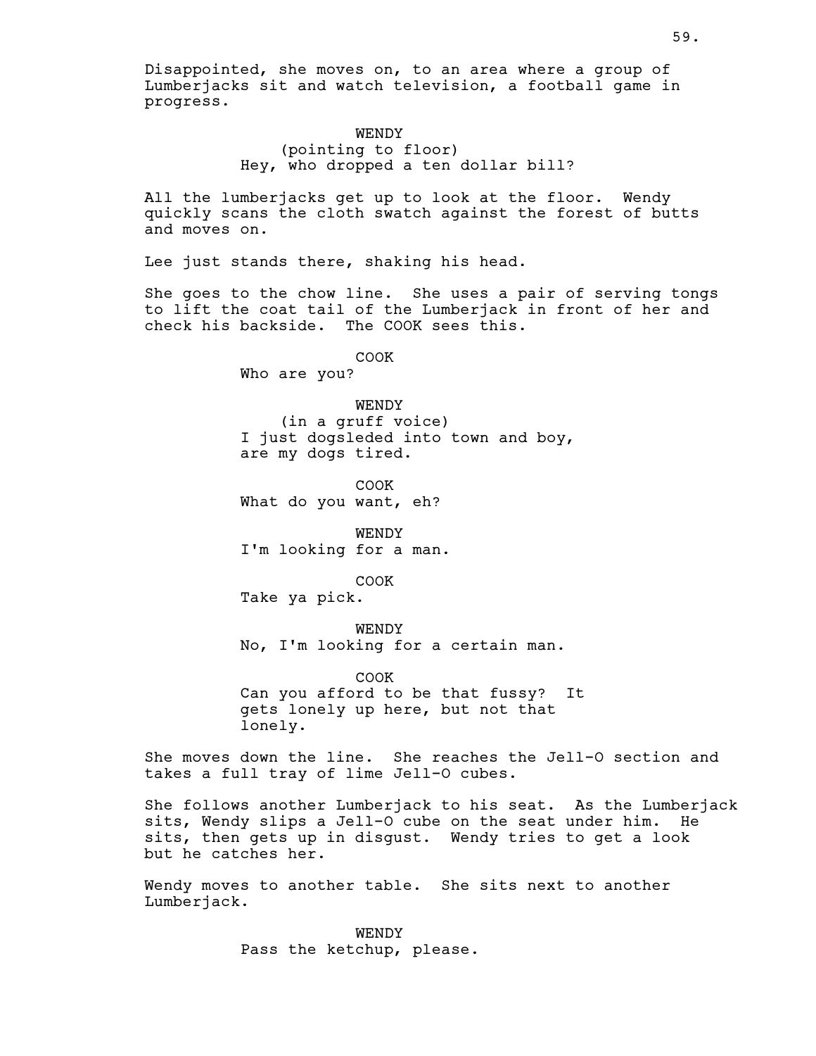Disappointed, she moves on, to an area where a group of Lumberjacks sit and watch television, a football game in progress.

WENDY
(pointing to floor)
Hey, who dropped a ten dollar bill?

All the lumberjacks get up to look at the floor. Wendy quickly scans the cloth swatch against the forest of butts and moves on.

Lee just stands there, shaking his head.

She goes to the chow line. She uses a pair of serving tongs to lift the coat tail of the Lumberjack in front of her and check his backside. The COOK sees this.

COOK
Who are you?

WENDY
(in a gruff voice)
I just dogsleded into town and boy, are my dogs tired.

COOK
What do you want, eh?

WENDY
I'm looking for a man.

COOK
Take ya pick.

WENDY
No, I'm looking for a certain man.

COOK
Can you afford to be that fussy? It gets lonely up here, but not that lonely.

She moves down the line. She reaches the Jell-O section and takes a full tray of lime Jell-O cubes.

She follows another Lumberjack to his seat. As the Lumberjack sits, Wendy slips a Jell-O cube on the seat under him. He sits, then gets up in disgust. Wendy tries to get a look but he catches her.

Wendy moves to another table. She sits next to another Lumberjack.

WENDY
Pass the ketchup, please.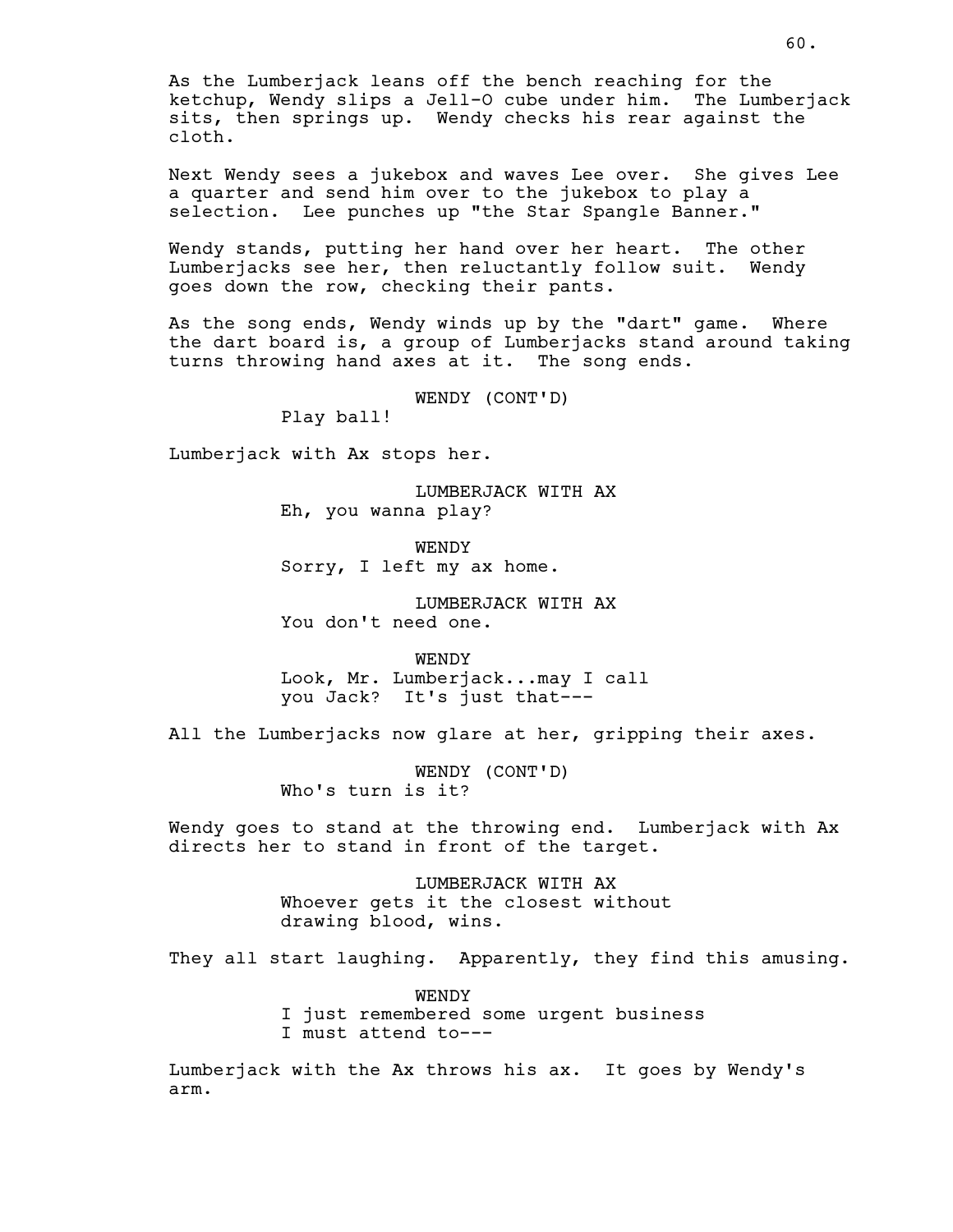As the Lumberjack leans off the bench reaching for the ketchup, Wendy slips a Jell-O cube under him. The Lumberjack sits, then springs up. Wendy checks his rear against the cloth.

Next Wendy sees a jukebox and waves Lee over. She gives Lee a quarter and send him over to the jukebox to play a selection. Lee punches up "the Star Spangle Banner."

Wendy stands, putting her hand over her heart. The other Lumberjacks see her, then reluctantly follow suit. Wendy goes down the row, checking their pants.

As the song ends, Wendy winds up by the "dart" game. Where the dart board is, a group of Lumberjacks stand around taking turns throwing hand axes at it. The song ends.

WENDY (CONT'D)
Play ball!

Lumberjack with Ax stops her.

LUMBERJACK WITH AX
Eh, you wanna play?

WENDY
Sorry, I left my ax home.

LUMBERJACK WITH AX
You don't need one.

WENDY
Look, Mr. Lumberjack...may I call you Jack? It's just that---

All the Lumberjacks now glare at her, gripping their axes.

WENDY (CONT'D)
Who's turn is it?

Wendy goes to stand at the throwing end. Lumberjack with Ax directs her to stand in front of the target.

LUMBERJACK WITH AX
Whoever gets it the closest without drawing blood, wins.

They all start laughing. Apparently, they find this amusing.

WENDY
I just remembered some urgent business I must attend to---

Lumberjack with the Ax throws his ax. It goes by Wendy's arm.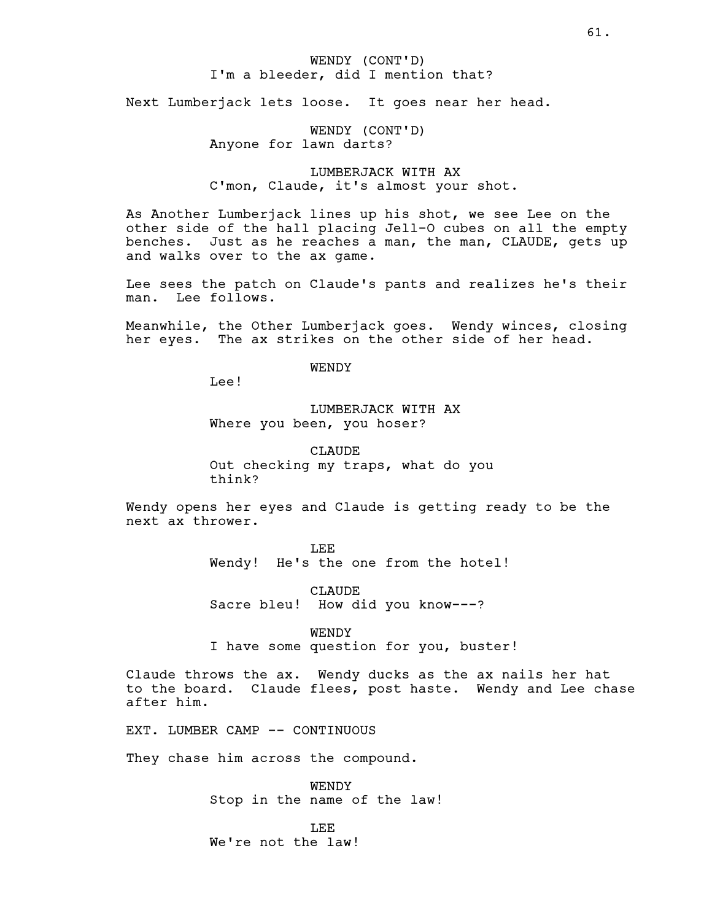WENDY (CONT'D)
I'm a bleeder, did I mention that?

Next Lumberjack lets loose. It goes near her head.

WENDY (CONT'D)
Anyone for lawn darts?

LUMBERJACK WITH AX
C'mon, Claude, it's almost your shot.

As Another Lumberjack lines up his shot, we see Lee on the other side of the hall placing Jell-O cubes on all the empty benches. Just as he reaches a man, the man, CLAUDE, gets up and walks over to the ax game.

Lee sees the patch on Claude's pants and realizes he's their man. Lee follows.

Meanwhile, the Other Lumberjack goes. Wendy winces, closing her eyes. The ax strikes on the other side of her head.

WENDY
Lee!

LUMBERJACK WITH AX
Where you been, you hoser?

CLAUDE
Out checking my traps, what do you think?

Wendy opens her eyes and Claude is getting ready to be the next ax thrower.

LEE
Wendy! He's the one from the hotel!

CLAUDE
Sacre bleu! How did you know---?

WENDY
I have some question for you, buster!

Claude throws the ax. Wendy ducks as the ax nails her hat to the board. Claude flees, post haste. Wendy and Lee chase after him.

EXT. LUMBER CAMP -- CONTINUOUS

They chase him across the compound.

WENDY
Stop in the name of the law!

LEE
We're not the law!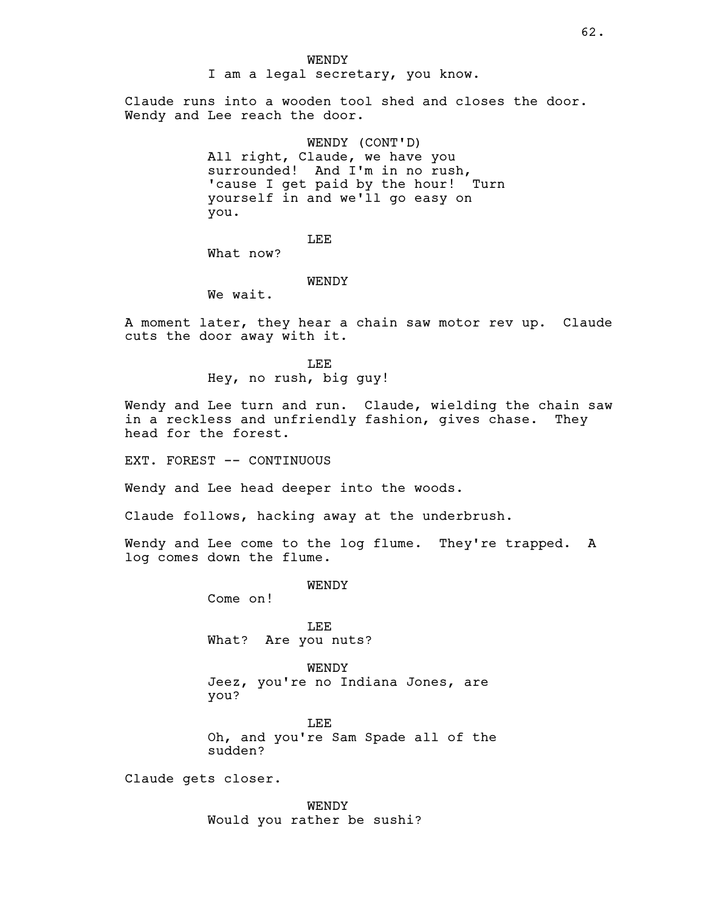WENDY

I am a legal secretary, you know.

Claude runs into a wooden tool shed and closes the door. Wendy and Lee reach the door.

WENDY (CONT'D)

All right, Claude, we have you surrounded! And I'm in no rush, 'cause I get paid by the hour! Turn yourself in and we'll go easy on you.

LEE

What now?

WENDY

We wait.

A moment later, they hear a chain saw motor rev up. Claude cuts the door away with it.

LEE

Hey, no rush, big guy!

Wendy and Lee turn and run. Claude, wielding the chain saw in a reckless and unfriendly fashion, gives chase. They head for the forest.

EXT. FOREST -- CONTINUOUS

Wendy and Lee head deeper into the woods.

Claude follows, hacking away at the underbrush.

Wendy and Lee come to the log flume. They're trapped. A log comes down the flume.

WENDY

Come on!

LEE

What? Are you nuts?

WENDY

Jeez, you're no Indiana Jones, are you?

LEE

Oh, and you're Sam Spade all of the sudden?

Claude gets closer.

WENDY

Would you rather be sushi?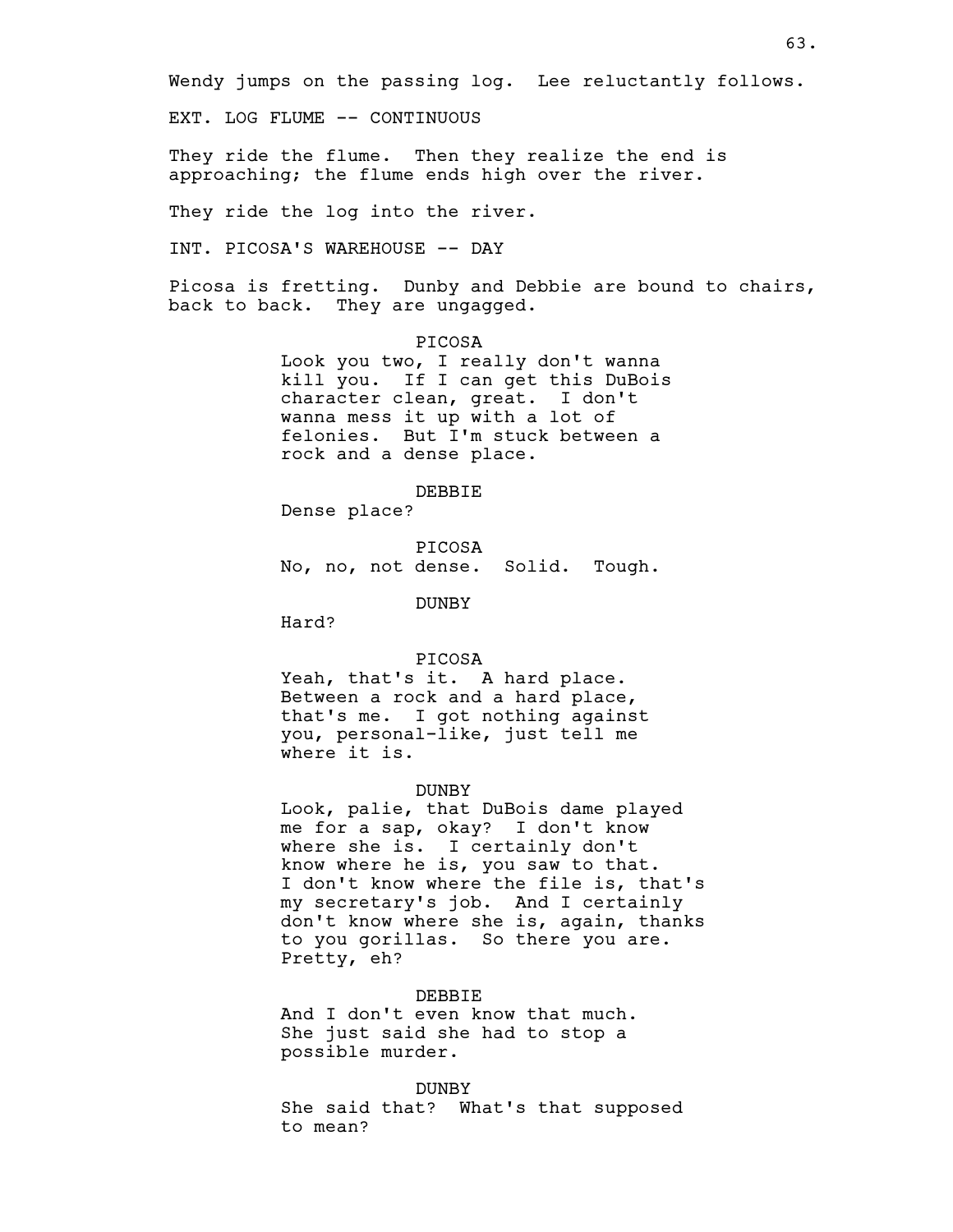Wendy jumps on the passing log.  Lee reluctantly follows.

EXT. LOG FLUME -- CONTINUOUS

They ride the flume.  Then they realize the end is approaching; the flume ends high over the river.

They ride the log into the river.

INT. PICOSA'S WAREHOUSE -- DAY

Picosa is fretting.  Dunby and Debbie are bound to chairs, back to back.  They are ungagged.

PICOSA
Look you two, I really don't wanna kill you.  If I can get this DuBois character clean, great.  I don't wanna mess it up with a lot of felonies.  But I'm stuck between a rock and a dense place.

DEBBIE
Dense place?

PICOSA
No, no, not dense.  Solid.  Tough.

DUNBY
Hard?

PICOSA
Yeah, that's it.  A hard place.  Between a rock and a hard place, that's me.  I got nothing against you, personal-like, just tell me where it is.

DUNBY
Look, palie, that DuBois dame played me for a sap, okay?  I don't know where she is.  I certainly don't know where he is, you saw to that.  I don't know where the file is, that's my secretary's job.  And I certainly don't know where she is, again, thanks to you gorillas.  So there you are.  Pretty, eh?

DEBBIE
And I don't even know that much.  She just said she had to stop a possible murder.

DUNBY
She said that?  What's that supposed to mean?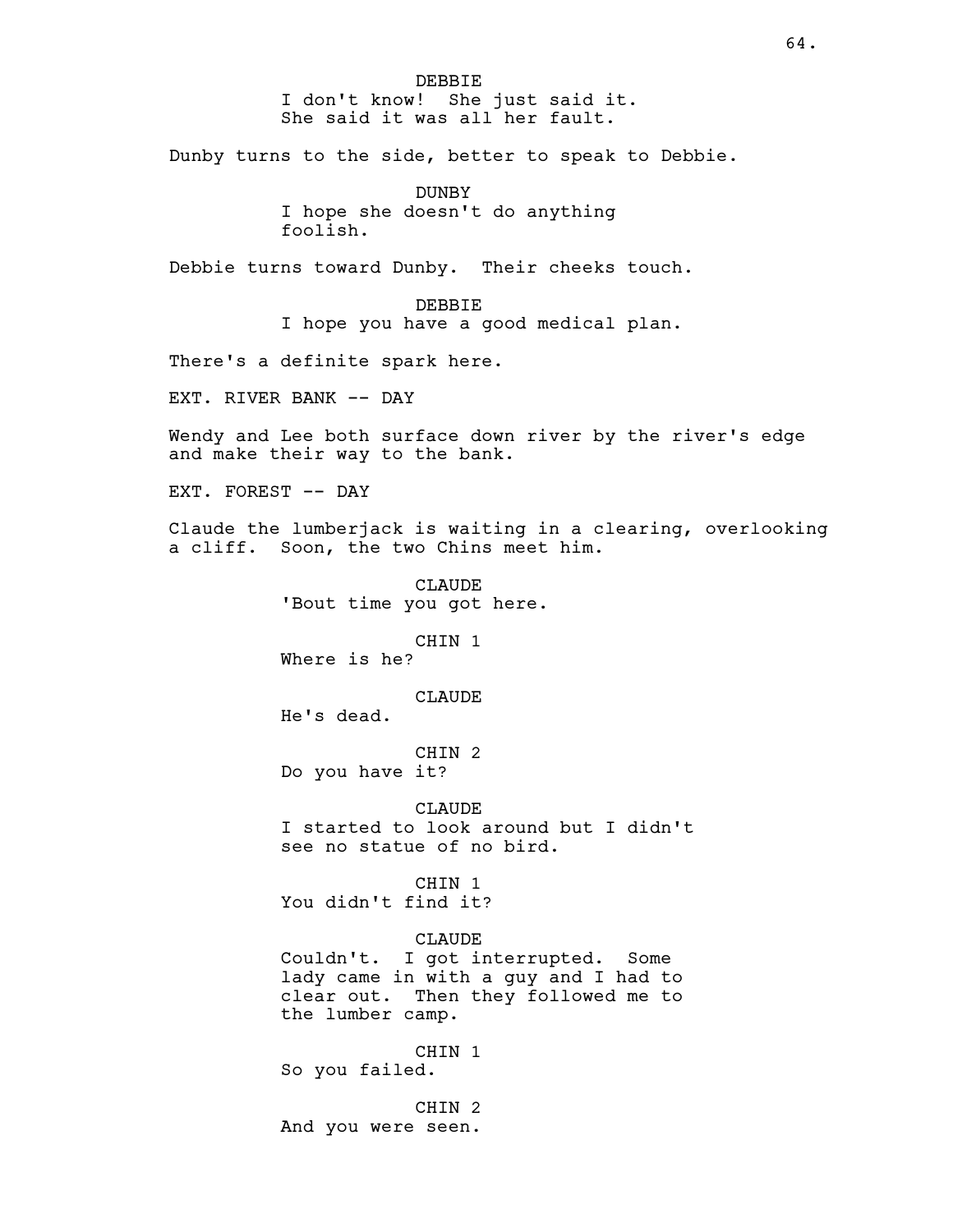DEBBIE
I don't know! She just said it. She said it was all her fault.

Dunby turns to the side, better to speak to Debbie.

DUNBY
I hope she doesn't do anything foolish.

Debbie turns toward Dunby. Their cheeks touch.

DEBBIE
I hope you have a good medical plan.

There's a definite spark here.

EXT. RIVER BANK -- DAY

Wendy and Lee both surface down river by the river's edge and make their way to the bank.

EXT. FOREST -- DAY

Claude the lumberjack is waiting in a clearing, overlooking a cliff. Soon, the two Chins meet him.

CLAUDE
'Bout time you got here.

CHIN 1
Where is he?

CLAUDE
He's dead.

CHIN 2
Do you have it?

CLAUDE
I started to look around but I didn't see no statue of no bird.

CHIN 1
You didn't find it?

CLAUDE
Couldn't. I got interrupted. Some lady came in with a guy and I had to clear out. Then they followed me to the lumber camp.

CHIN 1
So you failed.

CHIN 2
And you were seen.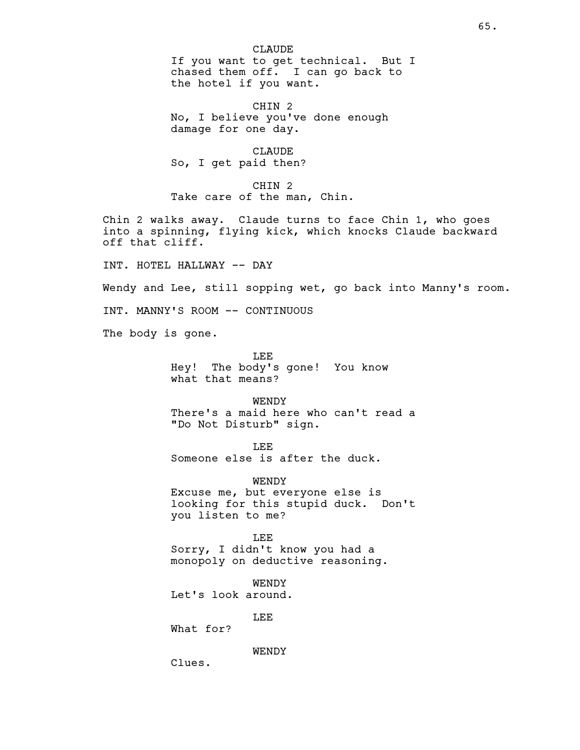CLAUDE
If you want to get technical. But I chased them off. I can go back to the hotel if you want.

CHIN 2
No, I believe you've done enough damage for one day.

CLAUDE
So, I get paid then?

CHIN 2
Take care of the man, Chin.

Chin 2 walks away. Claude turns to face Chin 1, who goes into a spinning, flying kick, which knocks Claude backward off that cliff.

INT. HOTEL HALLWAY -- DAY

Wendy and Lee, still sopping wet, go back into Manny's room.

INT. MANNY'S ROOM -- CONTINUOUS

The body is gone.

LEE
Hey! The body's gone! You know what that means?

WENDY
There's a maid here who can't read a "Do Not Disturb" sign.

LEE
Someone else is after the duck.

WENDY
Excuse me, but everyone else is looking for this stupid duck. Don't you listen to me?

LEE
Sorry, I didn't know you had a monopoly on deductive reasoning.

WENDY
Let's look around.

LEE
What for?

WENDY
Clues.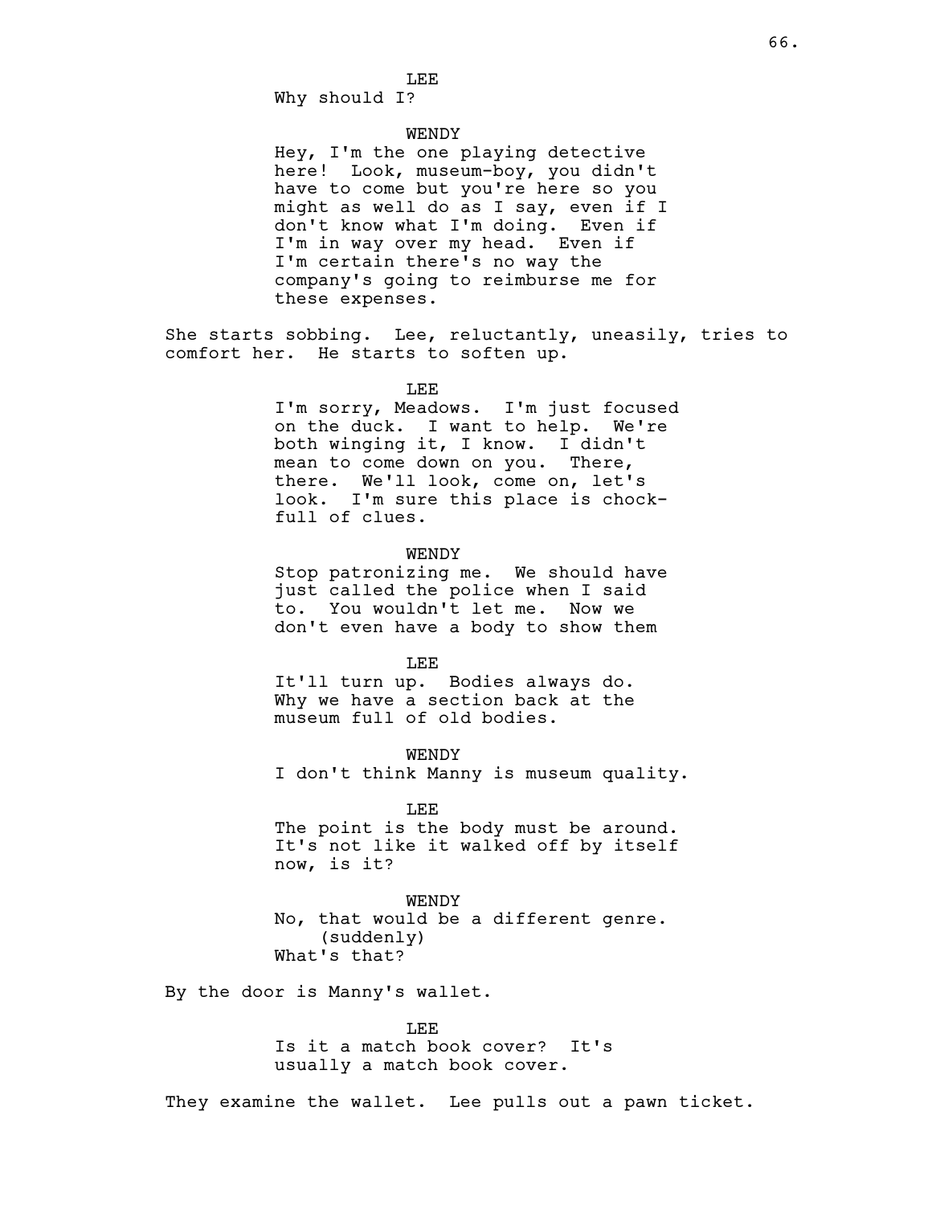LEE
Why should I?

WENDY
Hey, I'm the one playing detective here! Look, museum-boy, you didn't have to come but you're here so you might as well do as I say, even if I don't know what I'm doing. Even if I'm in way over my head. Even if I'm certain there's no way the company's going to reimburse me for these expenses.

She starts sobbing. Lee, reluctantly, uneasily, tries to comfort her. He starts to soften up.

LEE
I'm sorry, Meadows. I'm just focused on the duck. I want to help. We're both winging it, I know. I didn't mean to come down on you. There, there. We'll look, come on, let's look. I'm sure this place is chock-full of clues.

WENDY
Stop patronizing me. We should have just called the police when I said to. You wouldn't let me. Now we don't even have a body to show them

LEE
It'll turn up. Bodies always do. Why we have a section back at the museum full of old bodies.

WENDY
I don't think Manny is museum quality.

LEE
The point is the body must be around. It's not like it walked off by itself now, is it?

WENDY
No, that would be a different genre.
(suddenly)
What's that?

By the door is Manny's wallet.

LEE
Is it a match book cover? It's usually a match book cover.

They examine the wallet. Lee pulls out a pawn ticket.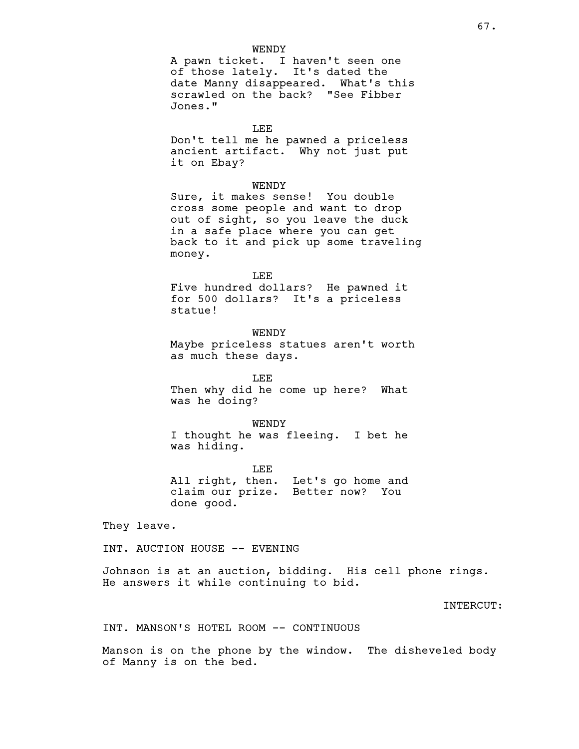WENDY

A pawn ticket. I haven't seen one of those lately. It's dated the date Manny disappeared. What's this scrawled on the back? "See Fibber Jones."

LEE

Don't tell me he pawned a priceless ancient artifact. Why not just put it on Ebay?

WENDY

Sure, it makes sense! You double cross some people and want to drop out of sight, so you leave the duck in a safe place where you can get back to it and pick up some traveling money.

LEE

Five hundred dollars? He pawned it for 500 dollars? It's a priceless statue!

WENDY

Maybe priceless statues aren't worth as much these days.

LEE

Then why did he come up here? What was he doing?

WENDY

I thought he was fleeing. I bet he was hiding.

LEE

All right, then. Let's go home and claim our prize. Better now? You done good.

They leave.

INT. AUCTION HOUSE -- EVENING

Johnson is at an auction, bidding. His cell phone rings. He answers it while continuing to bid.

INTERCUT:

INT. MANSON'S HOTEL ROOM -- CONTINUOUS

Manson is on the phone by the window. The disheveled body of Manny is on the bed.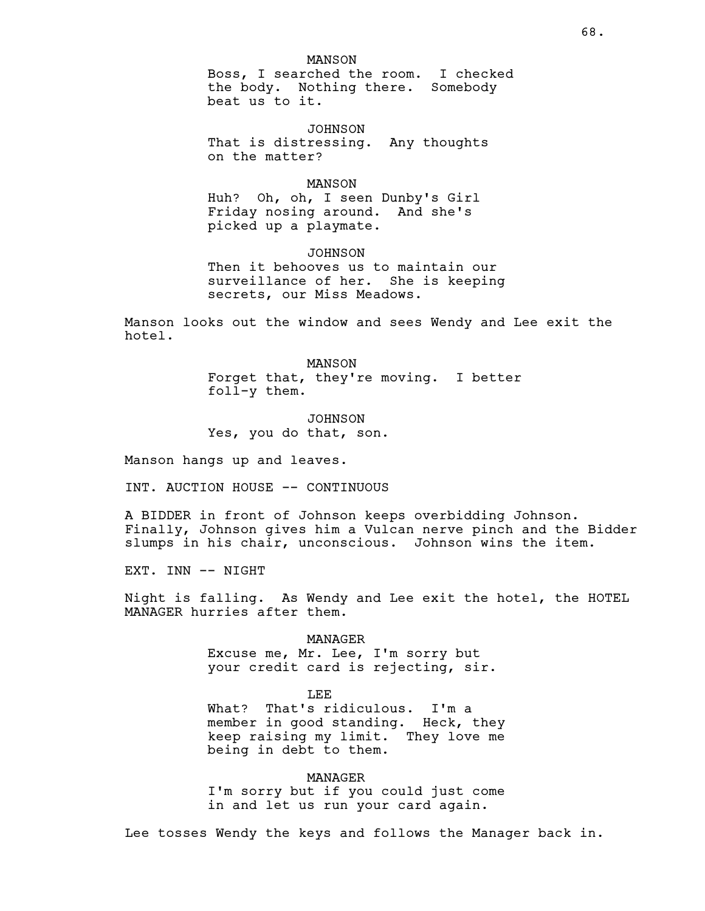MANSON
Boss, I searched the room. I checked the body. Nothing there. Somebody beat us to it.

JOHNSON
That is distressing. Any thoughts on the matter?

MANSON
Huh? Oh, oh, I seen Dunby's Girl Friday nosing around. And she's picked up a playmate.

JOHNSON
Then it behooves us to maintain our surveillance of her. She is keeping secrets, our Miss Meadows.

Manson looks out the window and sees Wendy and Lee exit the hotel.

MANSON
Forget that, they're moving. I better foll-y them.

JOHNSON
Yes, you do that, son.

Manson hangs up and leaves.

INT. AUCTION HOUSE -- CONTINUOUS

A BIDDER in front of Johnson keeps overbidding Johnson. Finally, Johnson gives him a Vulcan nerve pinch and the Bidder slumps in his chair, unconscious. Johnson wins the item.

EXT. INN -- NIGHT

Night is falling. As Wendy and Lee exit the hotel, the HOTEL MANAGER hurries after them.

MANAGER
Excuse me, Mr. Lee, I'm sorry but your credit card is rejecting, sir.

LEE
What? That's ridiculous. I'm a member in good standing. Heck, they keep raising my limit. They love me being in debt to them.

MANAGER
I'm sorry but if you could just come in and let us run your card again.

Lee tosses Wendy the keys and follows the Manager back in.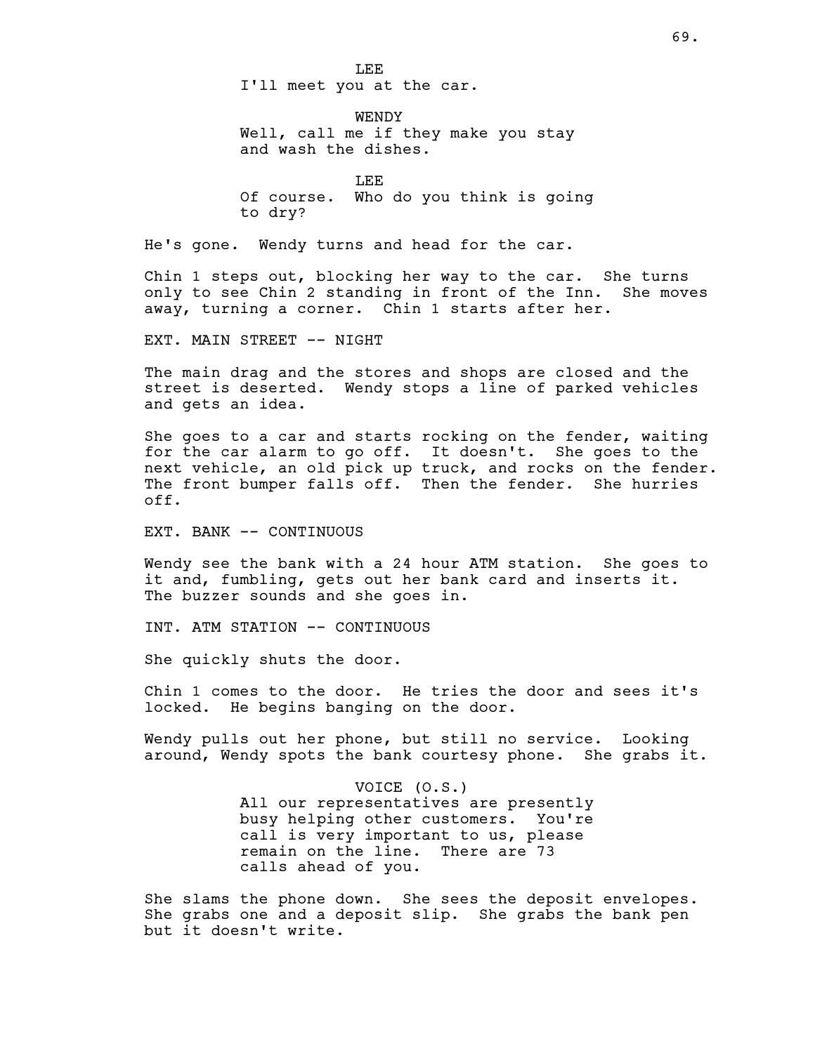LEE

I'll meet you at the car.

WENDY

Well, call me if they make you stay and wash the dishes.

LEE

Of course. Who do you think is going to dry?

He's gone. Wendy turns and head for the car.

Chin 1 steps out, blocking her way to the car. She turns only to see Chin 2 standing in front of the Inn. She moves away, turning a corner. Chin 1 starts after her.

EXT. MAIN STREET -- NIGHT

The main drag and the stores and shops are closed and the street is deserted. Wendy stops a line of parked vehicles and gets an idea.

She goes to a car and starts rocking on the fender, waiting for the car alarm to go off. It doesn't. She goes to the next vehicle, an old pick up truck, and rocks on the fender. The front bumper falls off. Then the fender. She hurries off.

EXT. BANK -- CONTINUOUS

Wendy see the bank with a 24 hour ATM station. She goes to it and, fumbling, gets out her bank card and inserts it. The buzzer sounds and she goes in.

INT. ATM STATION -- CONTINUOUS

She quickly shuts the door.

Chin 1 comes to the door. He tries the door and sees it's locked. He begins banging on the door.

Wendy pulls out her phone, but still no service. Looking around, Wendy spots the bank courtesy phone. She grabs it.

VOICE (O.S.)

All our representatives are presently busy helping other customers. You're call is very important to us, please remain on the line. There are 73 calls ahead of you.

She slams the phone down. She sees the deposit envelopes. She grabs one and a deposit slip. She grabs the bank pen but it doesn't write.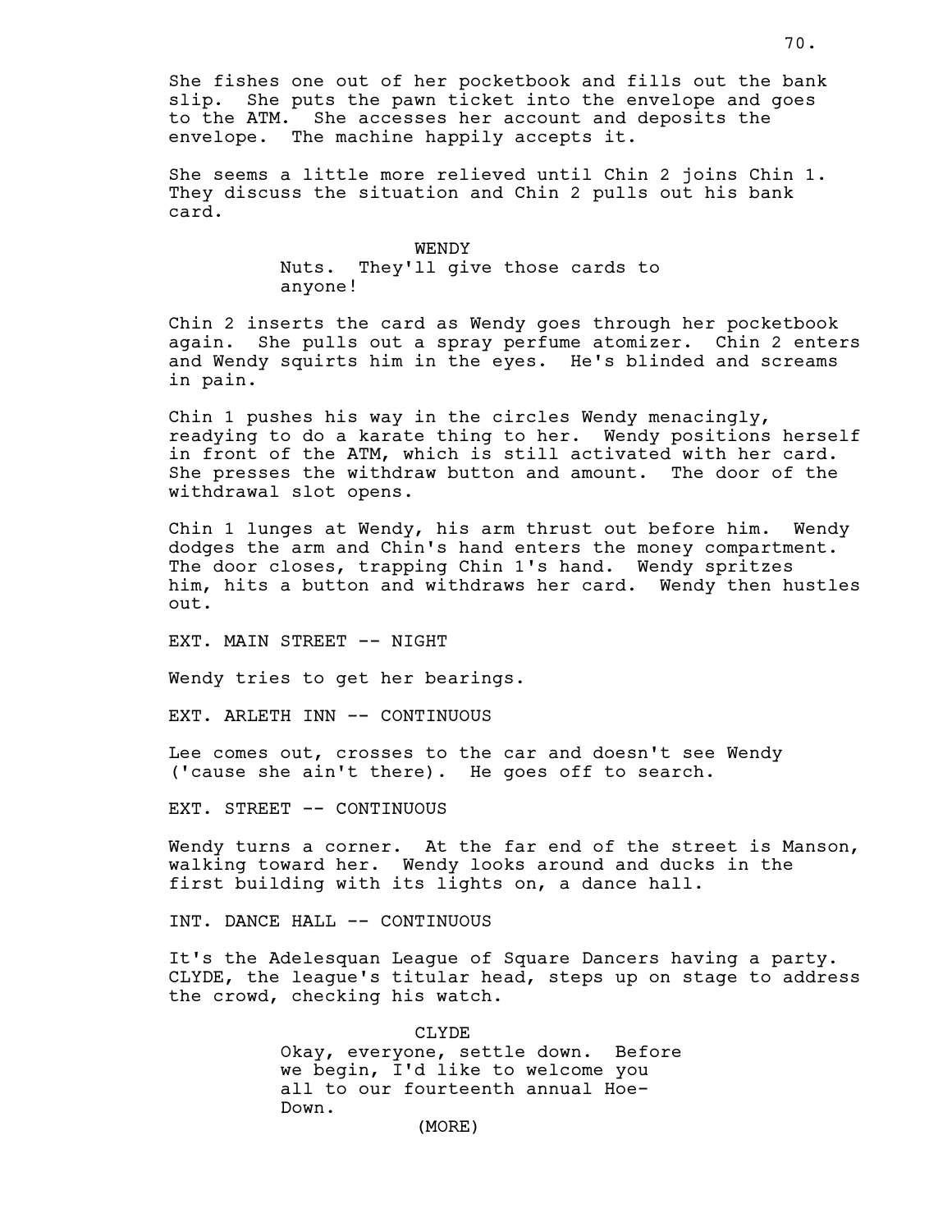She fishes one out of her pocketbook and fills out the bank slip. She puts the pawn ticket into the envelope and goes to the ATM. She accesses her account and deposits the envelope. The machine happily accepts it.

She seems a little more relieved until Chin 2 joins Chin 1. They discuss the situation and Chin 2 pulls out his bank card.

WENDY
Nuts. They'll give those cards to anyone!

Chin 2 inserts the card as Wendy goes through her pocketbook again. She pulls out a spray perfume atomizer. Chin 2 enters and Wendy squirts him in the eyes. He's blinded and screams in pain.

Chin 1 pushes his way in the circles Wendy menacingly, readying to do a karate thing to her. Wendy positions herself in front of the ATM, which is still activated with her card. She presses the withdraw button and amount. The door of the withdrawal slot opens.

Chin 1 lunges at Wendy, his arm thrust out before him. Wendy dodges the arm and Chin's hand enters the money compartment. The door closes, trapping Chin 1's hand. Wendy spritzes him, hits a button and withdraws her card. Wendy then hustles out.

EXT. MAIN STREET -- NIGHT

Wendy tries to get her bearings.

EXT. ARLETH INN -- CONTINUOUS

Lee comes out, crosses to the car and doesn't see Wendy ('cause she ain't there). He goes off to search.

EXT. STREET -- CONTINUOUS

Wendy turns a corner. At the far end of the street is Manson, walking toward her. Wendy looks around and ducks in the first building with its lights on, a dance hall.

INT. DANCE HALL -- CONTINUOUS

It's the Adelesquan League of Square Dancers having a party. CLYDE, the league's titular head, steps up on stage to address the crowd, checking his watch.

CLYDE
Okay, everyone, settle down. Before we begin, I'd like to welcome you all to our fourteenth annual Hoe-Down.
(MORE)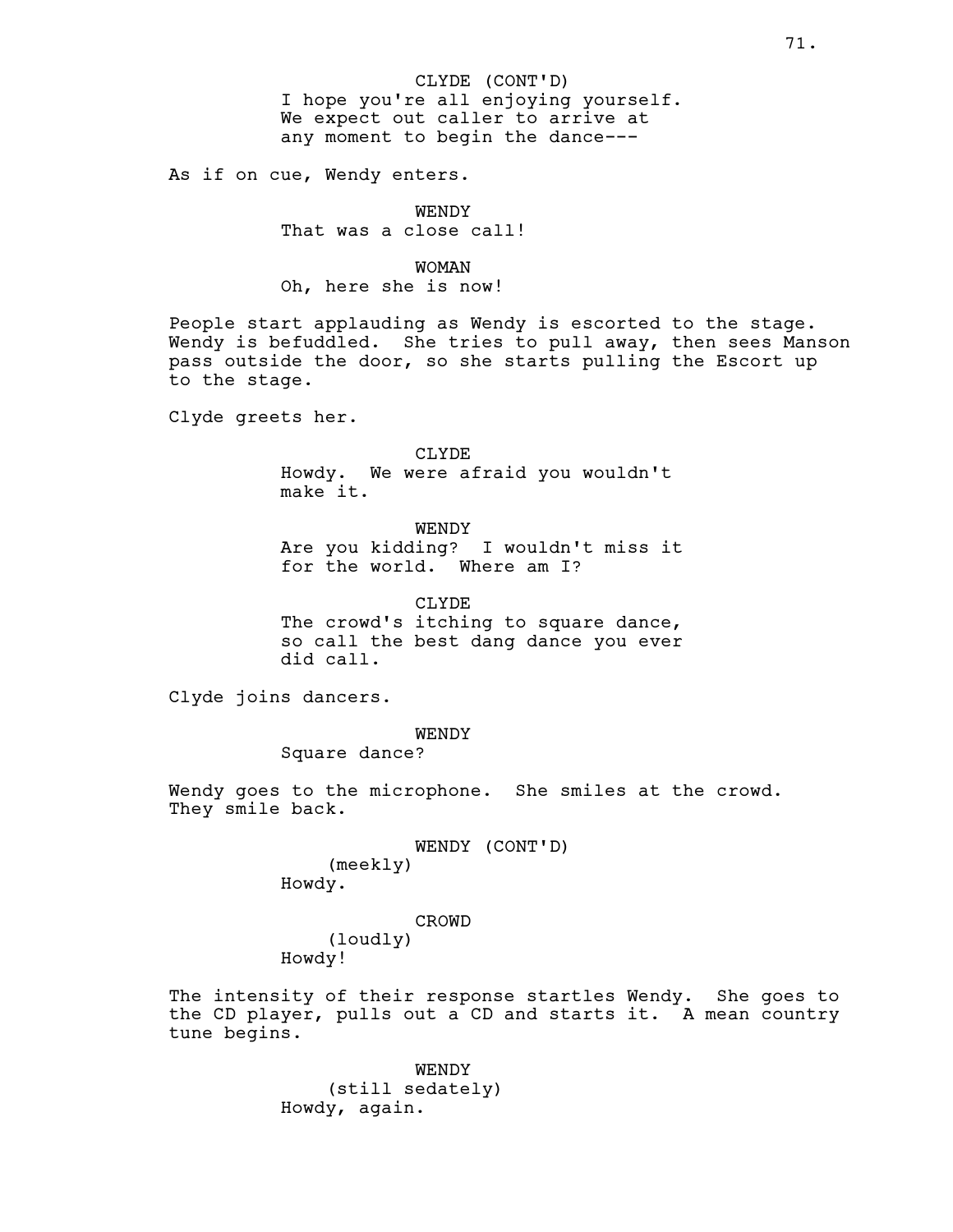CLYDE (CONT'D)
I hope you're all enjoying yourself. We expect out caller to arrive at any moment to begin the dance---

As if on cue, Wendy enters.

WENDY
That was a close call!

WOMAN
Oh, here she is now!

People start applauding as Wendy is escorted to the stage. Wendy is befuddled. She tries to pull away, then sees Manson pass outside the door, so she starts pulling the Escort up to the stage.

Clyde greets her.

CLYDE
Howdy. We were afraid you wouldn't make it.

WENDY
Are you kidding? I wouldn't miss it for the world. Where am I?

CLYDE
The crowd's itching to square dance, so call the best dang dance you ever did call.

Clyde joins dancers.

WENDY
Square dance?

Wendy goes to the microphone. She smiles at the crowd. They smile back.

WENDY (CONT'D)
(meekly)
Howdy.

CROWD
(loudly)
Howdy!

The intensity of their response startles Wendy. She goes to the CD player, pulls out a CD and starts it. A mean country tune begins.

WENDY
(still sedately)
Howdy, again.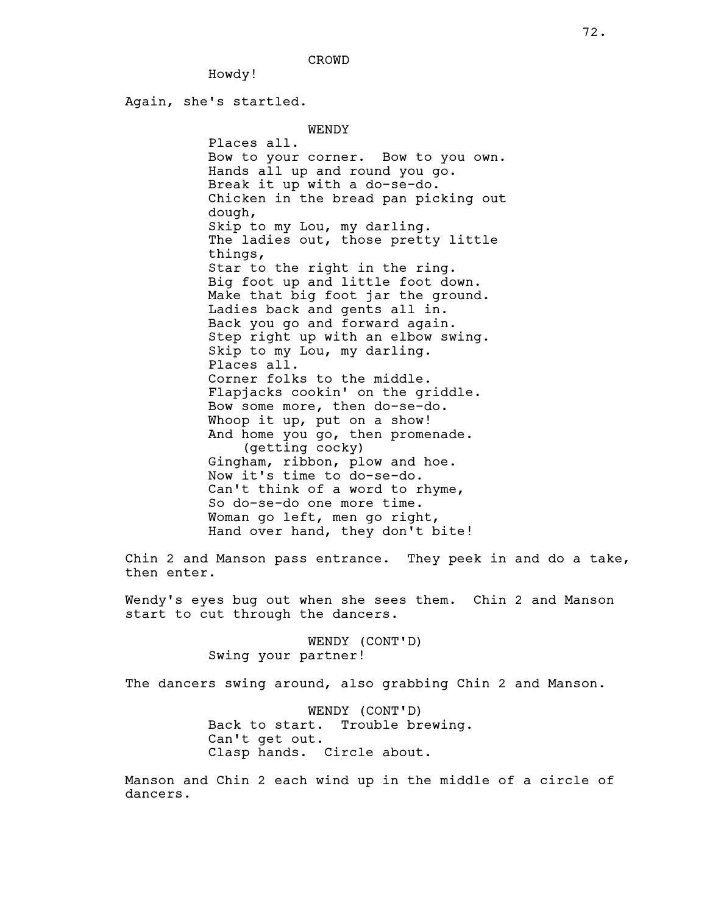CROWD

Howdy!

Again, she's startled.

WENDY

Places all.
Bow to your corner. Bow to you own.
Hands all up and round you go.
Break it up with a do-se-do.
Chicken in the bread pan picking out dough,
Skip to my Lou, my darling.
The ladies out, those pretty little things,
Star to the right in the ring.
Big foot up and little foot down.
Make that big foot jar the ground.
Ladies back and gents all in.
Back you go and forward again.
Step right up with an elbow swing.
Skip to my Lou, my darling.
Places all.
Corner folks to the middle.
Flapjacks cookin' on the griddle.
Bow some more, then do-se-do.
Whoop it up, put on a show!
And home you go, then promenade.
(getting cocky)
Gingham, ribbon, plow and hoe.
Now it's time to do-se-do.
Can't think of a word to rhyme,
So do-se-do one more time.
Woman go left, men go right,
Hand over hand, they don't bite!

Chin 2 and Manson pass entrance. They peek in and do a take, then enter.

Wendy's eyes bug out when she sees them. Chin 2 and Manson start to cut through the dancers.

WENDY (CONT'D)

Swing your partner!

The dancers swing around, also grabbing Chin 2 and Manson.

WENDY (CONT'D)

Back to start. Trouble brewing.
Can't get out.
Clasp hands. Circle about.

Manson and Chin 2 each wind up in the middle of a circle of dancers.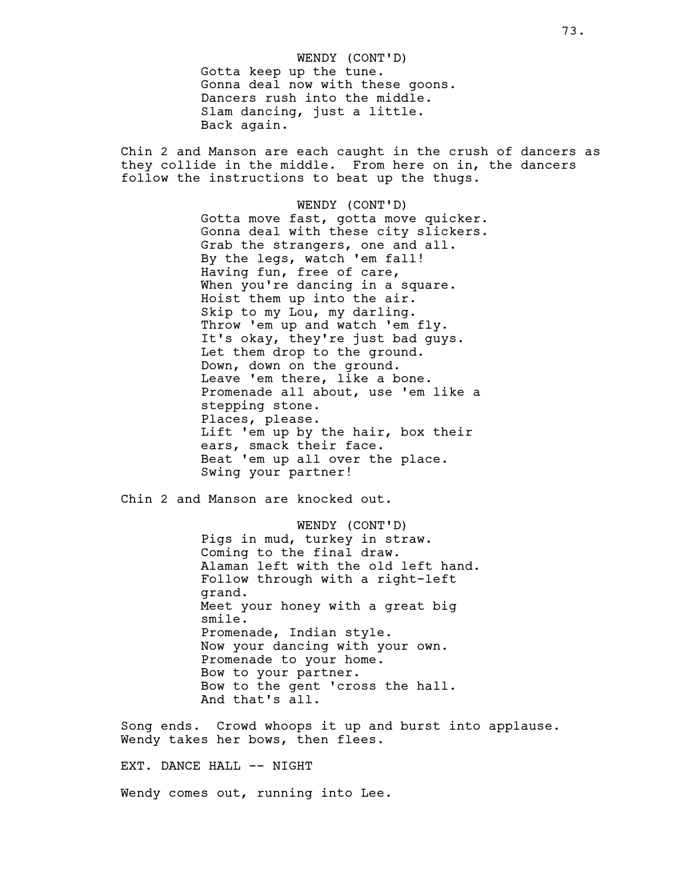WENDY (CONT'D)
Gotta keep up the tune.
Gonna deal now with these goons.
Dancers rush into the middle.
Slam dancing, just a little.
Back again.

Chin 2 and Manson are each caught in the crush of dancers as they collide in the middle. From here on in, the dancers follow the instructions to beat up the thugs.

WENDY (CONT'D)
Gotta move fast, gotta move quicker.
Gonna deal with these city slickers.
Grab the strangers, one and all.
By the legs, watch 'em fall!
Having fun, free of care,
When you're dancing in a square.
Hoist them up into the air.
Skip to my Lou, my darling.
Throw 'em up and watch 'em fly.
It's okay, they're just bad guys.
Let them drop to the ground.
Down, down on the ground.
Leave 'em there, like a bone.
Promenade all about, use 'em like a stepping stone.
Places, please.
Lift 'em up by the hair, box their ears, smack their face.
Beat 'em up all over the place.
Swing your partner!

Chin 2 and Manson are knocked out.

WENDY (CONT'D)
Pigs in mud, turkey in straw.
Coming to the final draw.
Alaman left with the old left hand.
Follow through with a right-left grand.
Meet your honey with a great big smile.
Promenade, Indian style.
Now your dancing with your own.
Promenade to your home.
Bow to your partner.
Bow to the gent 'cross the hall.
And that's all.

Song ends. Crowd whoops it up and burst into applause. Wendy takes her bows, then flees.

EXT. DANCE HALL -- NIGHT

Wendy comes out, running into Lee.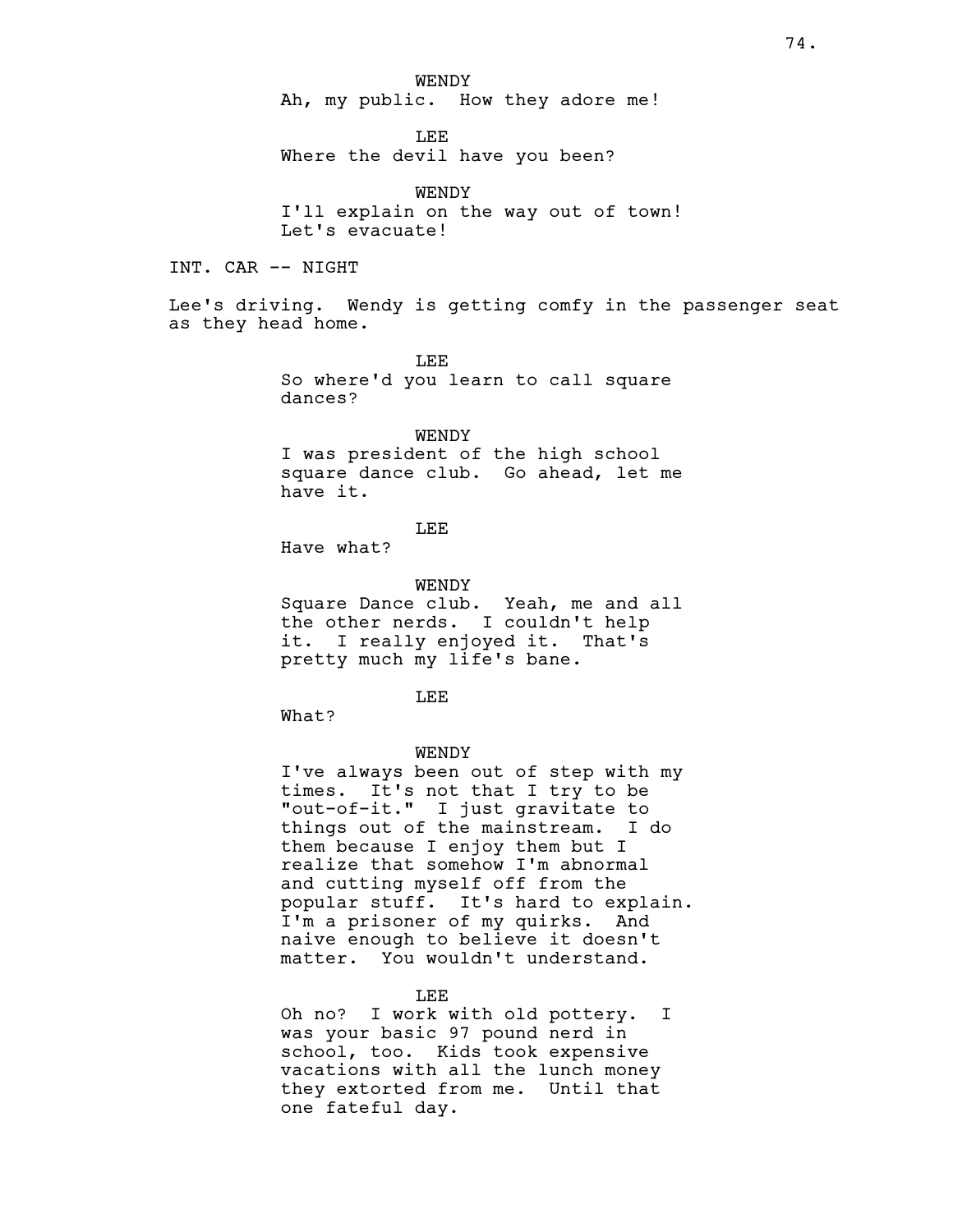WENDY

Ah, my public. How they adore me!

LEE

Where the devil have you been?

WENDY

I'll explain on the way out of town! Let's evacuate!

INT. CAR -- NIGHT

Lee's driving. Wendy is getting comfy in the passenger seat as they head home.

LEE

So where'd you learn to call square dances?

WENDY

I was president of the high school square dance club. Go ahead, let me have it.

LEE

Have what?

WENDY

Square Dance club. Yeah, me and all the other nerds. I couldn't help it. I really enjoyed it. That's pretty much my life's bane.

LEE

What?

WENDY

I've always been out of step with my times. It's not that I try to be "out-of-it." I just gravitate to things out of the mainstream. I do them because I enjoy them but I realize that somehow I'm abnormal and cutting myself off from the popular stuff. It's hard to explain. I'm a prisoner of my quirks. And naive enough to believe it doesn't matter. You wouldn't understand.

LEE

Oh no? I work with old pottery. I was your basic 97 pound nerd in school, too. Kids took expensive vacations with all the lunch money they extorted from me. Until that one fateful day.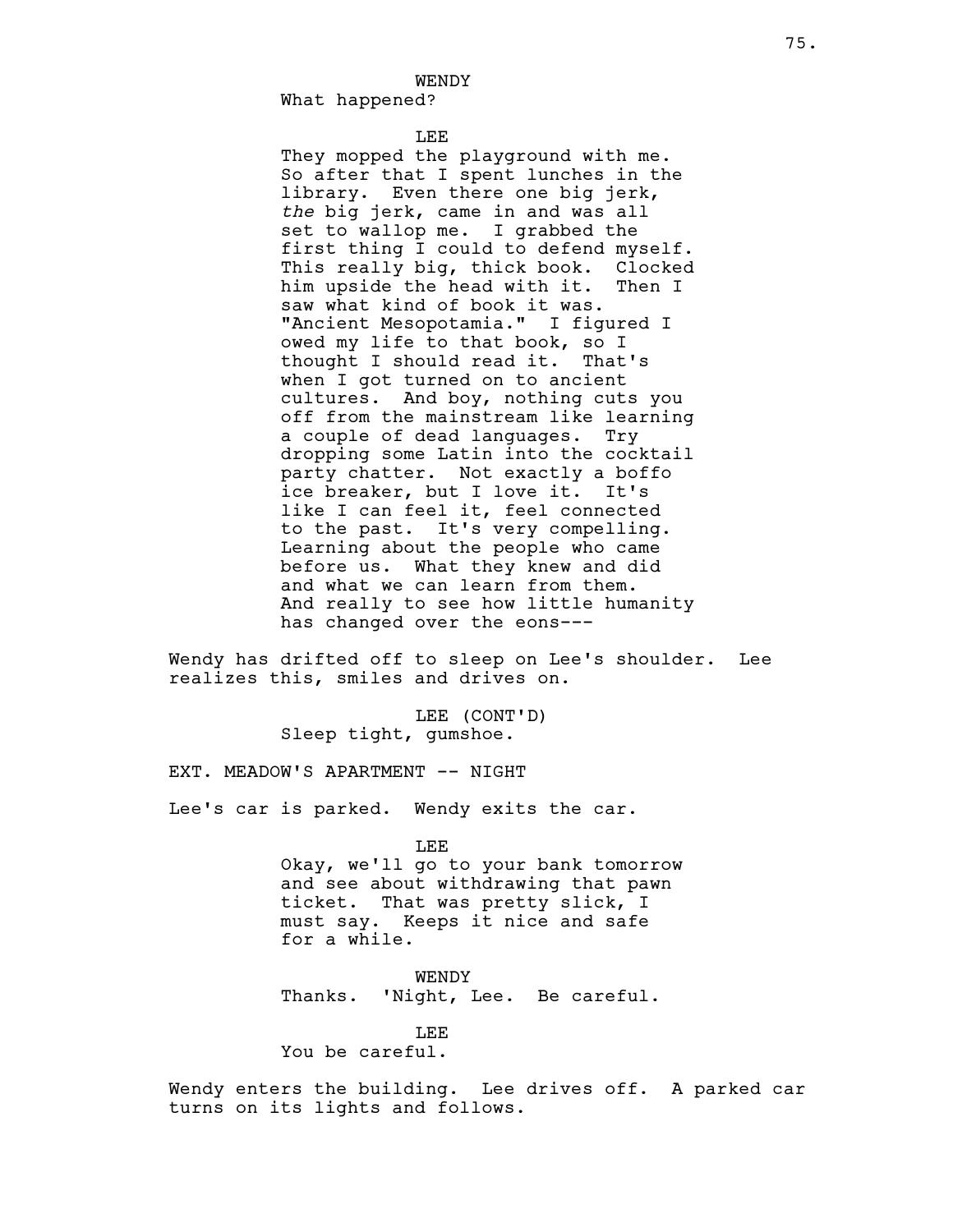WENDY
What happened?

LEE
They mopped the playground with me. So after that I spent lunches in the library. Even there one big jerk, *the* big jerk, came in and was all set to wallop me. I grabbed the first thing I could to defend myself. This really big, thick book. Clocked him upside the head with it. Then I saw what kind of book it was. "Ancient Mesopotamia." I figured I owed my life to that book, so I thought I should read it. That's when I got turned on to ancient cultures. And boy, nothing cuts you off from the mainstream like learning a couple of dead languages. Try dropping some Latin into the cocktail party chatter. Not exactly a boffo ice breaker, but I love it. It's like I can feel it, feel connected to the past. It's very compelling. Learning about the people who came before us. What they knew and did and what we can learn from them. And really to see how little humanity has changed over the eons---

Wendy has drifted off to sleep on Lee's shoulder. Lee realizes this, smiles and drives on.

LEE (CONT'D)
Sleep tight, gumshoe.

EXT. MEADOW'S APARTMENT -- NIGHT

Lee's car is parked. Wendy exits the car.

LEE
Okay, we'll go to your bank tomorrow and see about withdrawing that pawn ticket. That was pretty slick, I must say. Keeps it nice and safe for a while.

WENDY
Thanks. 'Night, Lee. Be careful.

LEE
You be careful.

Wendy enters the building. Lee drives off. A parked car turns on its lights and follows.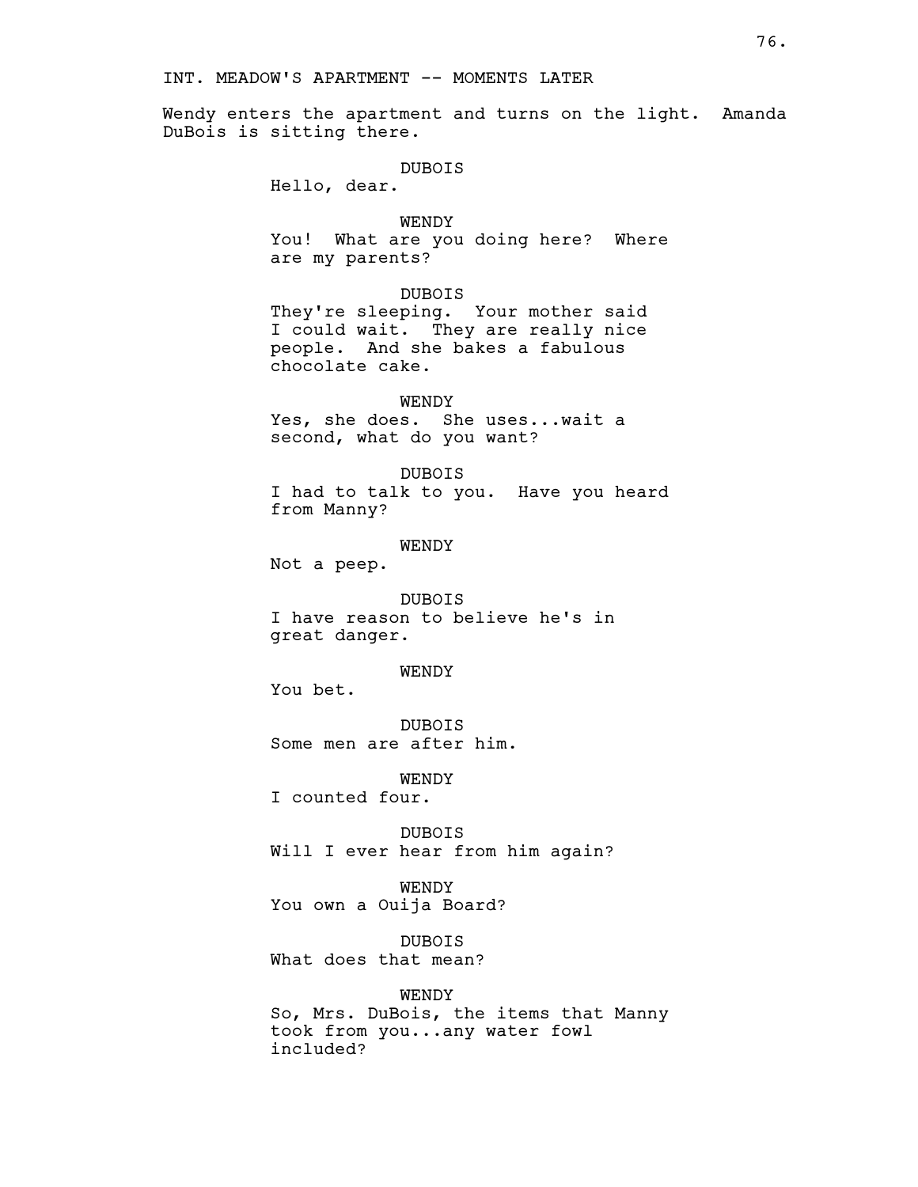INT. MEADOW'S APARTMENT -- MOMENTS LATER

Wendy enters the apartment and turns on the light. Amanda DuBois is sitting there.

DUBOIS
Hello, dear.

WENDY
You! What are you doing here? Where are my parents?

DUBOIS
They're sleeping. Your mother said I could wait. They are really nice people. And she bakes a fabulous chocolate cake.

WENDY
Yes, she does. She uses...wait a second, what do you want?

DUBOIS
I had to talk to you. Have you heard from Manny?

WENDY
Not a peep.

DUBOIS
I have reason to believe he's in great danger.

WENDY
You bet.

DUBOIS
Some men are after him.

WENDY
I counted four.

DUBOIS
Will I ever hear from him again?

WENDY
You own a Ouija Board?

DUBOIS
What does that mean?

WENDY
So, Mrs. DuBois, the items that Manny took from you...any water fowl included?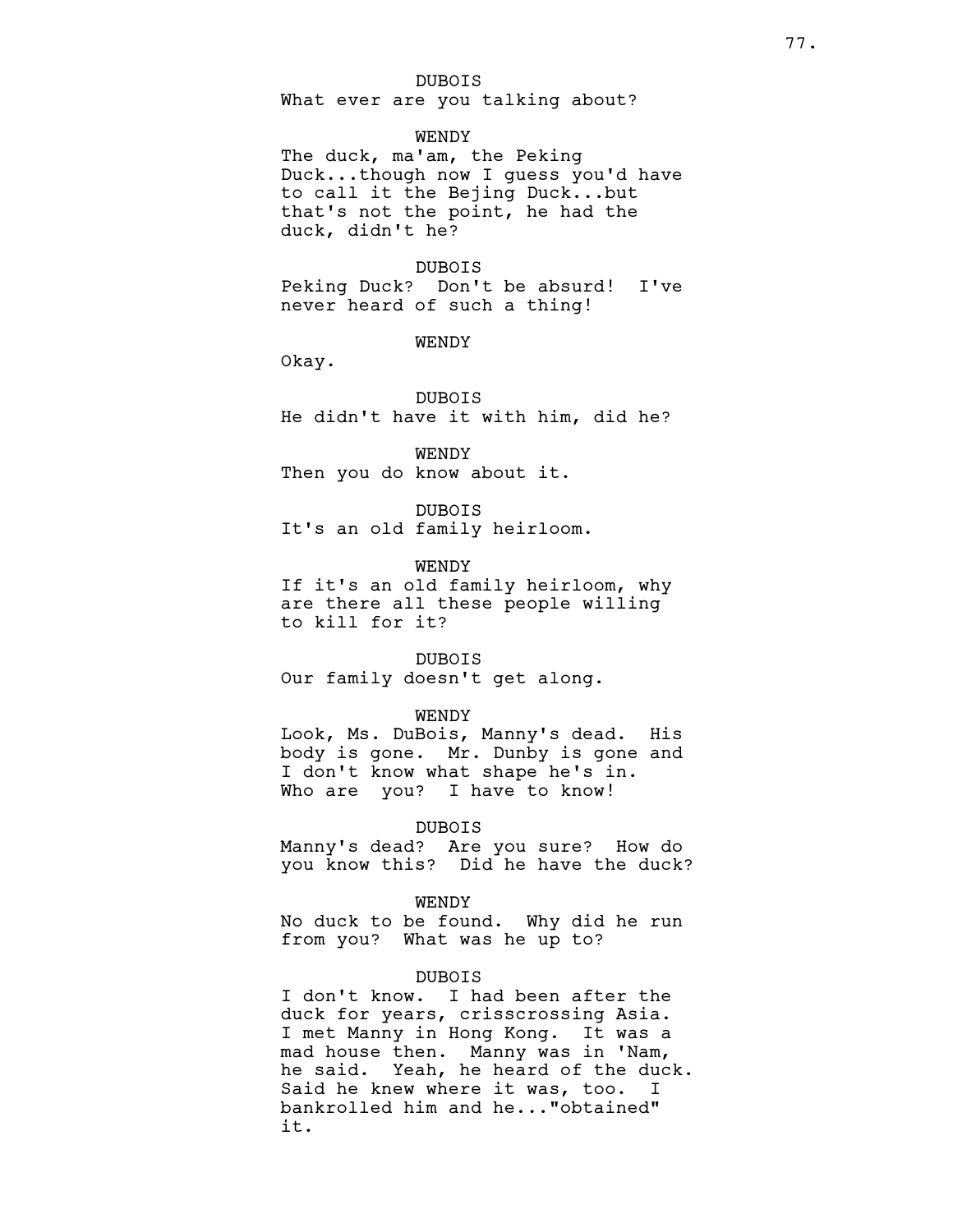DUBOIS
What ever are you talking about?

WENDY
The duck, ma'am, the Peking Duck...though now I guess you'd have to call it the Bejing Duck...but that's not the point, he had the duck, didn't he?

DUBOIS
Peking Duck? Don't be absurd! I've never heard of such a thing!

WENDY
Okay.

DUBOIS
He didn't have it with him, did he?

WENDY
Then you do know about it.

DUBOIS
It's an old family heirloom.

WENDY
If it's an old family heirloom, why are there all these people willing to kill for it?

DUBOIS
Our family doesn't get along.

WENDY
Look, Ms. DuBois, Manny's dead. His body is gone. Mr. Dunby is gone and I don't know what shape he's in. Who are you? I have to know!

DUBOIS
Manny's dead? Are you sure? How do you know this? Did he have the duck?

WENDY
No duck to be found. Why did he run from you? What was he up to?

DUBOIS
I don't know. I had been after the duck for years, crisscrossing Asia. I met Manny in Hong Kong. It was a mad house then. Manny was in 'Nam, he said. Yeah, he heard of the duck. Said he knew where it was, too. I bankrolled him and he..."obtained" it.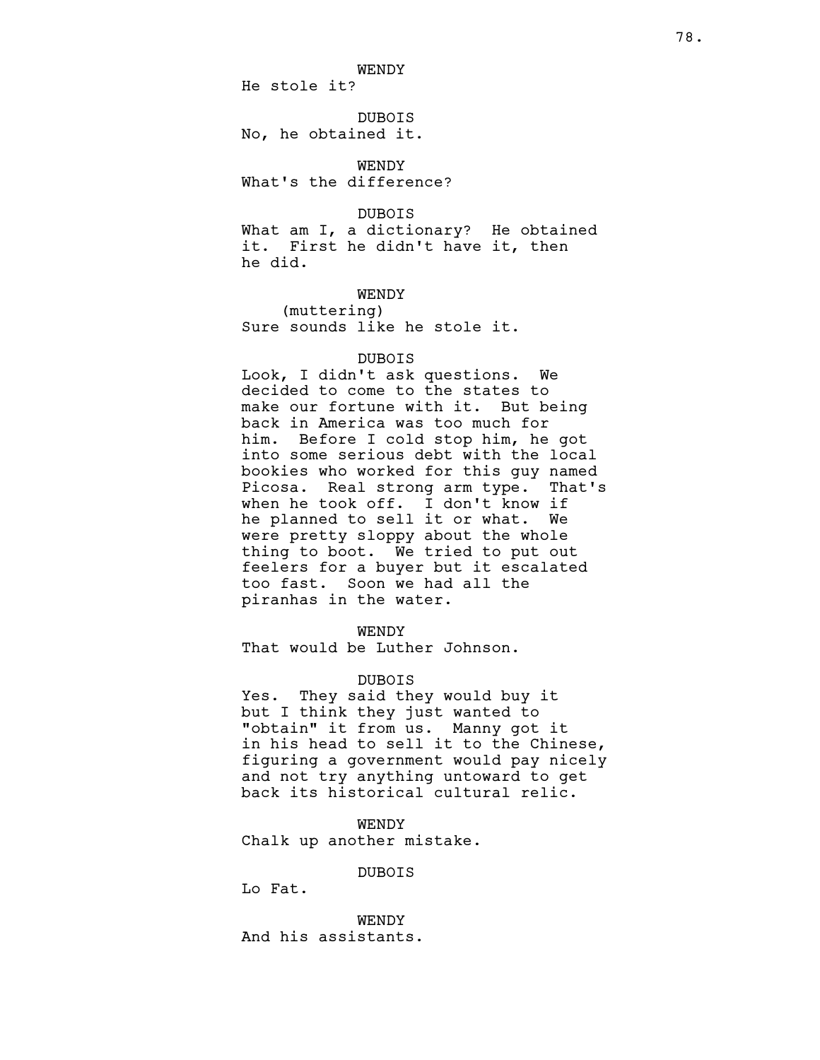WENDY

He stole it?

DUBOIS

No, he obtained it.

WENDY

What's the difference?

DUBOIS

What am I, a dictionary? He obtained it. First he didn't have it, then he did.

WENDY

(muttering)

Sure sounds like he stole it.

DUBOIS

Look, I didn't ask questions. We decided to come to the states to make our fortune with it. But being back in America was too much for him. Before I cold stop him, he got into some serious debt with the local bookies who worked for this guy named Picosa. Real strong arm type. That's when he took off. I don't know if he planned to sell it or what. We were pretty sloppy about the whole thing to boot. We tried to put out feelers for a buyer but it escalated too fast. Soon we had all the piranhas in the water.

WENDY

That would be Luther Johnson.

DUBOIS

Yes. They said they would buy it but I think they just wanted to "obtain" it from us. Manny got it in his head to sell it to the Chinese, figuring a government would pay nicely and not try anything untoward to get back its historical cultural relic.

WENDY

Chalk up another mistake.

DUBOIS

Lo Fat.

WENDY

And his assistants.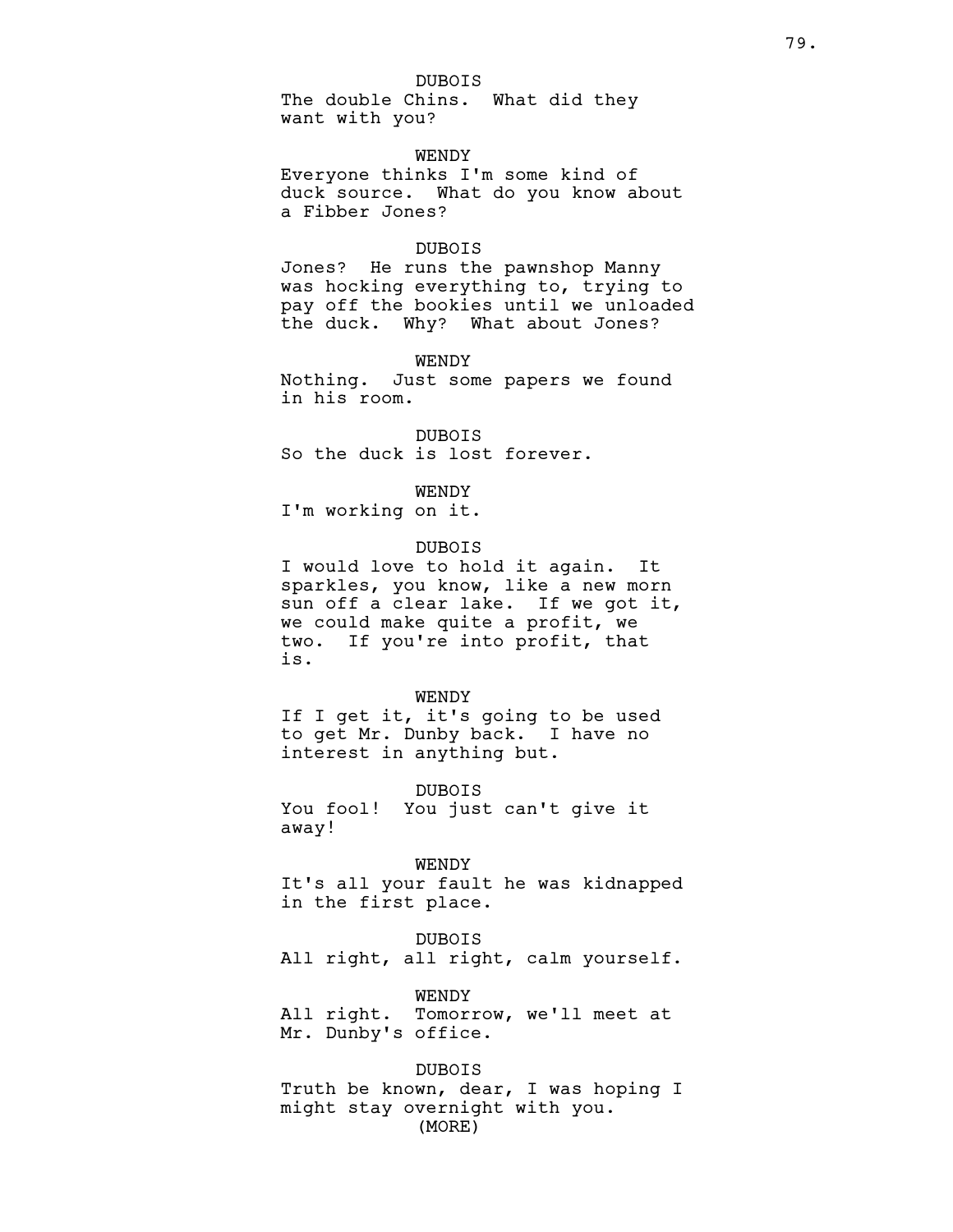DUBOIS
The double Chins. What did they want with you?

WENDY
Everyone thinks I'm some kind of duck source. What do you know about a Fibber Jones?

DUBOIS
Jones? He runs the pawnshop Manny was hocking everything to, trying to pay off the bookies until we unloaded the duck. Why? What about Jones?

WENDY
Nothing. Just some papers we found in his room.

DUBOIS
So the duck is lost forever.

WENDY
I'm working on it.

DUBOIS
I would love to hold it again. It sparkles, you know, like a new morn sun off a clear lake. If we got it, we could make quite a profit, we two. If you're into profit, that is.

WENDY
If I get it, it's going to be used to get Mr. Dunby back. I have no interest in anything but.

DUBOIS
You fool! You just can't give it away!

WENDY
It's all your fault he was kidnapped in the first place.

DUBOIS
All right, all right, calm yourself.

WENDY
All right. Tomorrow, we'll meet at Mr. Dunby's office.

DUBOIS
Truth be known, dear, I was hoping I might stay overnight with you.
(MORE)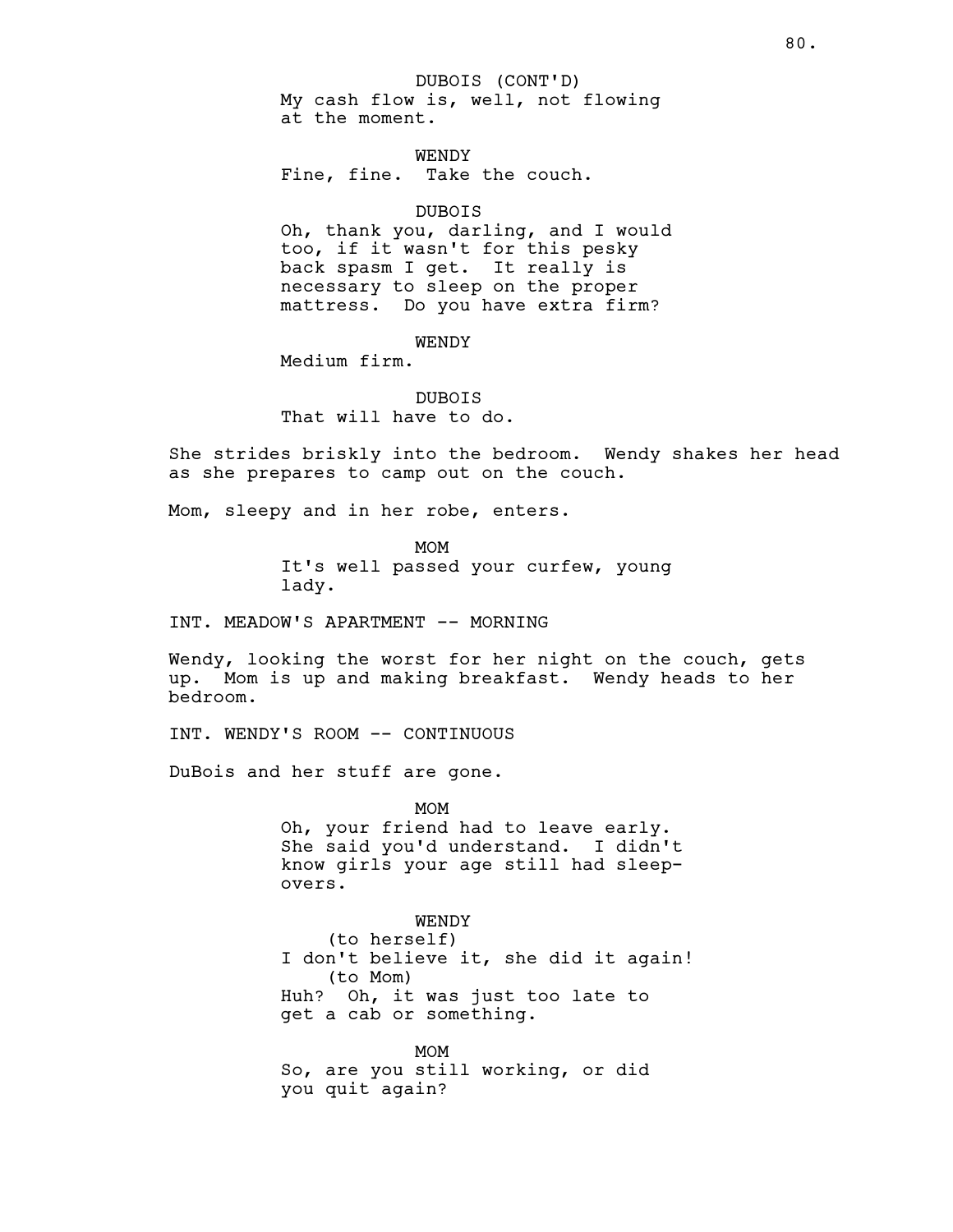DUBOIS (CONT'D)
My cash flow is, well, not flowing at the moment.

WENDY
Fine, fine. Take the couch.

DUBOIS
Oh, thank you, darling, and I would too, if it wasn't for this pesky back spasm I get. It really is necessary to sleep on the proper mattress. Do you have extra firm?

WENDY
Medium firm.

DUBOIS
That will have to do.

She strides briskly into the bedroom. Wendy shakes her head as she prepares to camp out on the couch.

Mom, sleepy and in her robe, enters.

MOM
It's well passed your curfew, young lady.

INT. MEADOW'S APARTMENT -- MORNING

Wendy, looking the worst for her night on the couch, gets up. Mom is up and making breakfast. Wendy heads to her bedroom.

INT. WENDY'S ROOM -- CONTINUOUS

DuBois and her stuff are gone.

MOM
Oh, your friend had to leave early. She said you'd understand. I didn't know girls your age still had sleep-overs.

WENDY
(to herself)
I don't believe it, she did it again!
(to Mom)
Huh? Oh, it was just too late to get a cab or something.

MOM
So, are you still working, or did you quit again?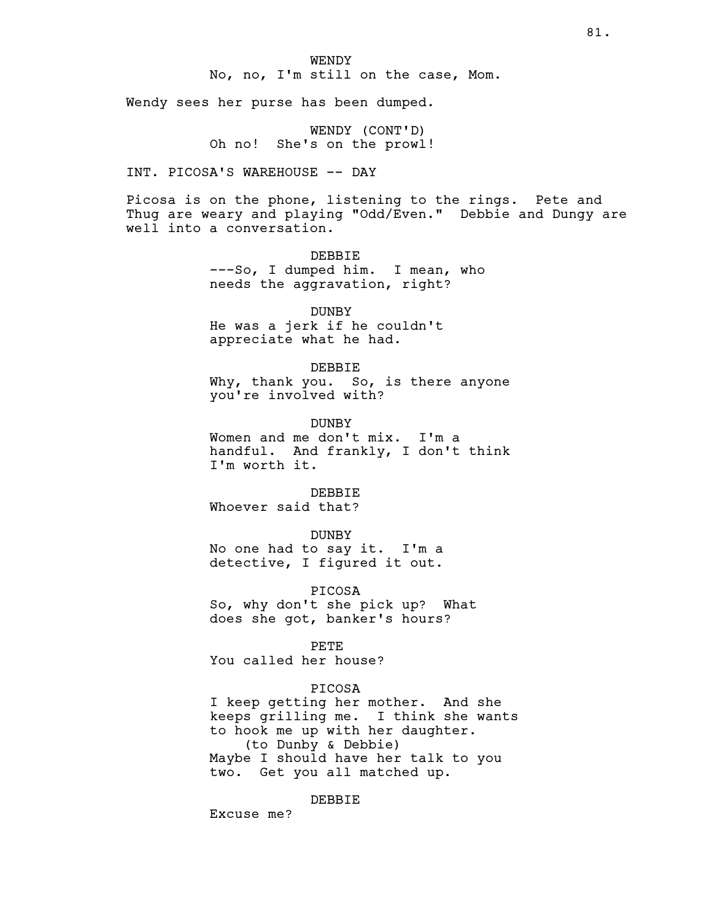WENDY

No, no, I'm still on the case, Mom.

Wendy sees her purse has been dumped.

WENDY (CONT'D)

Oh no! She's on the prowl!

INT. PICOSA'S WAREHOUSE -- DAY

Picosa is on the phone, listening to the rings. Pete and Thug are weary and playing "Odd/Even." Debbie and Dungy are well into a conversation.

DEBBIE

---So, I dumped him. I mean, who needs the aggravation, right?

DUNBY

He was a jerk if he couldn't appreciate what he had.

DEBBIE

Why, thank you. So, is there anyone you're involved with?

DUNBY

Women and me don't mix. I'm a handful. And frankly, I don't think I'm worth it.

DEBBIE

Whoever said that?

DUNBY

No one had to say it. I'm a detective, I figured it out.

PICOSA

So, why don't she pick up? What does she got, banker's hours?

PETE

You called her house?

PICOSA

I keep getting her mother. And she keeps grilling me. I think she wants to hook me up with her daughter.

(to Dunby & Debbie)

Maybe I should have her talk to you two. Get you all matched up.

DEBBIE

Excuse me?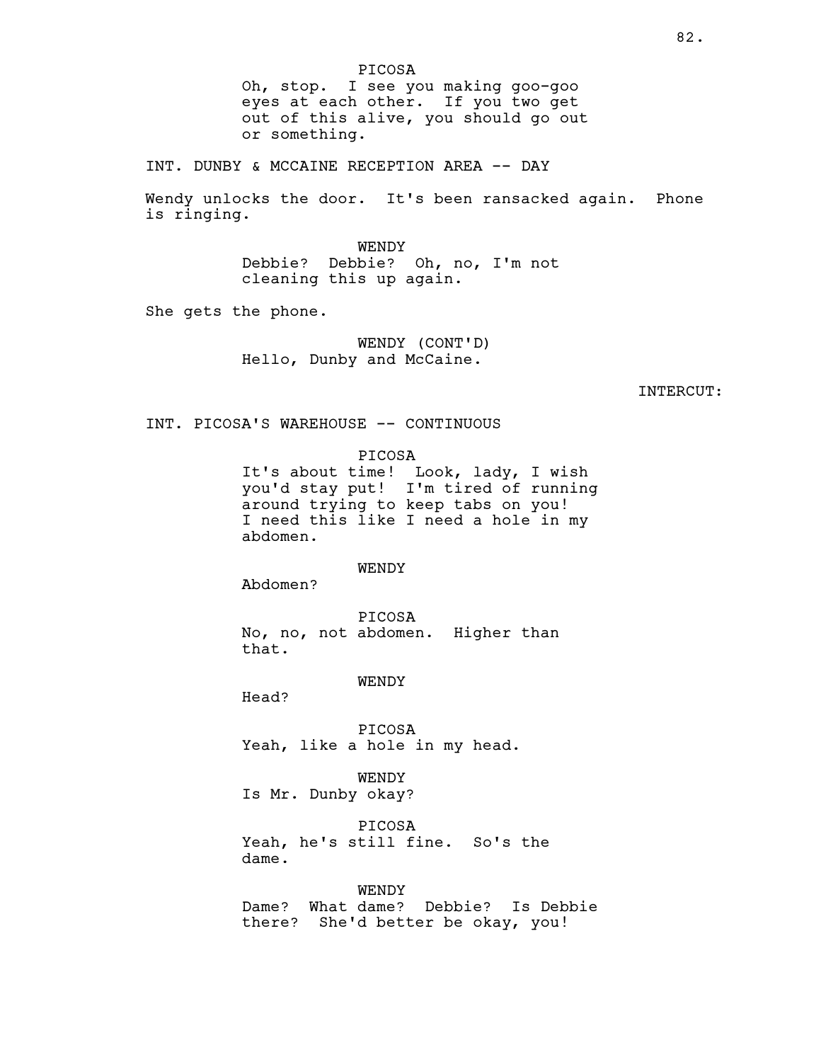PICOSA

Oh, stop. I see you making goo-goo eyes at each other. If you two get out of this alive, you should go out or something.

INT. DUNBY & MCCAINE RECEPTION AREA -- DAY

Wendy unlocks the door. It's been ransacked again. Phone is ringing.

WENDY

Debbie? Debbie? Oh, no, I'm not cleaning this up again.

She gets the phone.

WENDY (CONT'D)

Hello, Dunby and McCaine.

INTERCUT:

INT. PICOSA'S WAREHOUSE -- CONTINUOUS

PICOSA

It's about time! Look, lady, I wish you'd stay put! I'm tired of running around trying to keep tabs on you! I need this like I need a hole in my abdomen.

WENDY

Abdomen?

PICOSA

No, no, not abdomen. Higher than that.

WENDY

Head?

PICOSA

Yeah, like a hole in my head.

WENDY

Is Mr. Dunby okay?

PICOSA

Yeah, he's still fine. So's the dame.

WENDY

Dame? What dame? Debbie? Is Debbie there? She'd better be okay, you!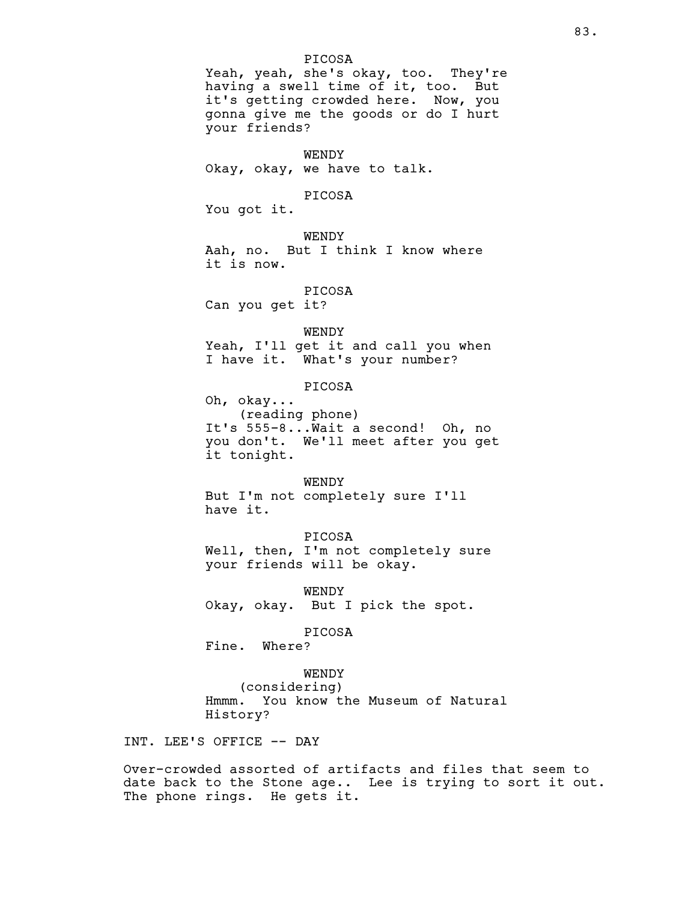PICOSA
Yeah, yeah, she's okay, too. They're having a swell time of it, too. But it's getting crowded here. Now, you gonna give me the goods or do I hurt your friends?

WENDY
Okay, okay, we have to talk.

PICOSA
You got it.

WENDY
Aah, no. But I think I know where it is now.

PICOSA
Can you get it?

WENDY
Yeah, I'll get it and call you when I have it. What's your number?

PICOSA
Oh, okay...
(reading phone)
It's 555-8...Wait a second! Oh, no you don't. We'll meet after you get it tonight.

WENDY
But I'm not completely sure I'll have it.

PICOSA
Well, then, I'm not completely sure your friends will be okay.

WENDY
Okay, okay. But I pick the spot.

PICOSA
Fine. Where?

WENDY
(considering)
Hmmm. You know the Museum of Natural History?

INT. LEE'S OFFICE -- DAY

Over-crowded assorted of artifacts and files that seem to date back to the Stone age.. Lee is trying to sort it out. The phone rings. He gets it.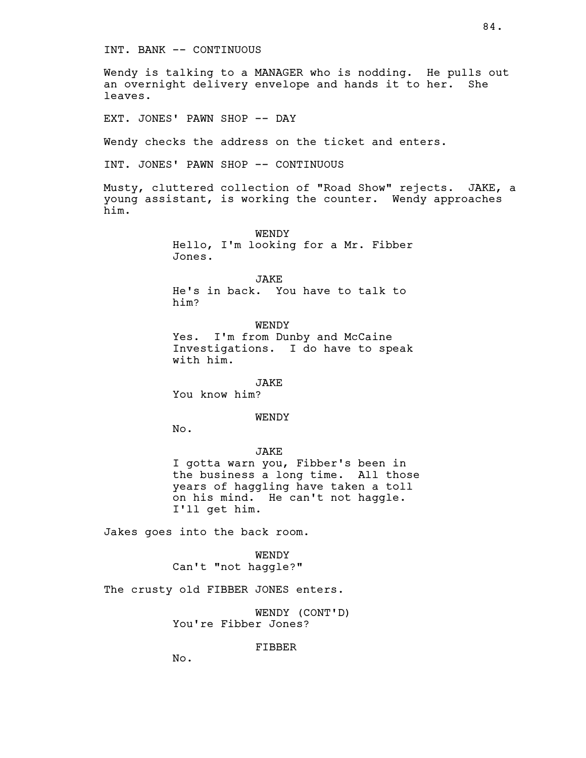INT. BANK -- CONTINUOUS

Wendy is talking to a MANAGER who is nodding. He pulls out an overnight delivery envelope and hands it to her. She leaves.

EXT. JONES' PAWN SHOP -- DAY

Wendy checks the address on the ticket and enters.

INT. JONES' PAWN SHOP -- CONTINUOUS

Musty, cluttered collection of "Road Show" rejects. JAKE, a young assistant, is working the counter. Wendy approaches him.

WENDY
Hello, I'm looking for a Mr. Fibber Jones.

JAKE
He's in back. You have to talk to him?

WENDY
Yes. I'm from Dunby and McCaine Investigations. I do have to speak with him.

JAKE
You know him?

WENDY
No.

JAKE
I gotta warn you, Fibber's been in the business a long time. All those years of haggling have taken a toll on his mind. He can't not haggle. I'll get him.

Jakes goes into the back room.

WENDY
Can't "not haggle?"

The crusty old FIBBER JONES enters.

WENDY (CONT'D)
You're Fibber Jones?

FIBBER
No.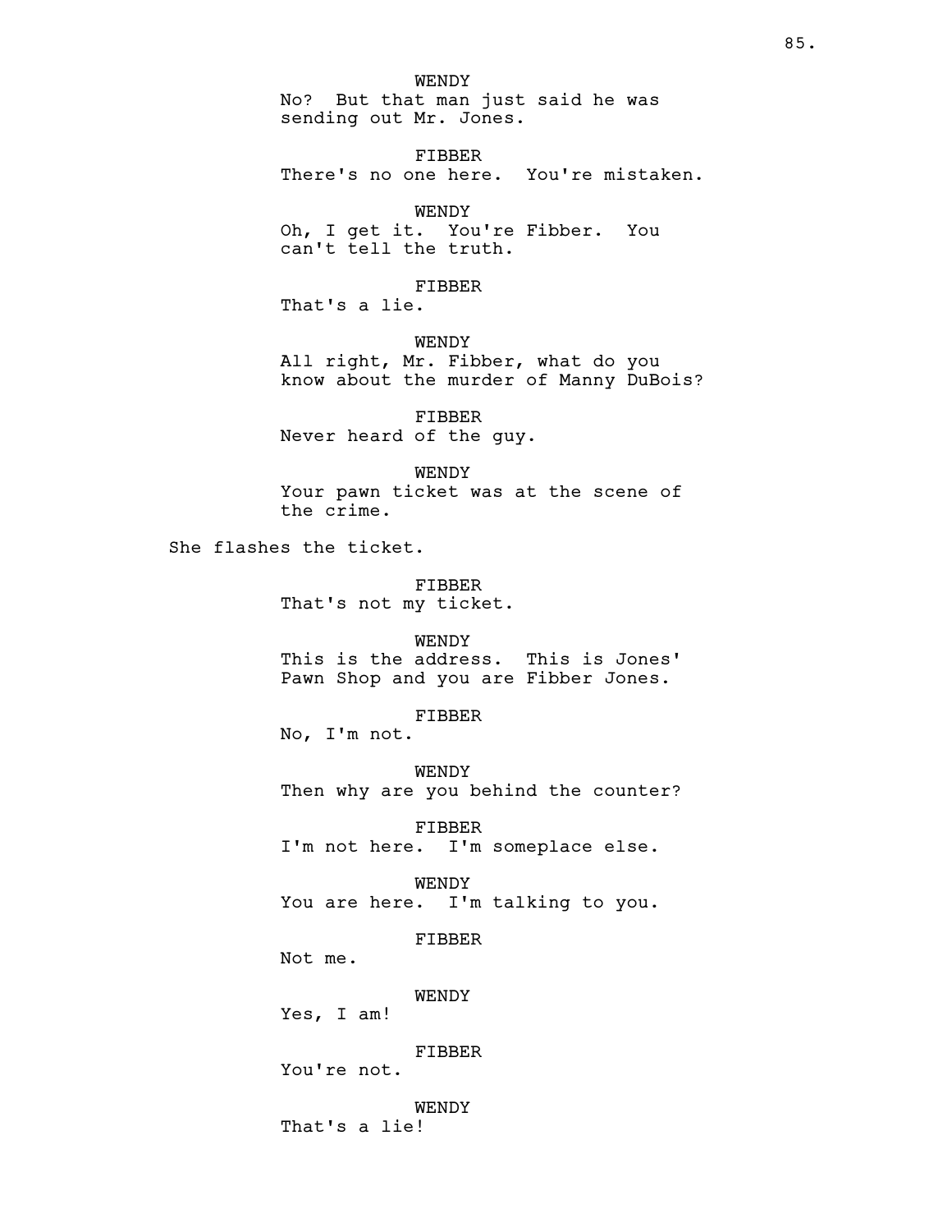WENDY
No? But that man just said he was sending out Mr. Jones.

FIBBER
There's no one here. You're mistaken.

WENDY
Oh, I get it. You're Fibber. You can't tell the truth.

FIBBER
That's a lie.

WENDY
All right, Mr. Fibber, what do you know about the murder of Manny DuBois?

FIBBER
Never heard of the guy.

WENDY
Your pawn ticket was at the scene of the crime.

She flashes the ticket.

FIBBER
That's not my ticket.

WENDY
This is the address. This is Jones' Pawn Shop and you are Fibber Jones.

FIBBER
No, I'm not.

WENDY
Then why are you behind the counter?

FIBBER
I'm not here. I'm someplace else.

WENDY
You are here. I'm talking to you.

FIBBER
Not me.

WENDY
Yes, I am!

FIBBER
You're not.

WENDY
That's a lie!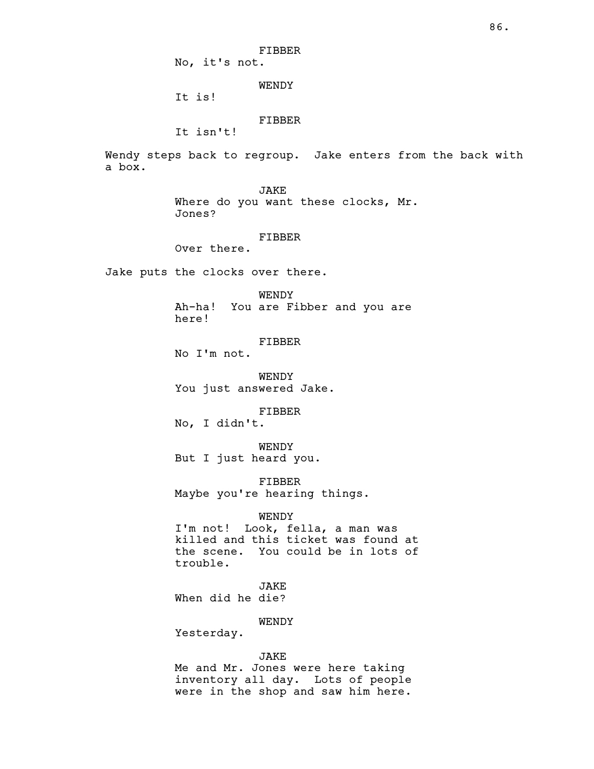FIBBER

No, it's not.

WENDY

It is!

FIBBER

It isn't!

Wendy steps back to regroup. Jake enters from the back with a box.

JAKE

Where do you want these clocks, Mr. Jones?

FIBBER

Over there.

Jake puts the clocks over there.

WENDY

Ah-ha! You are Fibber and you are here!

FIBBER

No I'm not.

WENDY

You just answered Jake.

FIBBER

No, I didn't.

WENDY

But I just heard you.

FIBBER

Maybe you're hearing things.

WENDY

I'm not! Look, fella, a man was killed and this ticket was found at the scene. You could be in lots of trouble.

JAKE

When did he die?

WENDY

Yesterday.

JAKE

Me and Mr. Jones were here taking inventory all day. Lots of people were in the shop and saw him here.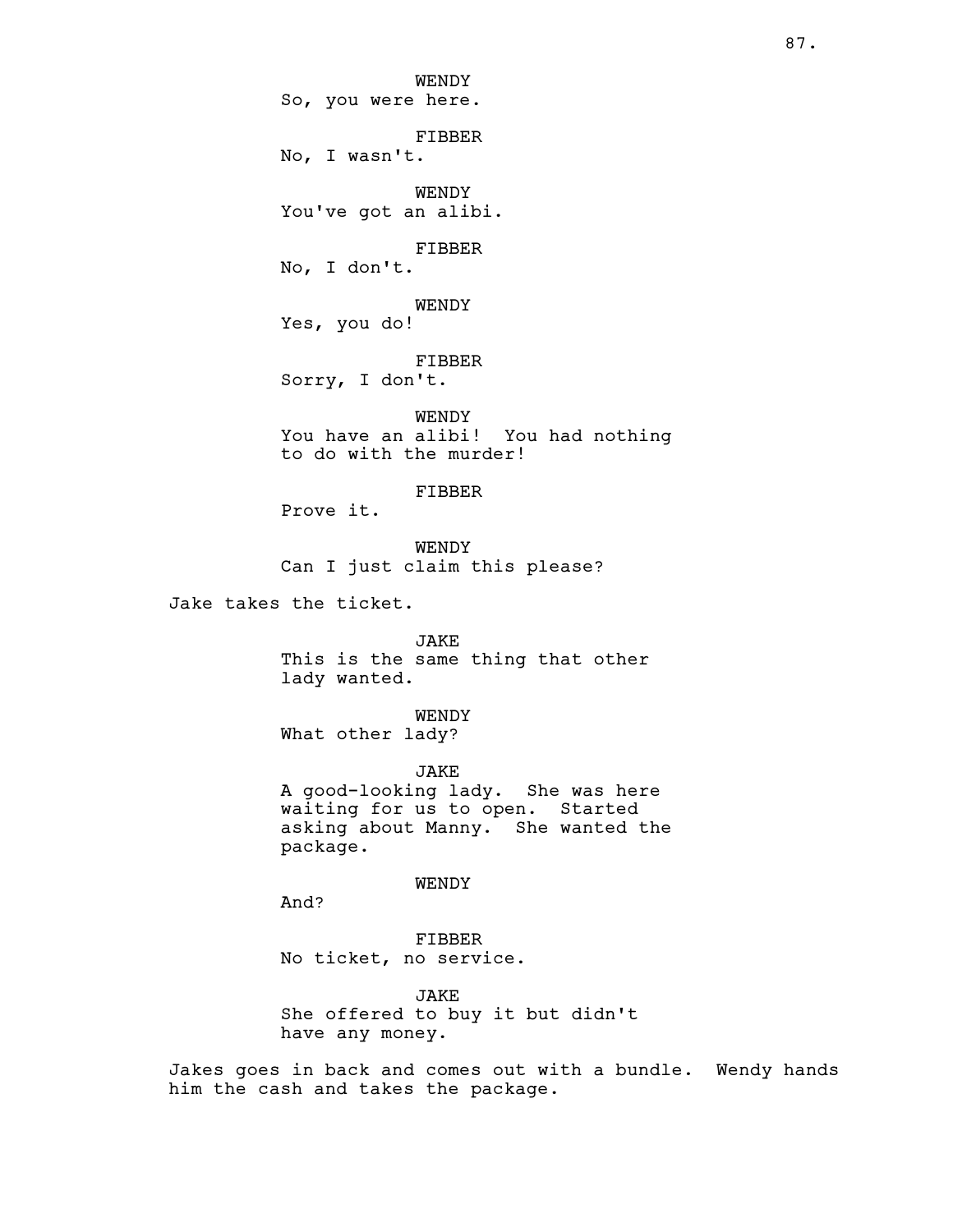WENDY
So, you were here.

FIBBER
No, I wasn't.

WENDY
You've got an alibi.

FIBBER
No, I don't.

WENDY
Yes, you do!

FIBBER
Sorry, I don't.

WENDY
You have an alibi! You had nothing to do with the murder!

FIBBER
Prove it.

WENDY
Can I just claim this please?

Jake takes the ticket.

JAKE
This is the same thing that other lady wanted.

WENDY
What other lady?

JAKE
A good-looking lady. She was here waiting for us to open. Started asking about Manny. She wanted the package.

WENDY
And?

FIBBER
No ticket, no service.

JAKE
She offered to buy it but didn't have any money.

Jakes goes in back and comes out with a bundle. Wendy hands him the cash and takes the package.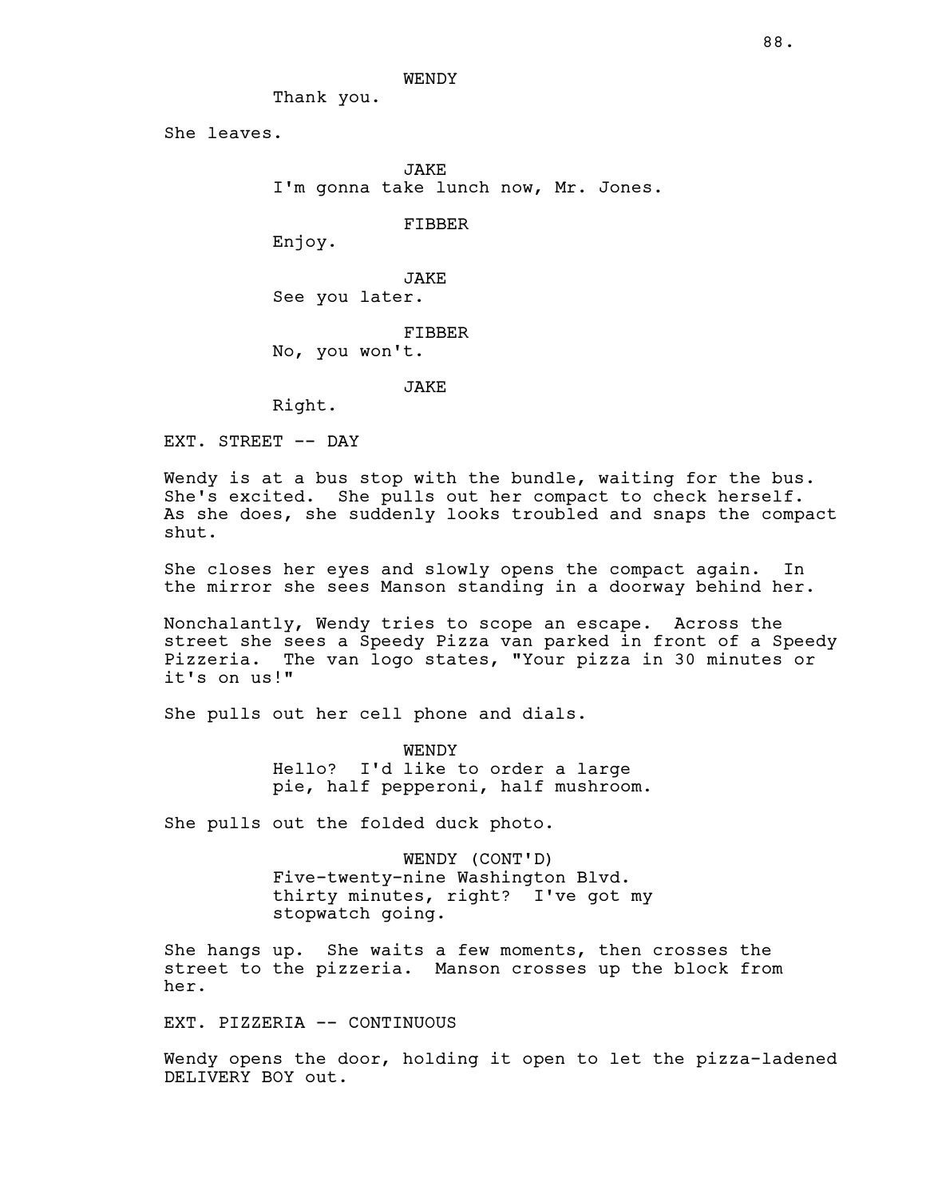WENDY
Thank you.

She leaves.

JAKE
I'm gonna take lunch now, Mr. Jones.

FIBBER
Enjoy.

JAKE
See you later.

FIBBER
No, you won't.

JAKE
Right.

EXT. STREET -- DAY

Wendy is at a bus stop with the bundle, waiting for the bus. She's excited. She pulls out her compact to check herself. As she does, she suddenly looks troubled and snaps the compact shut.

She closes her eyes and slowly opens the compact again. In the mirror she sees Manson standing in a doorway behind her.

Nonchalantly, Wendy tries to scope an escape. Across the street she sees a Speedy Pizza van parked in front of a Speedy Pizzeria. The van logo states, "Your pizza in 30 minutes or it's on us!"

She pulls out her cell phone and dials.

WENDY
Hello? I'd like to order a large pie, half pepperoni, half mushroom.

She pulls out the folded duck photo.

WENDY (CONT'D)
Five-twenty-nine Washington Blvd. thirty minutes, right? I've got my stopwatch going.

She hangs up. She waits a few moments, then crosses the street to the pizzeria. Manson crosses up the block from her.

EXT. PIZZERIA -- CONTINUOUS

Wendy opens the door, holding it open to let the pizza-ladened DELIVERY BOY out.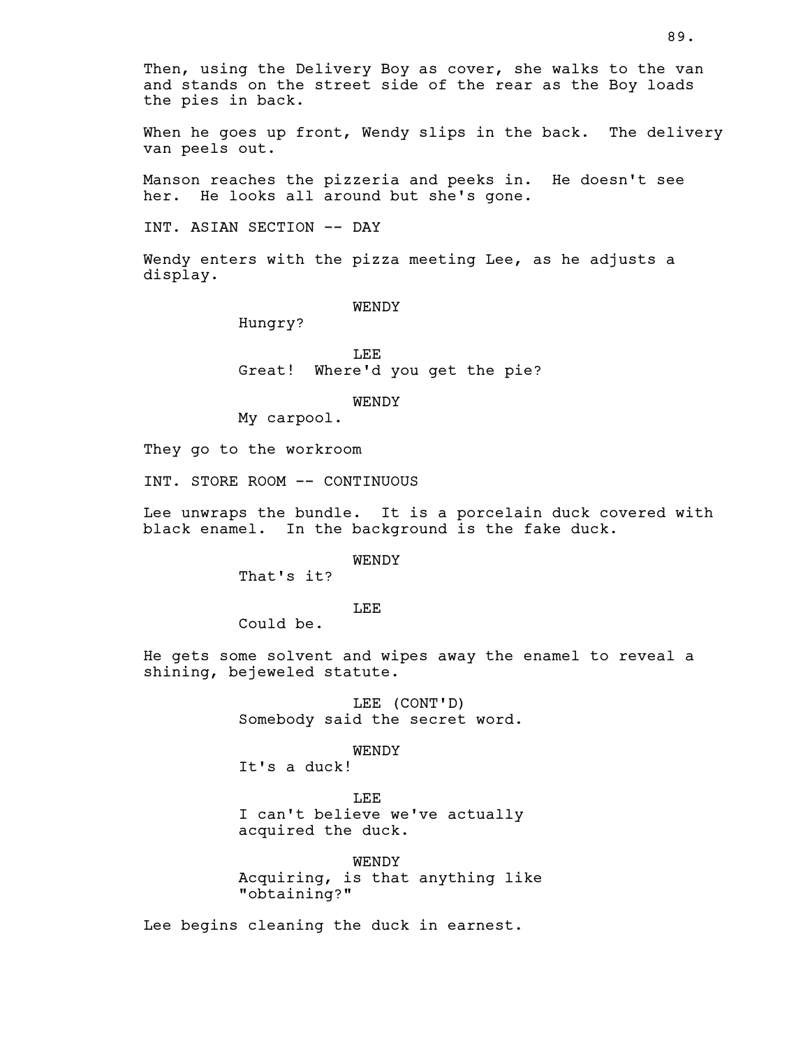Then, using the Delivery Boy as cover, she walks to the van and stands on the street side of the rear as the Boy loads the pies in back.

When he goes up front, Wendy slips in the back. The delivery van peels out.

Manson reaches the pizzeria and peeks in. He doesn't see her. He looks all around but she's gone.

INT. ASIAN SECTION -- DAY

Wendy enters with the pizza meeting Lee, as he adjusts a display.

WENDY
Hungry?

LEE
Great! Where'd you get the pie?

WENDY
My carpool.

They go to the workroom

INT. STORE ROOM -- CONTINUOUS

Lee unwraps the bundle. It is a porcelain duck covered with black enamel. In the background is the fake duck.

WENDY
That's it?

LEE
Could be.

He gets some solvent and wipes away the enamel to reveal a shining, bejeweled statute.

LEE (CONT'D)
Somebody said the secret word.

WENDY
It's a duck!

LEE
I can't believe we've actually acquired the duck.

WENDY
Acquiring, is that anything like "obtaining?"

Lee begins cleaning the duck in earnest.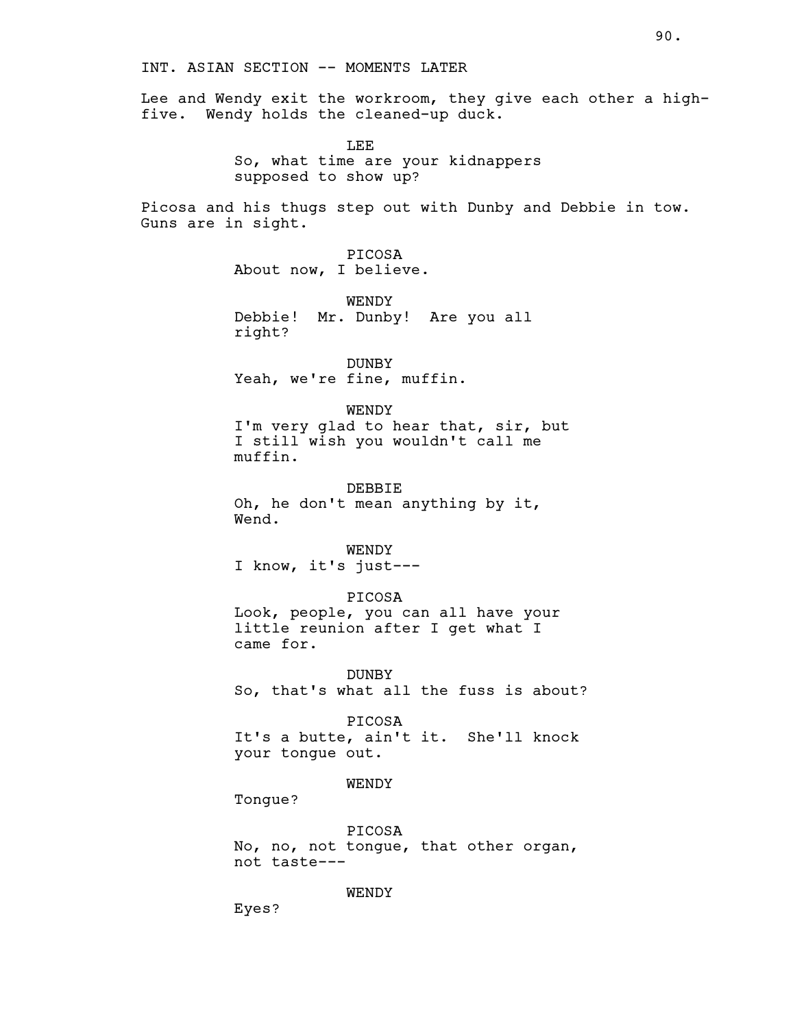INT. ASIAN SECTION -- MOMENTS LATER

Lee and Wendy exit the workroom, they give each other a high-five. Wendy holds the cleaned-up duck.

LEE
So, what time are your kidnappers supposed to show up?

Picosa and his thugs step out with Dunby and Debbie in tow. Guns are in sight.

PICOSA
About now, I believe.

WENDY
Debbie! Mr. Dunby! Are you all right?

DUNBY
Yeah, we're fine, muffin.

WENDY
I'm very glad to hear that, sir, but I still wish you wouldn't call me muffin.

DEBBIE
Oh, he don't mean anything by it, Wend.

WENDY
I know, it's just---

PICOSA
Look, people, you can all have your little reunion after I get what I came for.

DUNBY
So, that's what all the fuss is about?

PICOSA
It's a butte, ain't it. She'll knock your tongue out.

WENDY
Tongue?

PICOSA
No, no, not tongue, that other organ, not taste---

WENDY
Eyes?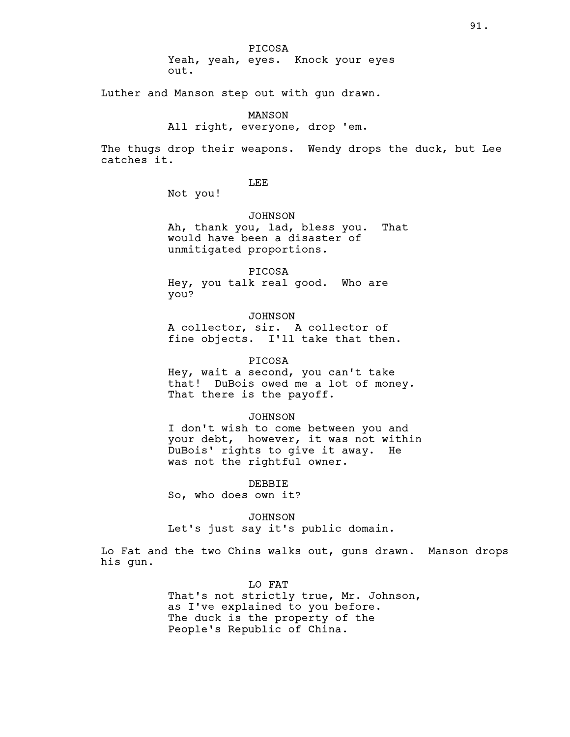PICOSA
Yeah, yeah, eyes. Knock your eyes out.

Luther and Manson step out with gun drawn.

MANSON
All right, everyone, drop 'em.

The thugs drop their weapons. Wendy drops the duck, but Lee catches it.

LEE
Not you!

JOHNSON
Ah, thank you, lad, bless you. That would have been a disaster of unmitigated proportions.

PICOSA
Hey, you talk real good. Who are you?

JOHNSON
A collector, sir. A collector of fine objects. I'll take that then.

PICOSA
Hey, wait a second, you can't take that! DuBois owed me a lot of money. That there is the payoff.

JOHNSON
I don't wish to come between you and your debt, however, it was not within DuBois' rights to give it away. He was not the rightful owner.

DEBBIE
So, who does own it?

JOHNSON
Let's just say it's public domain.

Lo Fat and the two Chins walks out, guns drawn. Manson drops his gun.

LO FAT
That's not strictly true, Mr. Johnson, as I've explained to you before. The duck is the property of the People's Republic of China.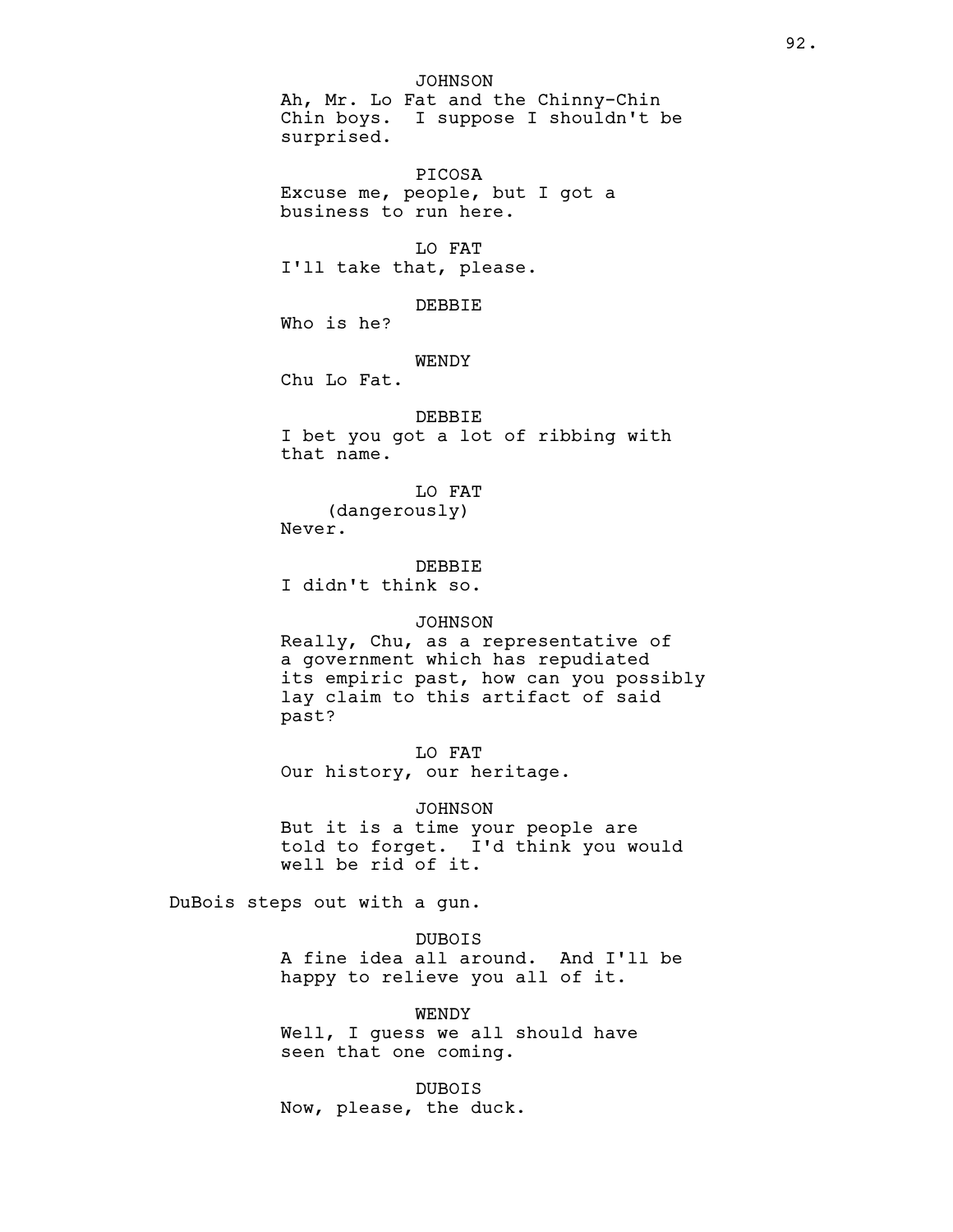JOHNSON
Ah, Mr. Lo Fat and the Chinny-Chin Chin boys. I suppose I shouldn't be surprised.

PICOSA
Excuse me, people, but I got a business to run here.

LO FAT
I'll take that, please.

DEBBIE
Who is he?

WENDY
Chu Lo Fat.

DEBBIE
I bet you got a lot of ribbing with that name.

LO FAT
(dangerously)
Never.

DEBBIE
I didn't think so.

JOHNSON
Really, Chu, as a representative of a government which has repudiated its empiric past, how can you possibly lay claim to this artifact of said past?

LO FAT
Our history, our heritage.

JOHNSON
But it is a time your people are told to forget. I'd think you would well be rid of it.

DuBois steps out with a gun.

DUBOIS
A fine idea all around. And I'll be happy to relieve you all of it.

WENDY
Well, I guess we all should have seen that one coming.

DUBOIS
Now, please, the duck.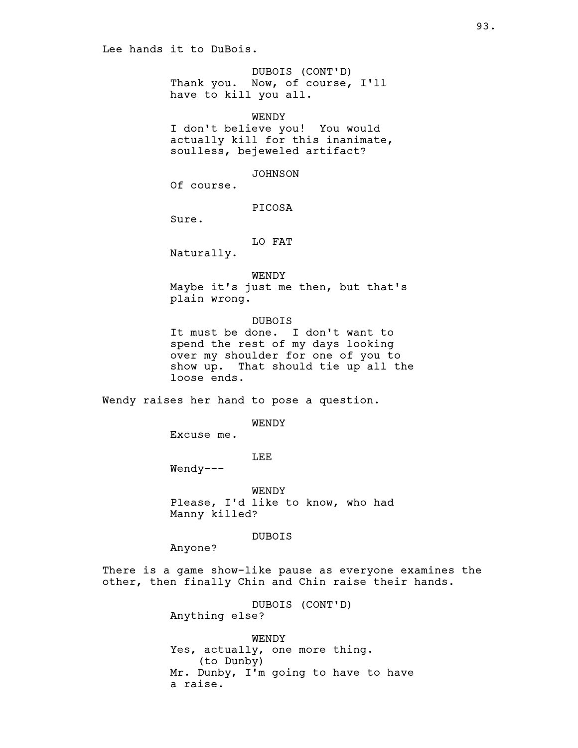Lee hands it to DuBois.

DUBOIS (CONT'D)
Thank you. Now, of course, I'll have to kill you all.

WENDY
I don't believe you! You would actually kill for this inanimate, soulless, bejeweled artifact?

JOHNSON
Of course.

PICOSA
Sure.

LO FAT
Naturally.

WENDY
Maybe it's just me then, but that's plain wrong.

DUBOIS
It must be done. I don't want to spend the rest of my days looking over my shoulder for one of you to show up. That should tie up all the loose ends.

Wendy raises her hand to pose a question.

WENDY
Excuse me.

LEE
Wendy---

WENDY
Please, I'd like to know, who had Manny killed?

DUBOIS
Anyone?

There is a game show-like pause as everyone examines the other, then finally Chin and Chin raise their hands.

DUBOIS (CONT'D)
Anything else?

WENDY
Yes, actually, one more thing.
(to Dunby)
Mr. Dunby, I'm going to have to have a raise.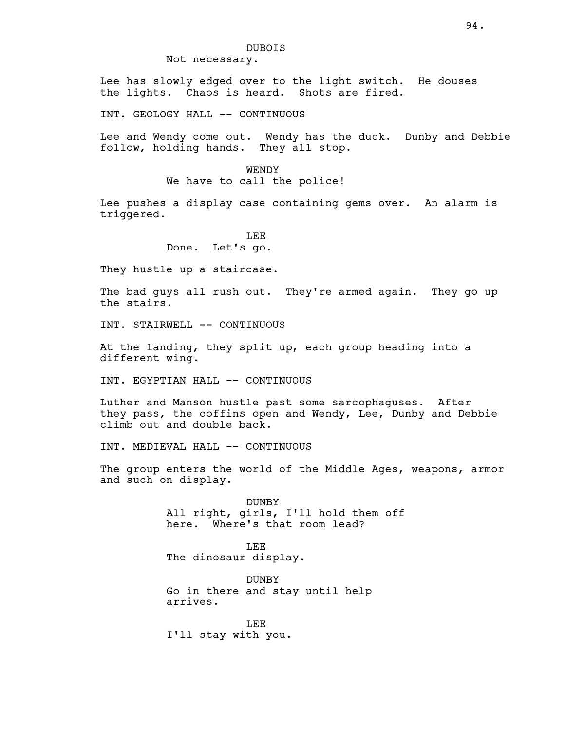DUBOIS

Not necessary.

Lee has slowly edged over to the light switch. He douses the lights. Chaos is heard. Shots are fired.

INT. GEOLOGY HALL -- CONTINUOUS

Lee and Wendy come out. Wendy has the duck. Dunby and Debbie follow, holding hands. They all stop.

WENDY

We have to call the police!

Lee pushes a display case containing gems over. An alarm is triggered.

LEE

Done. Let's go.

They hustle up a staircase.

The bad guys all rush out. They're armed again. They go up the stairs.

INT. STAIRWELL -- CONTINUOUS

At the landing, they split up, each group heading into a different wing.

INT. EGYPTIAN HALL -- CONTINUOUS

Luther and Manson hustle past some sarcophaguses. After they pass, the coffins open and Wendy, Lee, Dunby and Debbie climb out and double back.

INT. MEDIEVAL HALL -- CONTINUOUS

The group enters the world of the Middle Ages, weapons, armor and such on display.

DUNBY

All right, girls, I'll hold them off here. Where's that room lead?

LEE

The dinosaur display.

DUNBY

Go in there and stay until help arrives.

LEE

I'll stay with you.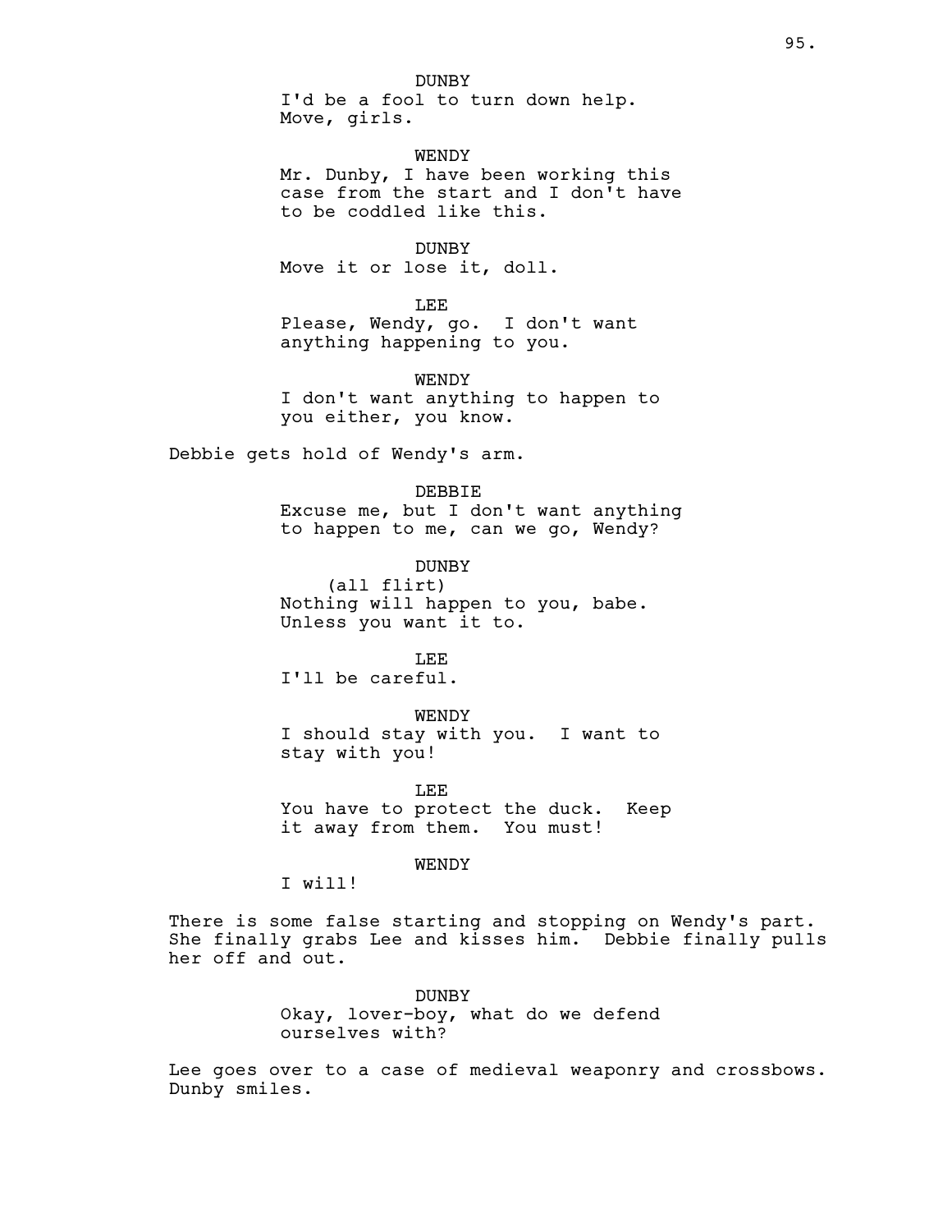DUNBY
I'd be a fool to turn down help.
Move, girls.

WENDY
Mr. Dunby, I have been working this
case from the start and I don't have
to be coddled like this.

DUNBY
Move it or lose it, doll.

LEE
Please, Wendy, go. I don't want
anything happening to you.

WENDY
I don't want anything to happen to
you either, you know.

Debbie gets hold of Wendy's arm.

DEBBIE
Excuse me, but I don't want anything
to happen to me, can we go, Wendy?

DUNBY
(all flirt)
Nothing will happen to you, babe.
Unless you want it to.

LEE
I'll be careful.

WENDY
I should stay with you. I want to
stay with you!

LEE
You have to protect the duck. Keep
it away from them. You must!

WENDY
I will!

There is some false starting and stopping on Wendy's part.
She finally grabs Lee and kisses him. Debbie finally pulls
her off and out.

DUNBY
Okay, lover-boy, what do we defend
ourselves with?

Lee goes over to a case of medieval weaponry and crossbows.
Dunby smiles.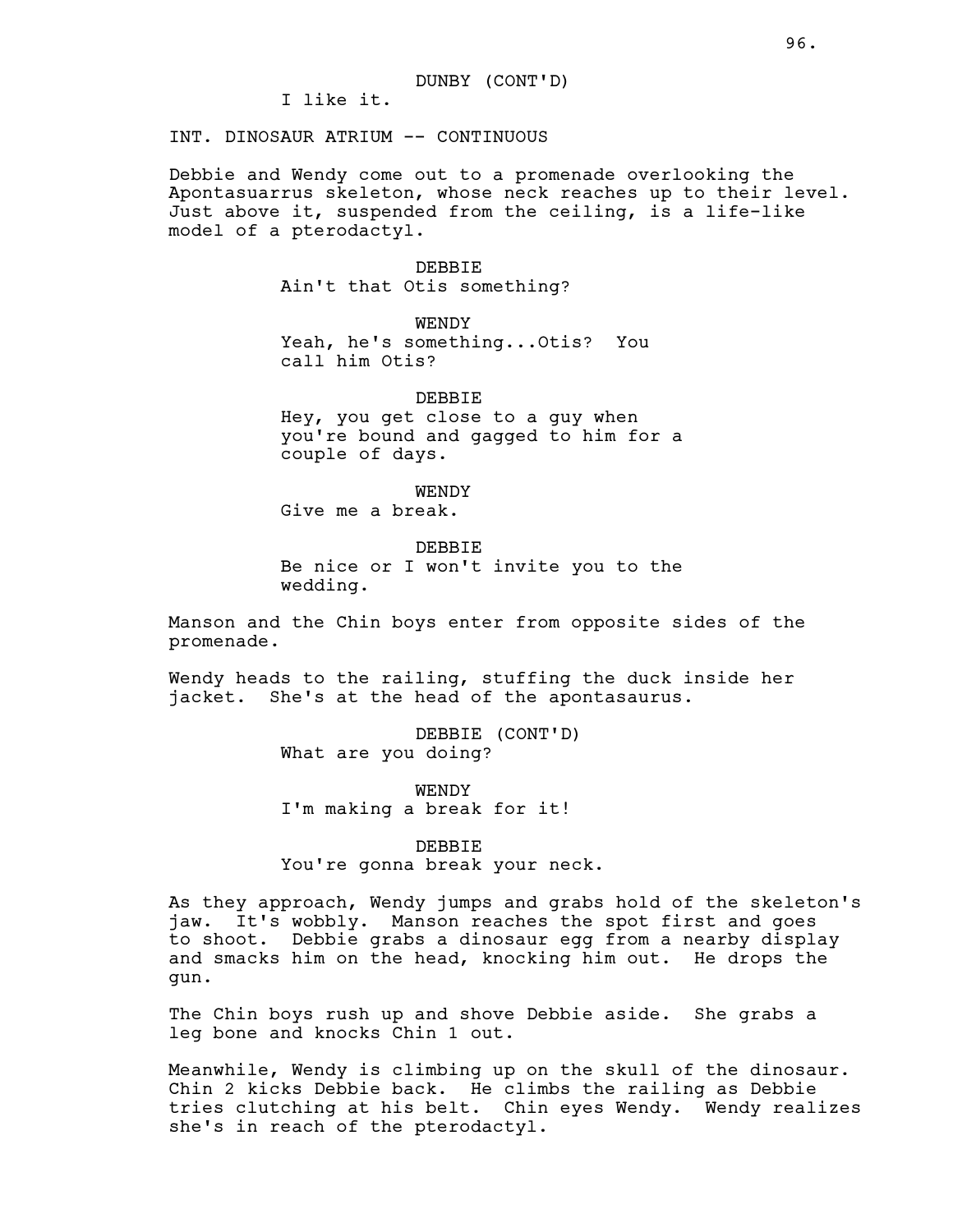DUNBY (CONT'D)
I like it.

INT. DINOSAUR ATRIUM -- CONTINUOUS

Debbie and Wendy come out to a promenade overlooking the Apontasuarrus skeleton, whose neck reaches up to their level. Just above it, suspended from the ceiling, is a life-like model of a pterodactyl.

DEBBIE
Ain't that Otis something?

WENDY
Yeah, he's something...Otis? You call him Otis?

DEBBIE
Hey, you get close to a guy when you're bound and gagged to him for a couple of days.

WENDY
Give me a break.

DEBBIE
Be nice or I won't invite you to the wedding.

Manson and the Chin boys enter from opposite sides of the promenade.

Wendy heads to the railing, stuffing the duck inside her jacket. She's at the head of the apontasaurus.

DEBBIE (CONT'D)
What are you doing?

WENDY
I'm making a break for it!

DEBBIE
You're gonna break your neck.

As they approach, Wendy jumps and grabs hold of the skeleton's jaw. It's wobbly. Manson reaches the spot first and goes to shoot. Debbie grabs a dinosaur egg from a nearby display and smacks him on the head, knocking him out. He drops the gun.

The Chin boys rush up and shove Debbie aside. She grabs a leg bone and knocks Chin 1 out.

Meanwhile, Wendy is climbing up on the skull of the dinosaur. Chin 2 kicks Debbie back. He climbs the railing as Debbie tries clutching at his belt. Chin eyes Wendy. Wendy realizes she's in reach of the pterodactyl.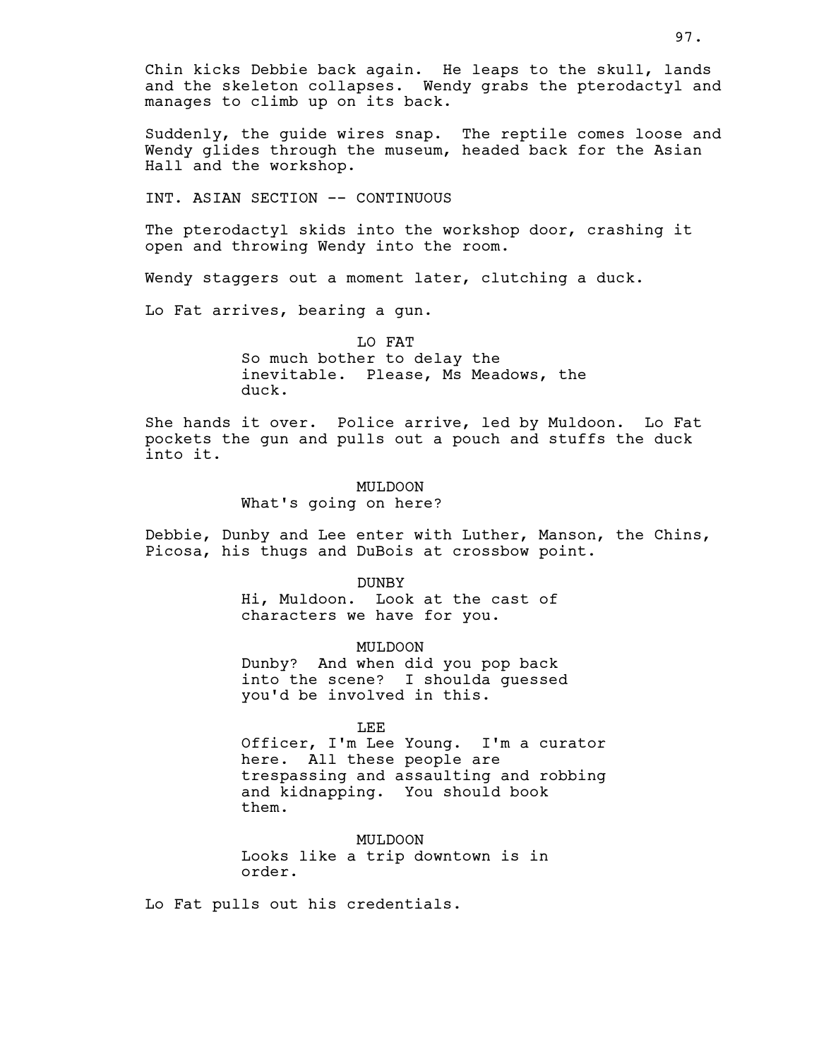Chin kicks Debbie back again. He leaps to the skull, lands and the skeleton collapses. Wendy grabs the pterodactyl and manages to climb up on its back.

Suddenly, the guide wires snap. The reptile comes loose and Wendy glides through the museum, headed back for the Asian Hall and the workshop.

INT. ASIAN SECTION -- CONTINUOUS

The pterodactyl skids into the workshop door, crashing it open and throwing Wendy into the room.

Wendy staggers out a moment later, clutching a duck.

Lo Fat arrives, bearing a gun.

LO FAT
So much bother to delay the inevitable. Please, Ms Meadows, the duck.

She hands it over. Police arrive, led by Muldoon. Lo Fat pockets the gun and pulls out a pouch and stuffs the duck into it.

MULDOON
What's going on here?

Debbie, Dunby and Lee enter with Luther, Manson, the Chins, Picosa, his thugs and DuBois at crossbow point.

DUNBY
Hi, Muldoon. Look at the cast of characters we have for you.

MULDOON
Dunby? And when did you pop back into the scene? I shoulda guessed you'd be involved in this.

LEE
Officer, I'm Lee Young. I'm a curator here. All these people are trespassing and assaulting and robbing and kidnapping. You should book them.

MULDOON
Looks like a trip downtown is in order.

Lo Fat pulls out his credentials.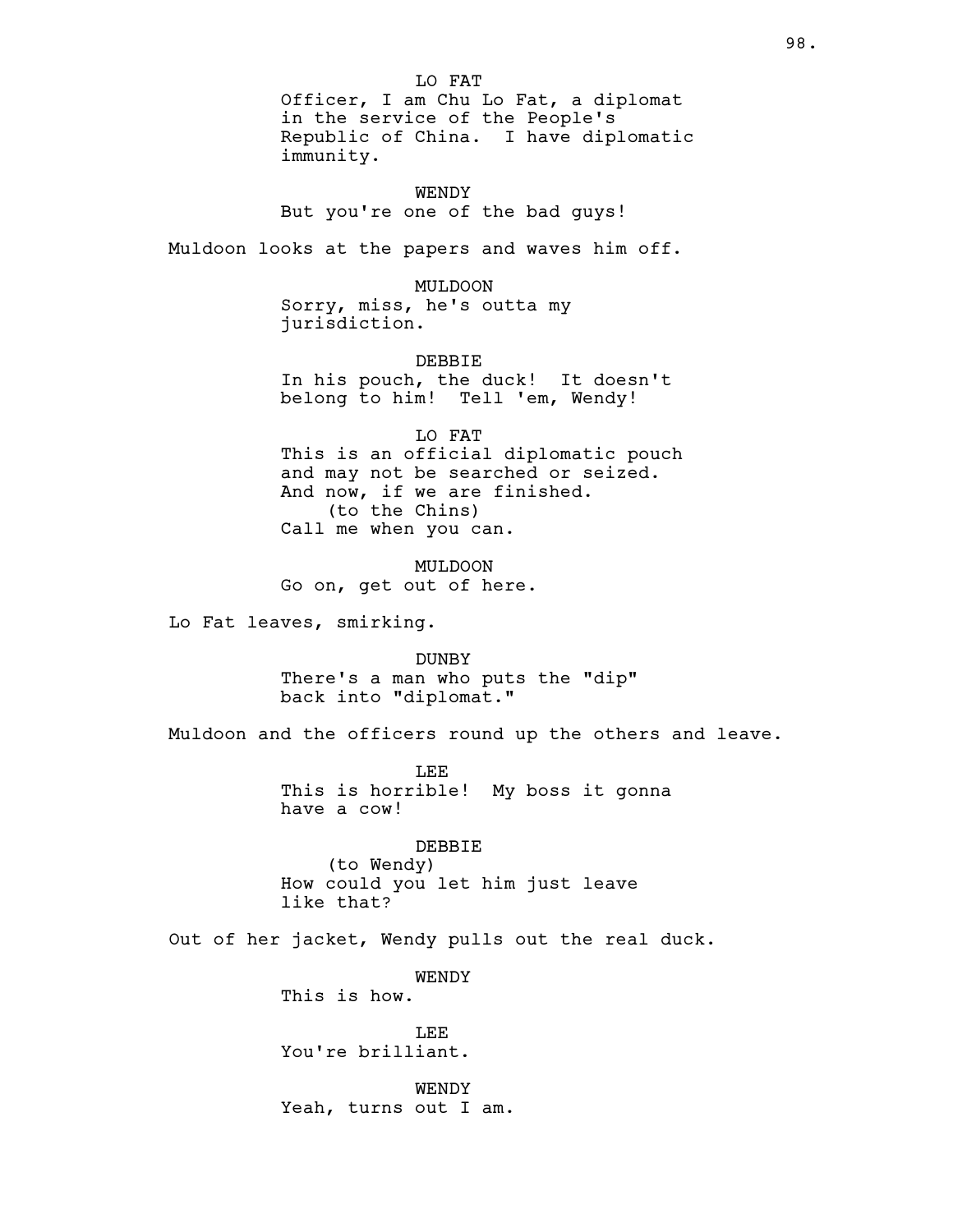LO FAT

Officer, I am Chu Lo Fat, a diplomat in the service of the People's Republic of China. I have diplomatic immunity.

WENDY

But you're one of the bad guys!

Muldoon looks at the papers and waves him off.

MULDOON

Sorry, miss, he's outta my jurisdiction.

DEBBIE

In his pouch, the duck! It doesn't belong to him! Tell 'em, Wendy!

LO FAT

This is an official diplomatic pouch and may not be searched or seized. And now, if we are finished.

(to the Chins)

Call me when you can.

MULDOON

Go on, get out of here.

Lo Fat leaves, smirking.

DUNBY

There's a man who puts the "dip" back into "diplomat."

Muldoon and the officers round up the others and leave.

LEE

This is horrible! My boss it gonna have a cow!

DEBBIE

(to Wendy)

How could you let him just leave like that?

Out of her jacket, Wendy pulls out the real duck.

WENDY

This is how.

LEE

You're brilliant.

WENDY

Yeah, turns out I am.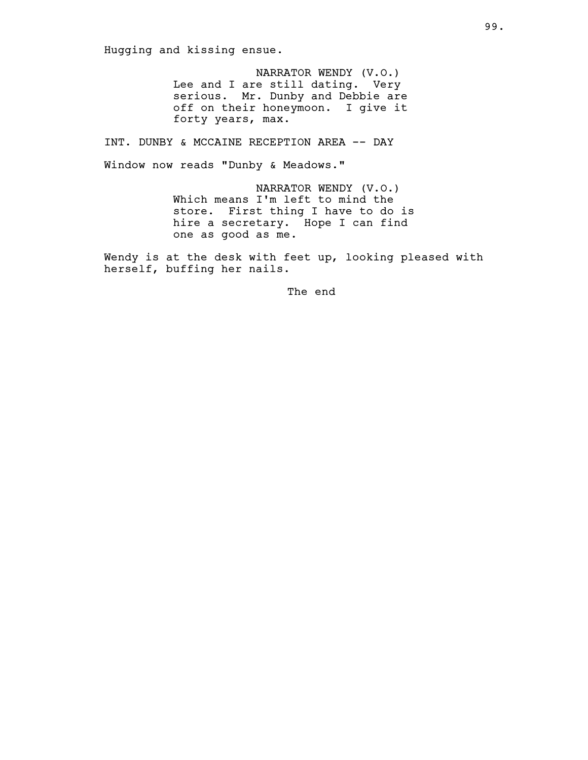Hugging and kissing ensue.

NARRATOR WENDY (V.O.)
Lee and I are still dating. Very serious. Mr. Dunby and Debbie are off on their honeymoon. I give it forty years, max.

INT. DUNBY & MCCAINE RECEPTION AREA -- DAY

Window now reads "Dunby & Meadows."

NARRATOR WENDY (V.O.)
Which means I'm left to mind the store. First thing I have to do is hire a secretary. Hope I can find one as good as me.

Wendy is at the desk with feet up, looking pleased with herself, buffing her nails.

The end